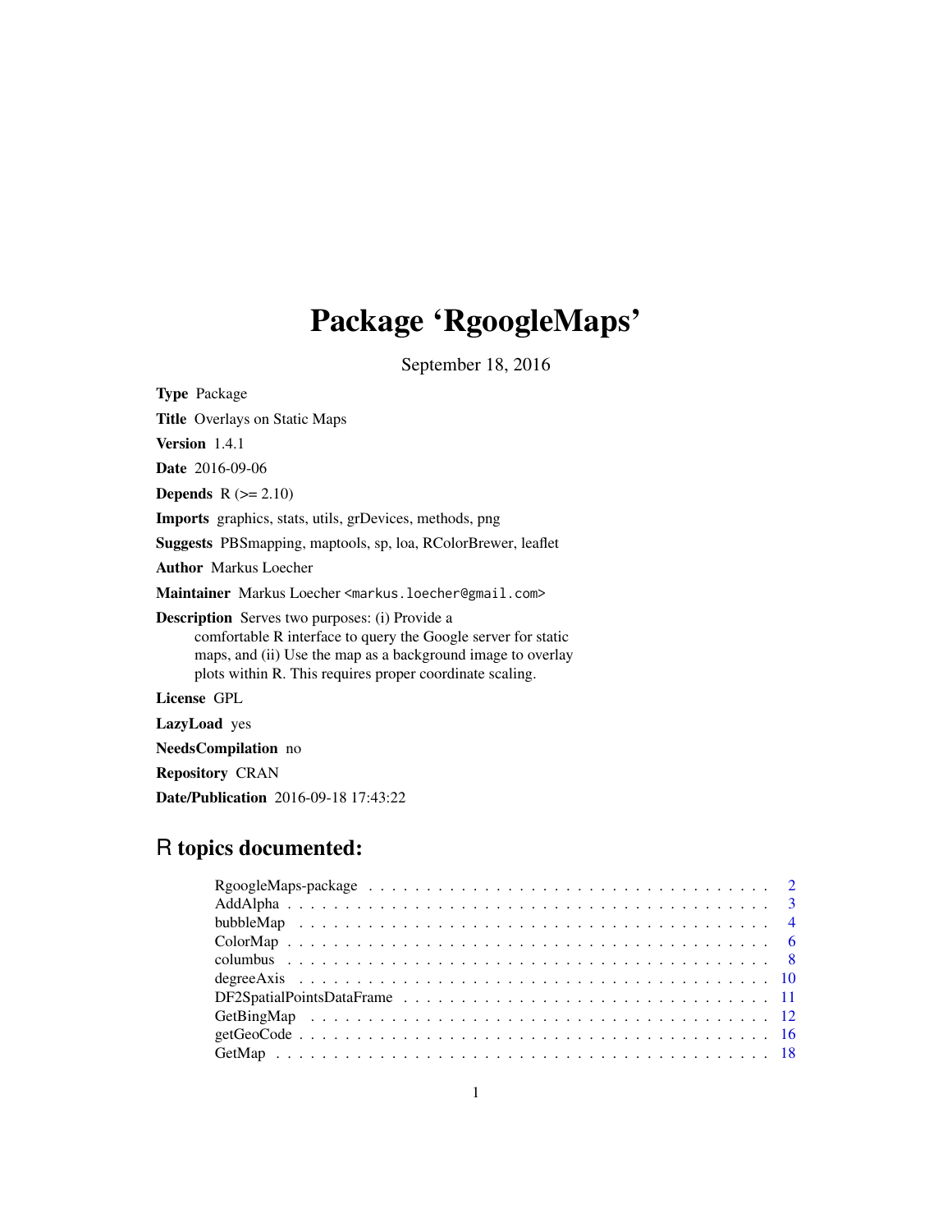# Package 'RgoogleMaps'

September 18, 2016

**Type** Package

**Title** Overlays on Static Maps

**Version** 1.4.1

**Date** 2016-09-06

**Depends** R (>= 2.10)

**Imports** graphics, stats, utils, grDevices, methods, png

**Suggests** PBSmapping, maptools, sp, loa, RColorBrewer, leaflet

**Author** Markus Loecher

**Maintainer** Markus Loecher <markus.loecher@gmail.com>

**Description** Serves two purposes: (i) Provide a comfortable R interface to query the Google server for static maps, and (ii) Use the map as a background image to overlay plots within R. This requires proper coordinate scaling.

**License** GPL

**LazyLoad** yes

**NeedsCompilation** no

**Repository** CRAN

**Date/Publication** 2016-09-18 17:43:22

## R topics documented:

| | |
|---|---|
| RgoogleMaps-package | 2 |
| AddAlpha | 3 |
| bubbleMap | 4 |
| ColorMap | 6 |
| columbus | 8 |
| degreeAxis | 10 |
| DF2SpatialPointsDataFrame | 11 |
| GetBingMap | 12 |
| getGeoCode | 16 |
| GetMap | 18 |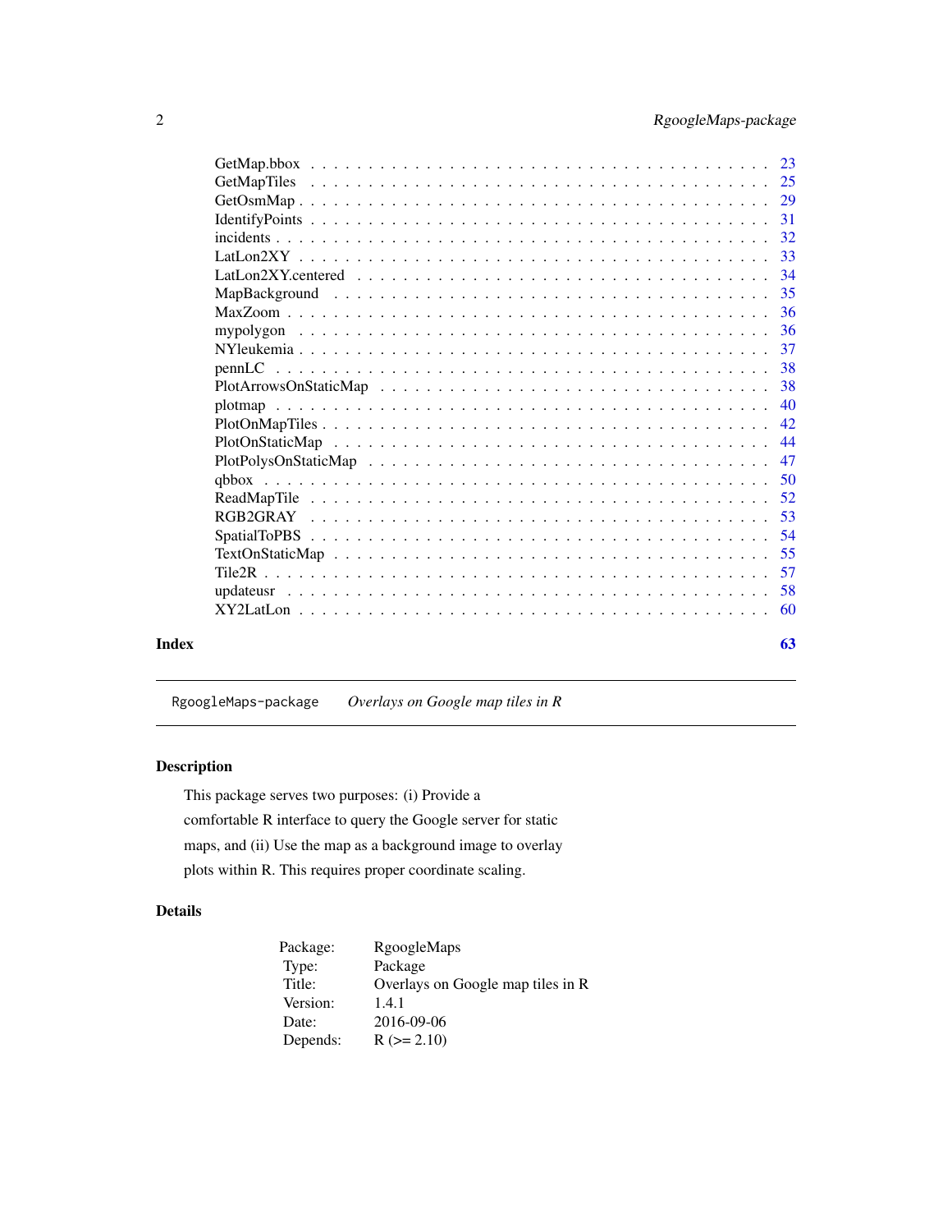| | |
|---|---|
| GetMap.bbox | 23 |
| GetMapTiles | 25 |
| GetOsmMap | 29 |
| IdentifyPoints | 31 |
| incidents | 32 |
| LatLon2XY | 33 |
| LatLon2XY.centered | 34 |
| MapBackground | 35 |
| MaxZoom | 36 |
| mypolygon | 36 |
| NYleukemia | 37 |
| pennLC | 38 |
| PlotArrowsOnStaticMap | 38 |
| plotmap | 40 |
| PlotOnMapTiles | 42 |
| PlotOnStaticMap | 44 |
| PlotPolysOnStaticMap | 47 |
| qbbox | 50 |
| ReadMapTile | 52 |
| RGB2GRAY | 53 |
| SpatialToPBS | 54 |
| TextOnStaticMap | 55 |
| Tile2R | 57 |
| updateusr | 58 |
| XY2LatLon | 60 |

**Index** **63**

---

RgoogleMaps-package    *Overlays on Google map tiles in R*

---

## Description

This package serves two purposes: (i) Provide a comfortable R interface to query the Google server for static maps, and (ii) Use the map as a background image to overlay plots within R. This requires proper coordinate scaling.

## Details

| | |
|---|---|
| Package: | RgoogleMaps |
| Type: | Package |
| Title: | Overlays on Google map tiles in R |
| Version: | 1.4.1 |
| Date: | 2016-09-06 |
| Depends: | R (>= 2.10) |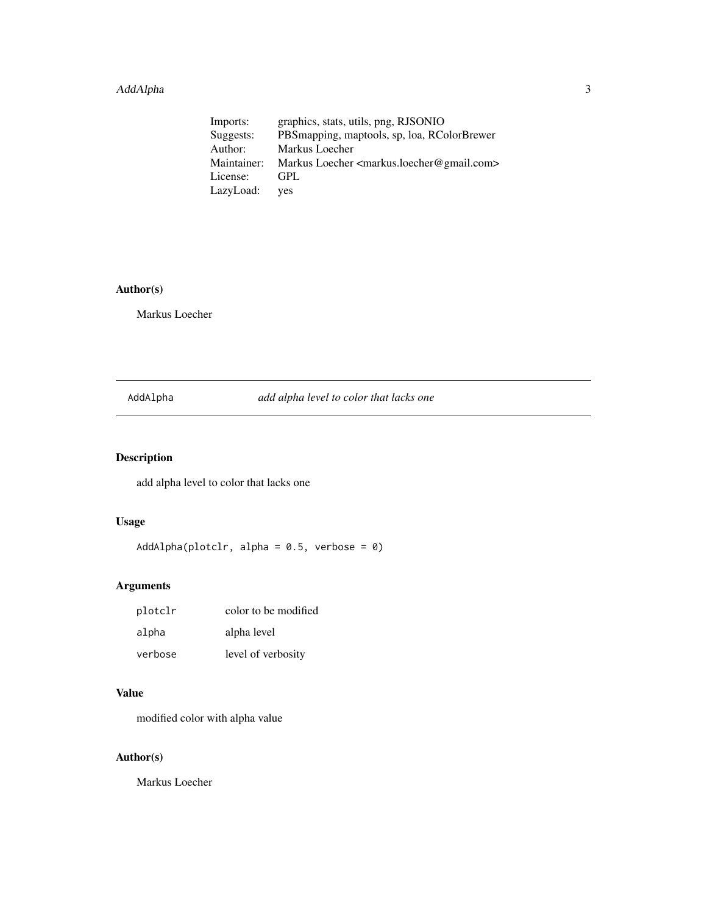| | |
|---|---|
| Imports: | graphics, stats, utils, png, RJSONIO |
| Suggests: | PBSmapping, maptools, sp, loa, RColorBrewer |
| Author: | Markus Loecher |
| Maintainer: | Markus Loecher <markus.loecher@gmail.com> |
| License: | GPL |
| LazyLoad: | yes |

### Author(s)

Markus Loecher

---

## AddAlpha &nbsp;&nbsp;&nbsp;&nbsp; *add alpha level to color that lacks one*

---

### Description

add alpha level to color that lacks one

### Usage

```
AddAlpha(plotclr, alpha = 0.5, verbose = 0)
```

### Arguments

| | |
|---|---|
| `plotclr` | color to be modified |
| `alpha` | alpha level |
| `verbose` | level of verbosity |

### Value

modified color with alpha value

### Author(s)

Markus Loecher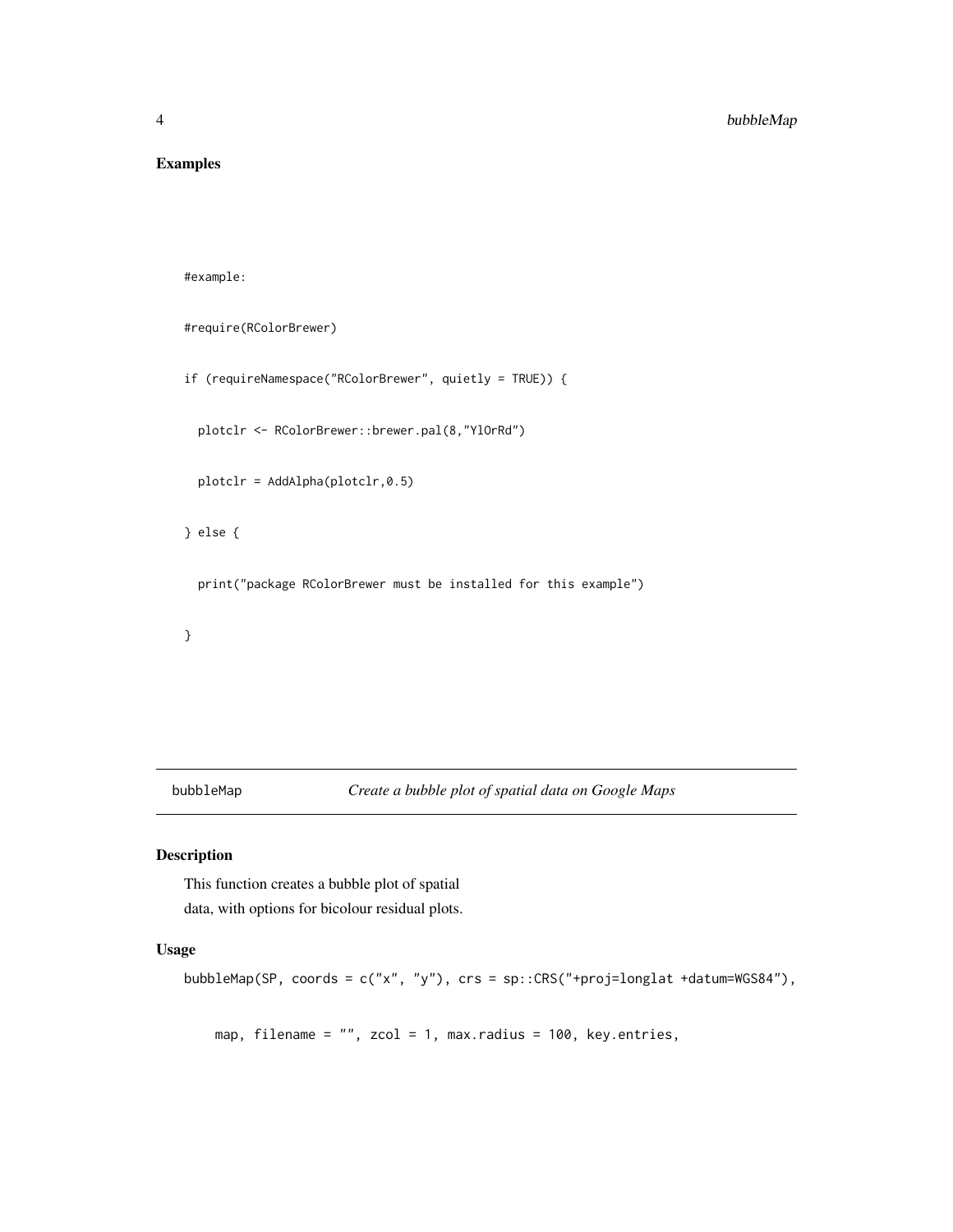## Examples

```
#example:

#require(RColorBrewer)

if (requireNamespace("RColorBrewer", quietly = TRUE)) {

  plotclr <- RColorBrewer::brewer.pal(8,"YlOrRd")

  plotclr = AddAlpha(plotclr,0.5)

} else {

  print("package RColorBrewer must be installed for this example")

}
```

---

bubbleMap &emsp; *Create a bubble plot of spatial data on Google Maps*

---

### Description

This function creates a bubble plot of spatial
data, with options for bicolour residual plots.

### Usage

```
bubbleMap(SP, coords = c("x", "y"), crs = sp::CRS("+proj=longlat +datum=WGS84"),

    map, filename = "", zcol = 1, max.radius = 100, key.entries,
```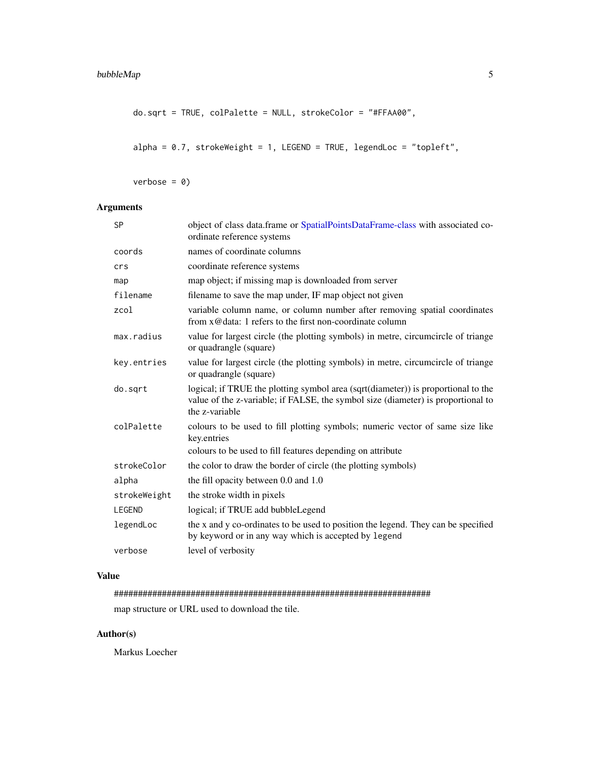```
do.sqrt = TRUE, colPalette = NULL, strokeColor = "#FFAA00",

alpha = 0.7, strokeWeight = 1, LEGEND = TRUE, legendLoc = "topleft",

verbose = 0)
```

## Arguments

| | |
|---|---|
| `SP` | object of class data.frame or SpatialPointsDataFrame-class with associated co-ordinate reference systems |
| `coords` | names of coordinate columns |
| `crs` | coordinate reference systems |
| `map` | map object; if missing map is downloaded from server |
| `filename` | filename to save the map under, IF map object not given |
| `zcol` | variable column name, or column number after removing spatial coordinates from x@data: 1 refers to the first non-coordinate column |
| `max.radius` | value for largest circle (the plotting symbols) in metre, circumcircle of triange or quadrangle (square) |
| `key.entries` | value for largest circle (the plotting symbols) in metre, circumcircle of triange or quadrangle (square) |
| `do.sqrt` | logical; if TRUE the plotting symbol area (sqrt(diameter)) is proportional to the value of the z-variable; if FALSE, the symbol size (diameter) is proportional to the z-variable |
| `colPalette` | colours to be used to fill plotting symbols; numeric vector of same size like key.entries<br>colours to be used to fill features depending on attribute |
| `strokeColor` | the color to draw the border of circle (the plotting symbols) |
| `alpha` | the fill opacity between 0.0 and 1.0 |
| `strokeWeight` | the stroke width in pixels |
| `LEGEND` | logical; if TRUE add bubbleLegend |
| `legendLoc` | the x and y co-ordinates to be used to position the legend. They can be specified by keyword or in any way which is accepted by `legend` |
| `verbose` | level of verbosity |

## Value

######################################################################

map structure or URL used to download the tile.

## Author(s)

Markus Loecher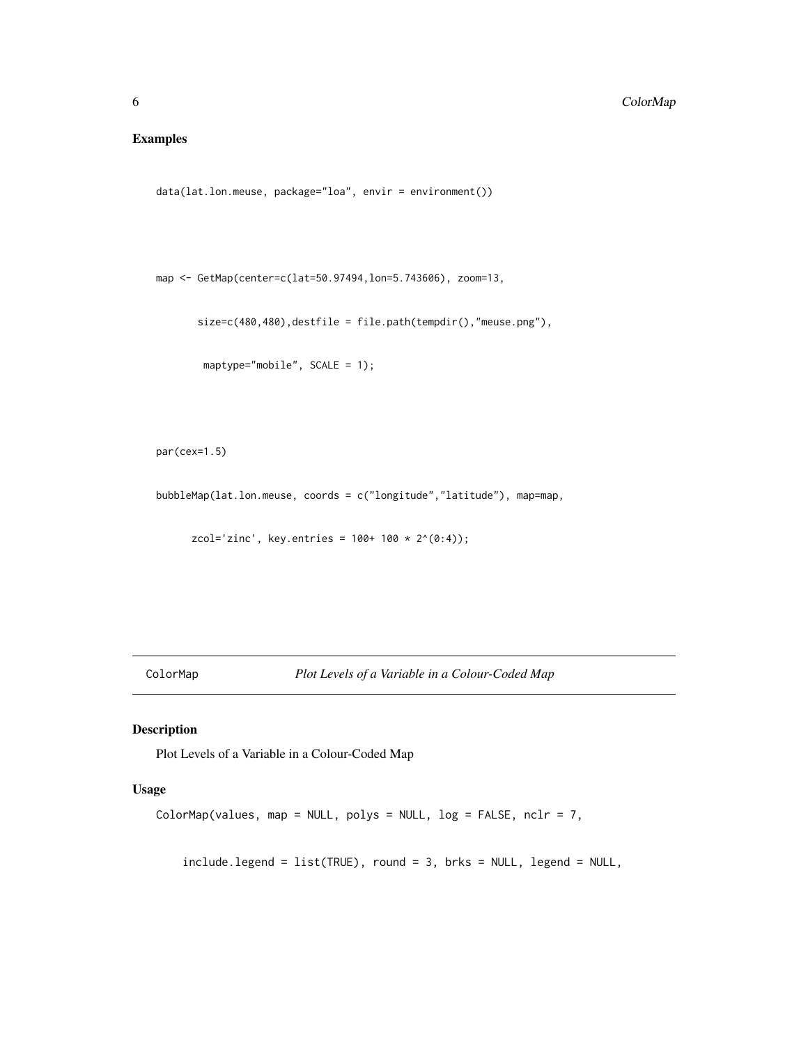## Examples

```
data(lat.lon.meuse, package="loa", envir = environment())

map <- GetMap(center=c(lat=50.97494,lon=5.743606), zoom=13,
       size=c(480,480),destfile = file.path(tempdir(),"meuse.png"),
        maptype="mobile", SCALE = 1);

par(cex=1.5)

bubbleMap(lat.lon.meuse, coords = c("longitude","latitude"), map=map,
      zcol='zinc', key.entries = 100+ 100 * 2^(0:4));
```

---

ColorMap *Plot Levels of a Variable in a Colour-Coded Map*

---

## Description

Plot Levels of a Variable in a Colour-Coded Map

## Usage

```
ColorMap(values, map = NULL, polys = NULL, log = FALSE, nclr = 7,
    include.legend = list(TRUE), round = 3, brks = NULL, legend = NULL,
```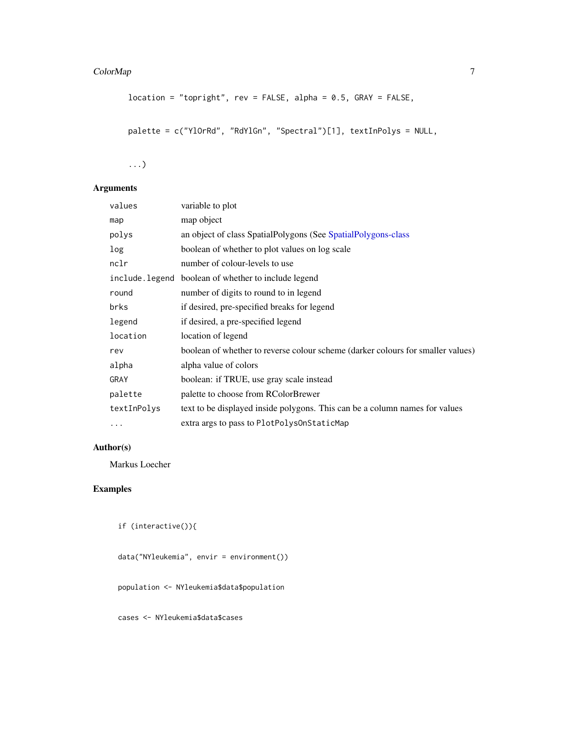```
location = "topright", rev = FALSE, alpha = 0.5, GRAY = FALSE,

palette = c("YlOrRd", "RdYlGn", "Spectral")[1], textInPolys = NULL,

...)
```

## Arguments

| | |
|---|---|
| values | variable to plot |
| map | map object |
| polys | an object of class SpatialPolygons (See SpatialPolygons-class |
| log | boolean of whether to plot values on log scale |
| nclr | number of colour-levels to use |
| include.legend | boolean of whether to include legend |
| round | number of digits to round to in legend |
| brks | if desired, pre-specified breaks for legend |
| legend | if desired, a pre-specified legend |
| location | location of legend |
| rev | boolean of whether to reverse colour scheme (darker colours for smaller values) |
| alpha | alpha value of colors |
| GRAY | boolean: if TRUE, use gray scale instead |
| palette | palette to choose from RColorBrewer |
| textInPolys | text to be displayed inside polygons. This can be a column names for values |
| ... | extra args to pass to PlotPolysOnStaticMap |

## Author(s)

Markus Loecher

## Examples

```
if (interactive()){

data("NYleukemia", envir = environment())

population <- NYleukemia$data$population

cases <- NYleukemia$data$cases
```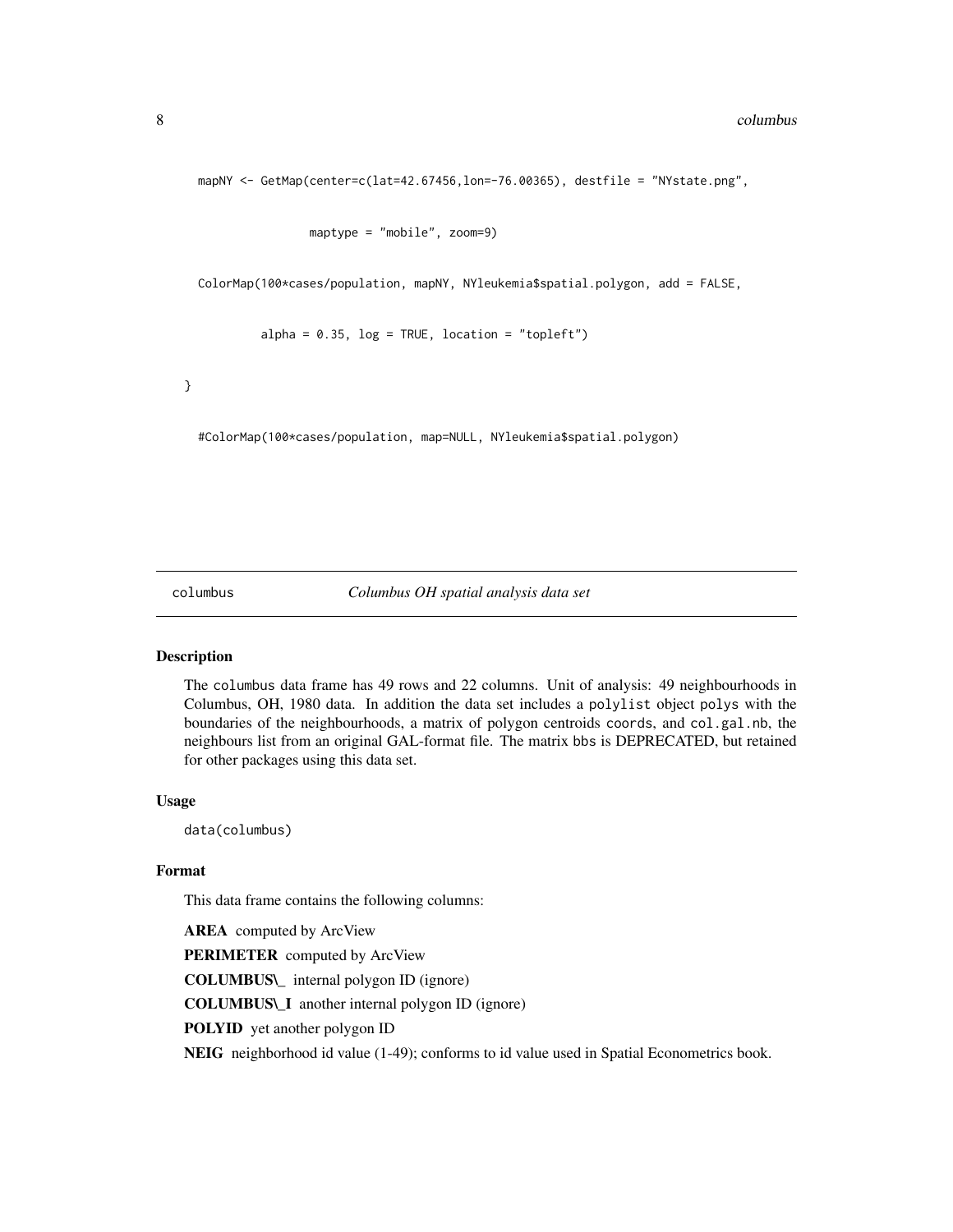```
  mapNY <- GetMap(center=c(lat=42.67456,lon=-76.00365), destfile = "NYstate.png",

                 maptype = "mobile", zoom=9)

  ColorMap(100*cases/population, mapNY, NYleukemia$spatial.polygon, add = FALSE,

           alpha = 0.35, log = TRUE, location = "topleft")

}

  #ColorMap(100*cases/population, map=NULL, NYleukemia$spatial.polygon)
```

---

columbus *Columbus OH spatial analysis data set*

---

### Description

The columbus data frame has 49 rows and 22 columns. Unit of analysis: 49 neighbourhoods in Columbus, OH, 1980 data. In addition the data set includes a polylist object polys with the boundaries of the neighbourhoods, a matrix of polygon centroids coords, and col.gal.nb, the neighbours list from an original GAL-format file. The matrix bbs is DEPRECATED, but retained for other packages using this data set.

### Usage

```
data(columbus)
```

### Format

This data frame contains the following columns:

**AREA** computed by ArcView

**PERIMETER** computed by ArcView

**COLUMBUS\_** internal polygon ID (ignore)

**COLUMBUS\_I** another internal polygon ID (ignore)

**POLYID** yet another polygon ID

**NEIG** neighborhood id value (1-49); conforms to id value used in Spatial Econometrics book.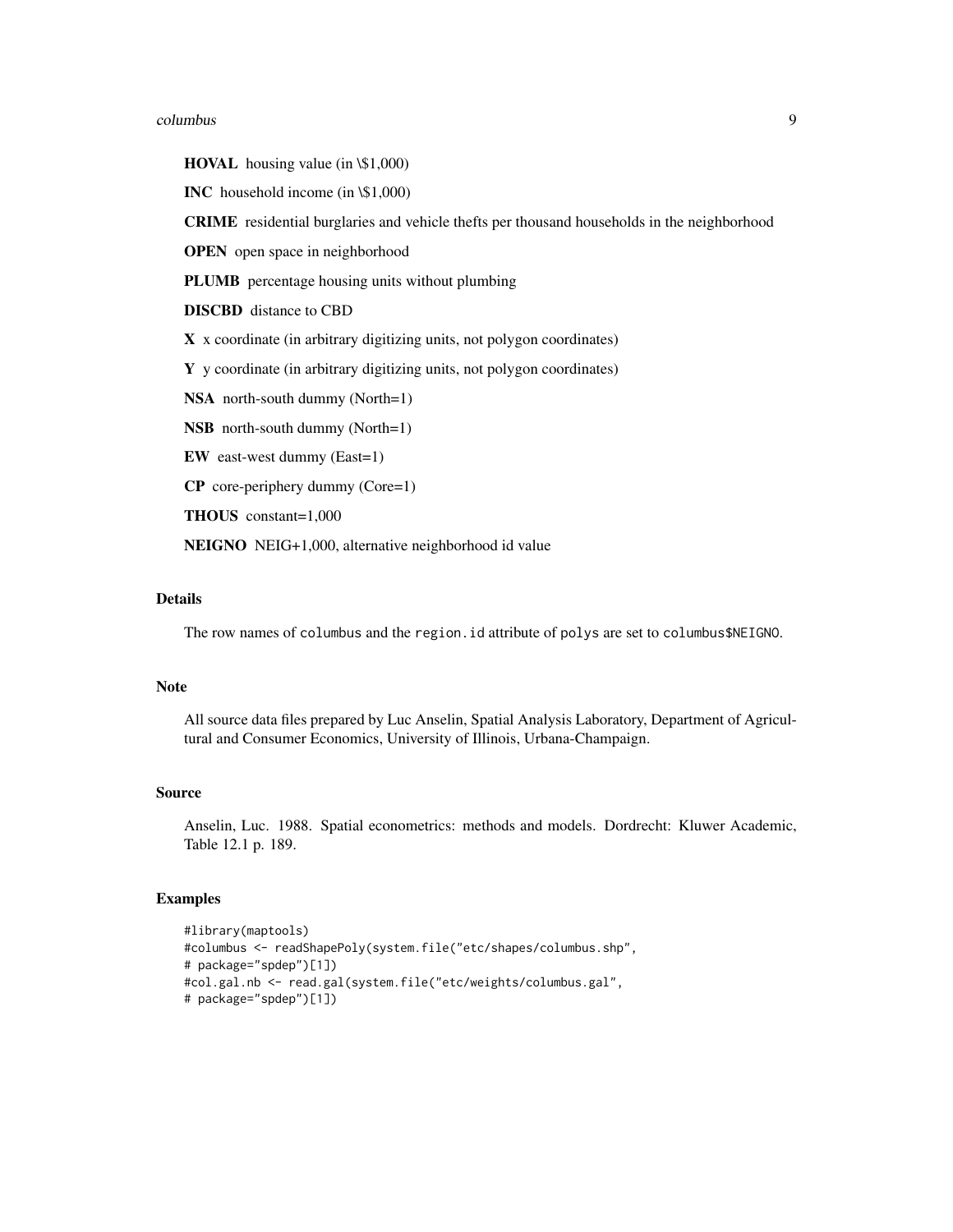**HOVAL** housing value (in \$1,000)

**INC** household income (in \$1,000)

**CRIME** residential burglaries and vehicle thefts per thousand households in the neighborhood

**OPEN** open space in neighborhood

**PLUMB** percentage housing units without plumbing

**DISCBD** distance to CBD

**X** x coordinate (in arbitrary digitizing units, not polygon coordinates)

**Y** y coordinate (in arbitrary digitizing units, not polygon coordinates)

**NSA** north-south dummy (North=1)

**NSB** north-south dummy (North=1)

**EW** east-west dummy (East=1)

**CP** core-periphery dummy (Core=1)

**THOUS** constant=1,000

**NEIGNO** NEIG+1,000, alternative neighborhood id value

## Details

The row names of `columbus` and the `region.id` attribute of `polys` are set to `columbus$NEIGNO`.

## Note

All source data files prepared by Luc Anselin, Spatial Analysis Laboratory, Department of Agricultural and Consumer Economics, University of Illinois, Urbana-Champaign.

## Source

Anselin, Luc. 1988. Spatial econometrics: methods and models. Dordrecht: Kluwer Academic, Table 12.1 p. 189.

## Examples

```
#library(maptools)
#columbus <- readShapePoly(system.file("etc/shapes/columbus.shp",
# package="spdep")[1])
#col.gal.nb <- read.gal(system.file("etc/weights/columbus.gal",
# package="spdep")[1])
```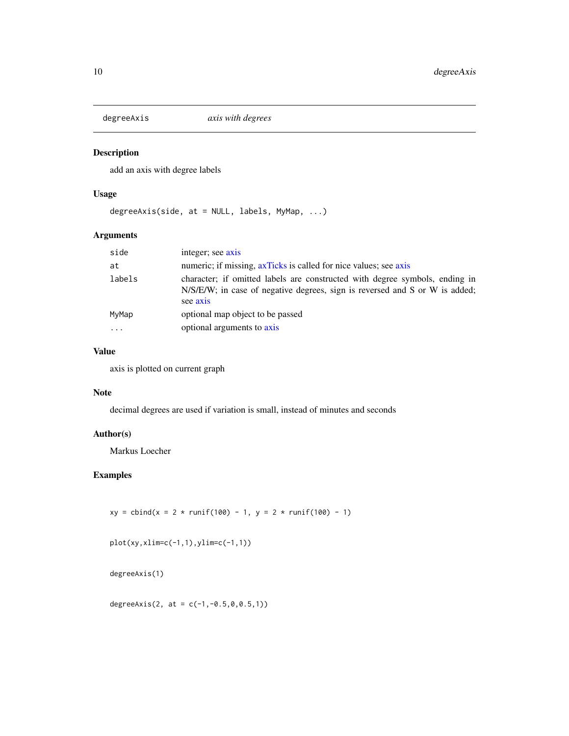degreeAxis *axis with degrees*

## Description

add an axis with degree labels

## Usage

```
degreeAxis(side, at = NULL, labels, MyMap, ...)
```

## Arguments

| | |
|---|---|
| `side` | integer; see axis |
| `at` | numeric; if missing, axTicks is called for nice values; see axis |
| `labels` | character; if omitted labels are constructed with degree symbols, ending in N/S/E/W; in case of negative degrees, sign is reversed and S or W is added; see axis |
| `MyMap` | optional map object to be passed |
| `...` | optional arguments to axis |

## Value

axis is plotted on current graph

## Note

decimal degrees are used if variation is small, instead of minutes and seconds

## Author(s)

Markus Loecher

## Examples

```
xy = cbind(x = 2 * runif(100) - 1, y = 2 * runif(100) - 1)

plot(xy,xlim=c(-1,1),ylim=c(-1,1))

degreeAxis(1)

degreeAxis(2, at = c(-1,-0.5,0,0.5,1))
```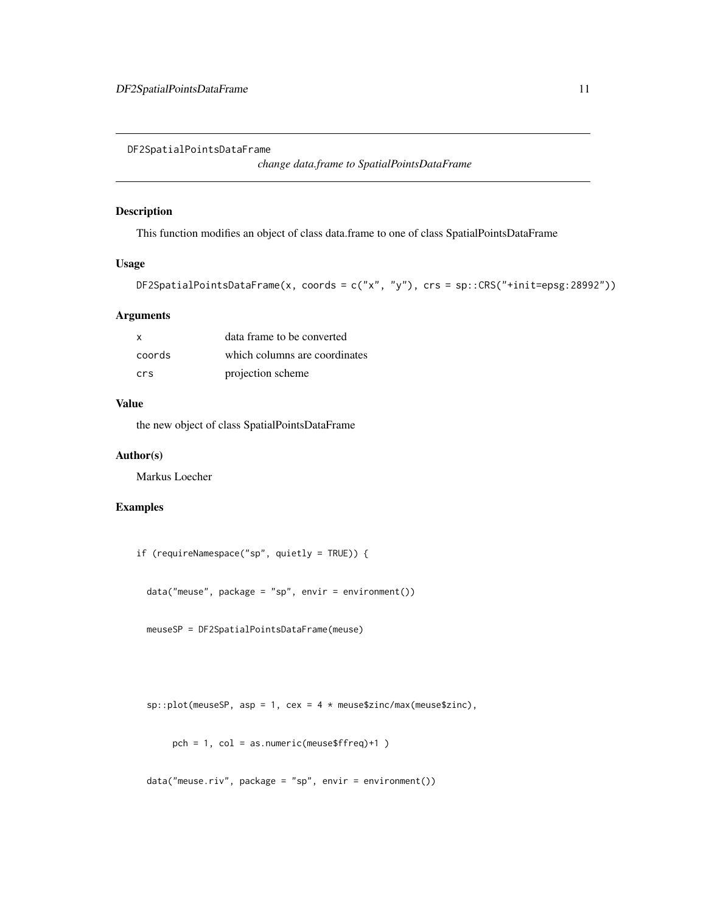DF2SpatialPointsDataFrame

*change data.frame to SpatialPointsDataFrame*

## Description

This function modifies an object of class data.frame to one of class SpatialPointsDataFrame

## Usage

```
DF2SpatialPointsDataFrame(x, coords = c("x", "y"), crs = sp::CRS("+init=epsg:28992"))
```

## Arguments

| | |
|---|---|
| x | data frame to be converted |
| coords | which columns are coordinates |
| crs | projection scheme |

## Value

the new object of class SpatialPointsDataFrame

## Author(s)

Markus Loecher

## Examples

```
if (requireNamespace("sp", quietly = TRUE)) {

  data("meuse", package = "sp", envir = environment())

  meuseSP = DF2SpatialPointsDataFrame(meuse)



  sp::plot(meuseSP, asp = 1, cex = 4 * meuse$zinc/max(meuse$zinc),

       pch = 1, col = as.numeric(meuse$ffreq)+1 )

  data("meuse.riv", package = "sp", envir = environment())
```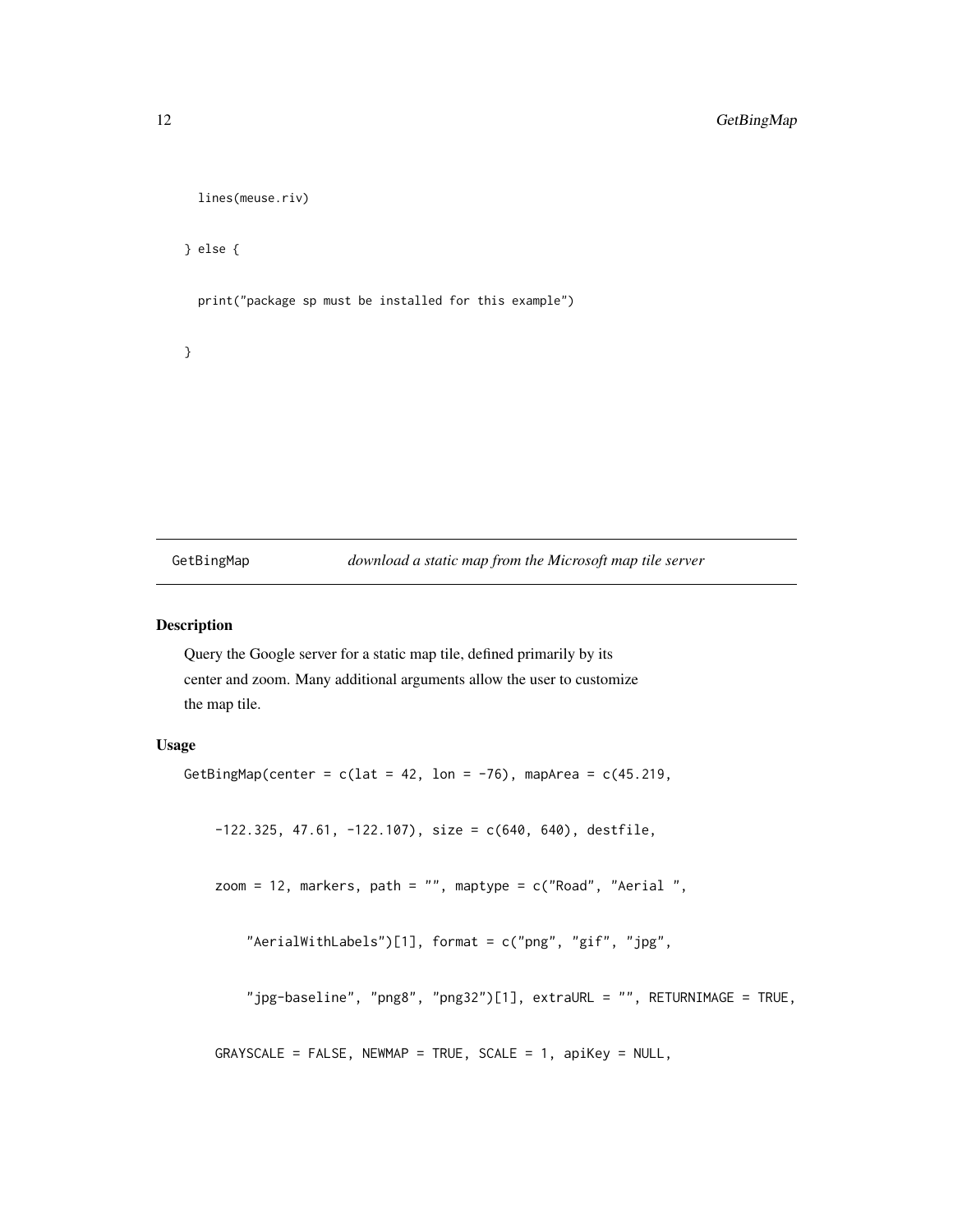```
  lines(meuse.riv)

} else {

  print("package sp must be installed for this example")

}
```

## GetBingMap *download a static map from the Microsoft map tile server*

### Description

Query the Google server for a static map tile, defined primarily by its center and zoom. Many additional arguments allow the user to customize the map tile.

### Usage

```
GetBingMap(center = c(lat = 42, lon = -76), mapArea = c(45.219,

    -122.325, 47.61, -122.107), size = c(640, 640), destfile,

    zoom = 12, markers, path = "", maptype = c("Road", "Aerial ",

        "AerialWithLabels")[1], format = c("png", "gif", "jpg",

        "jpg-baseline", "png8", "png32")[1], extraURL = "", RETURNIMAGE = TRUE,

    GRAYSCALE = FALSE, NEWMAP = TRUE, SCALE = 1, apiKey = NULL,
```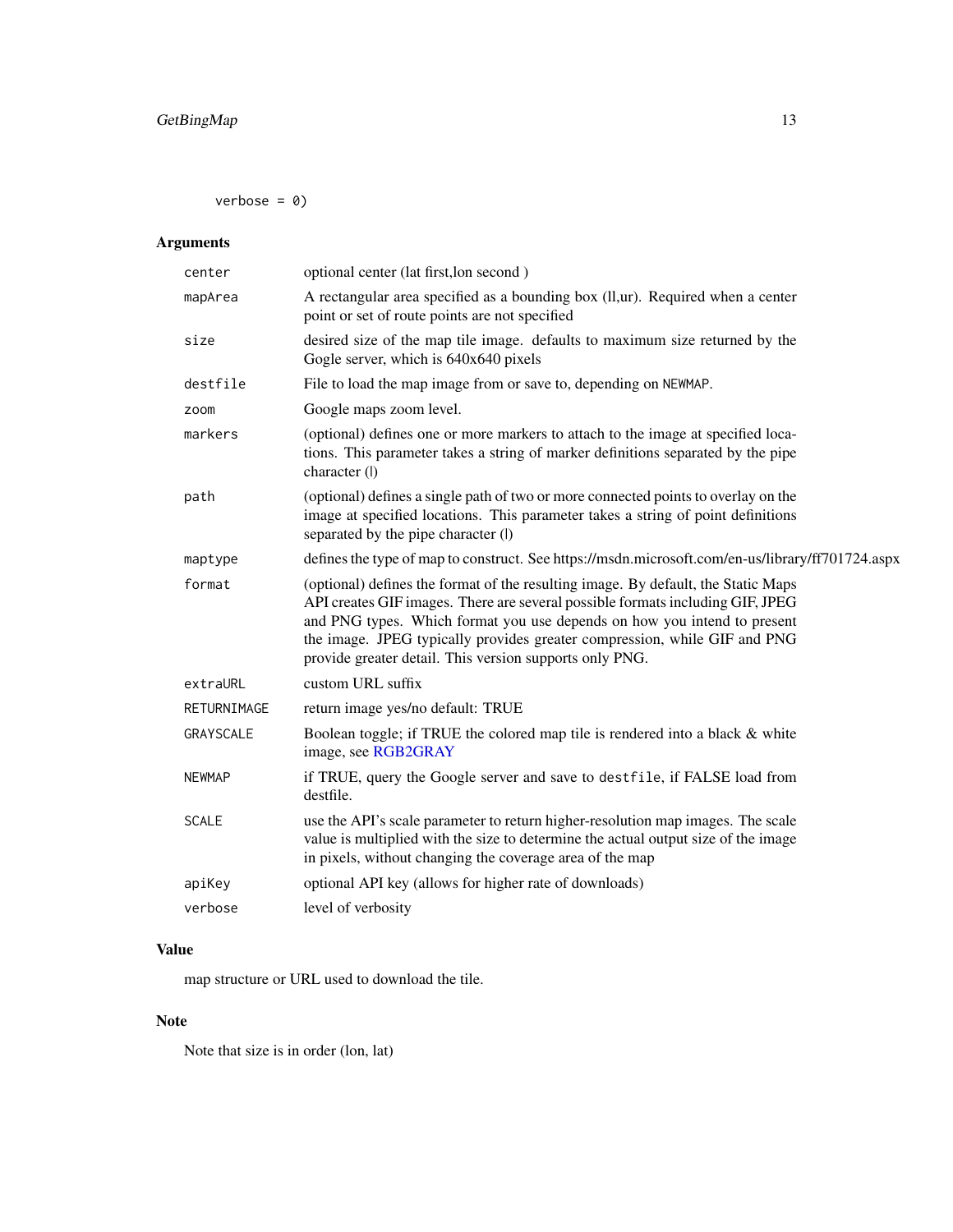```
verbose = 0)
```

## Arguments

| | |
|---|---|
| center | optional center (lat first,lon second ) |
| mapArea | A rectangular area specified as a bounding box (ll,ur). Required when a center point or set of route points are not specified |
| size | desired size of the map tile image. defaults to maximum size returned by the Gogle server, which is 640x640 pixels |
| destfile | File to load the map image from or save to, depending on NEWMAP. |
| zoom | Google maps zoom level. |
| markers | (optional) defines one or more markers to attach to the image at specified locations. This parameter takes a string of marker definitions separated by the pipe character (\|) |
| path | (optional) defines a single path of two or more connected points to overlay on the image at specified locations. This parameter takes a string of point definitions separated by the pipe character (\|) |
| maptype | defines the type of map to construct. See https://msdn.microsoft.com/en-us/library/ff701724.aspx |
| format | (optional) defines the format of the resulting image. By default, the Static Maps API creates GIF images. There are several possible formats including GIF, JPEG and PNG types. Which format you use depends on how you intend to present the image. JPEG typically provides greater compression, while GIF and PNG provide greater detail. This version supports only PNG. |
| extraURL | custom URL suffix |
| RETURNIMAGE | return image yes/no default: TRUE |
| GRAYSCALE | Boolean toggle; if TRUE the colored map tile is rendered into a black & white image, see RGB2GRAY |
| NEWMAP | if TRUE, query the Google server and save to destfile, if FALSE load from destfile. |
| SCALE | use the API's scale parameter to return higher-resolution map images. The scale value is multiplied with the size to determine the actual output size of the image in pixels, without changing the coverage area of the map |
| apiKey | optional API key (allows for higher rate of downloads) |
| verbose | level of verbosity |

## Value

map structure or URL used to download the tile.

## Note

Note that size is in order (lon, lat)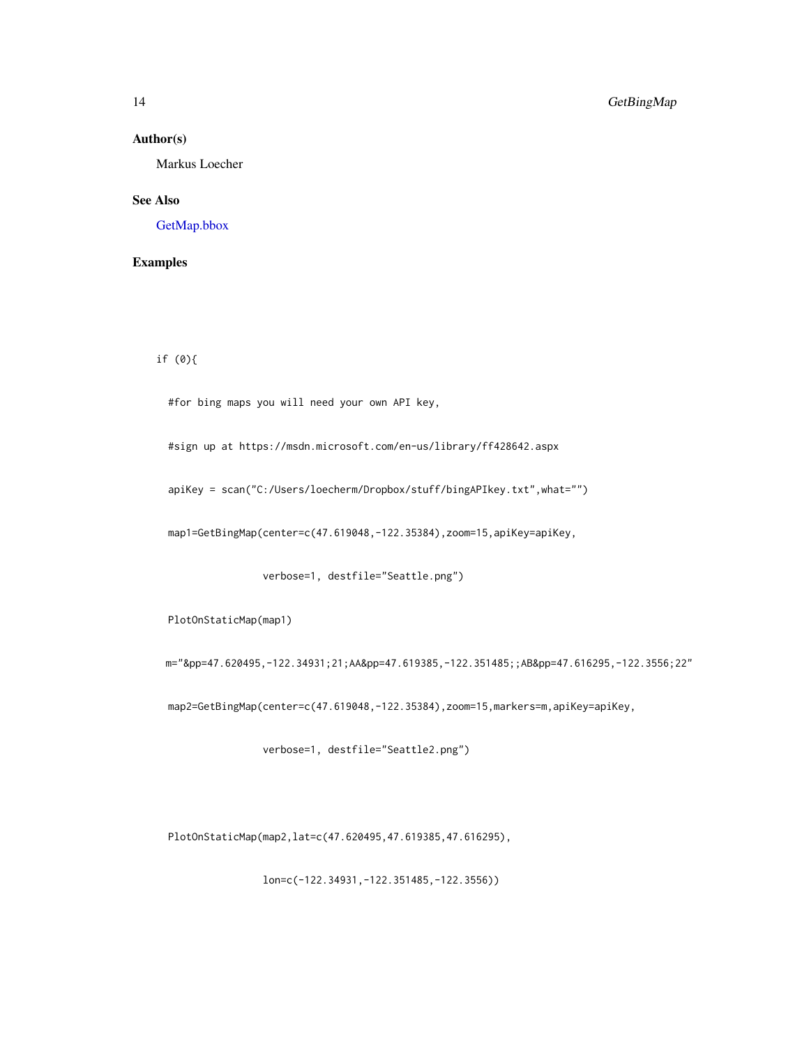## Author(s)

Markus Loecher

## See Also

GetMap.bbox

## Examples

```
if (0){

  #for bing maps you will need your own API key,

  #sign up at https://msdn.microsoft.com/en-us/library/ff428642.aspx

  apiKey = scan("C:/Users/loecherm/Dropbox/stuff/bingAPIkey.txt",what="")

  map1=GetBingMap(center=c(47.619048,-122.35384),zoom=15,apiKey=apiKey,

                 verbose=1, destfile="Seattle.png")

  PlotOnStaticMap(map1)

 m="&pp=47.620495,-122.34931;21;AA&pp=47.619385,-122.351485;;AB&pp=47.616295,-122.3556;22"

  map2=GetBingMap(center=c(47.619048,-122.35384),zoom=15,markers=m,apiKey=apiKey,

                 verbose=1, destfile="Seattle2.png")



  PlotOnStaticMap(map2,lat=c(47.620495,47.619385,47.616295),

                 lon=c(-122.34931,-122.351485,-122.3556))
```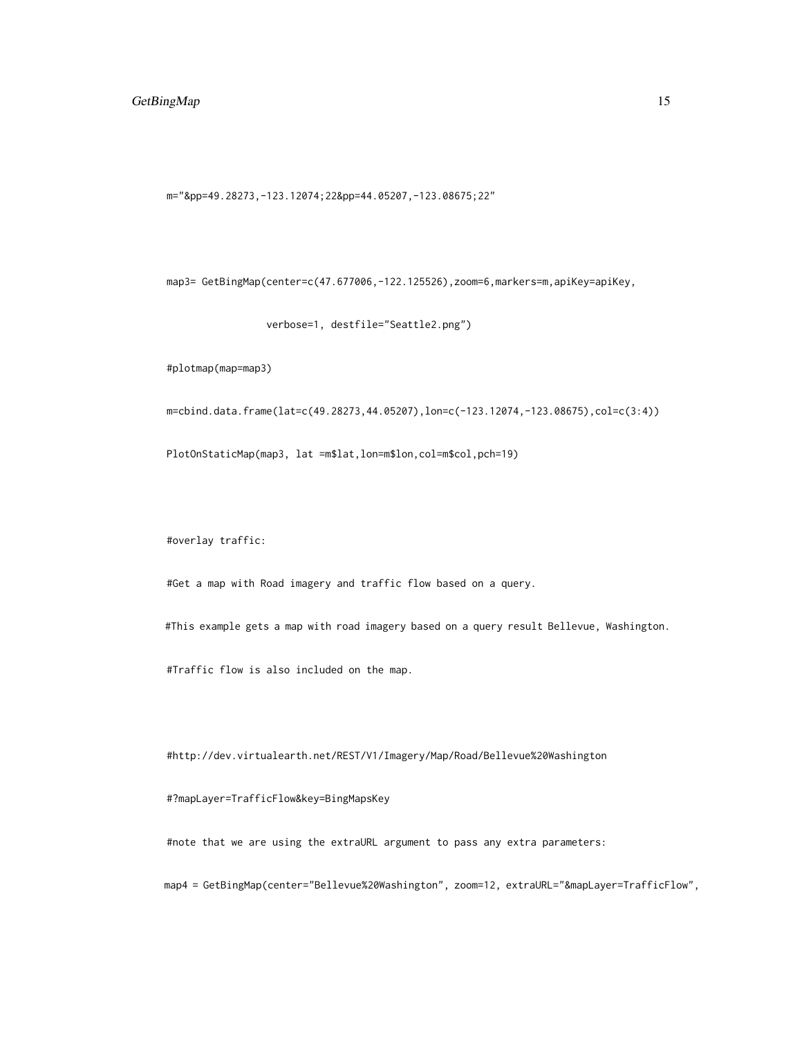```
m="&pp=49.28273,-123.12074;22&pp=44.05207,-123.08675;22"

map3= GetBingMap(center=c(47.677006,-122.125526),zoom=6,markers=m,apiKey=apiKey,
                 verbose=1, destfile="Seattle2.png")
#plotmap(map=map3)
m=cbind.data.frame(lat=c(49.28273,44.05207),lon=c(-123.12074,-123.08675),col=c(3:4))
PlotOnStaticMap(map3, lat =m$lat,lon=m$lon,col=m$col,pch=19)

#overlay traffic:
#Get a map with Road imagery and traffic flow based on a query.
#This example gets a map with road imagery based on a query result Bellevue, Washington.
#Traffic flow is also included on the map.

#http://dev.virtualearth.net/REST/V1/Imagery/Map/Road/Bellevue%20Washington
#?mapLayer=TrafficFlow&key=BingMapsKey
#note that we are using the extraURL argument to pass any extra parameters:
map4 = GetBingMap(center="Bellevue%20Washington", zoom=12, extraURL="&mapLayer=TrafficFlow",
```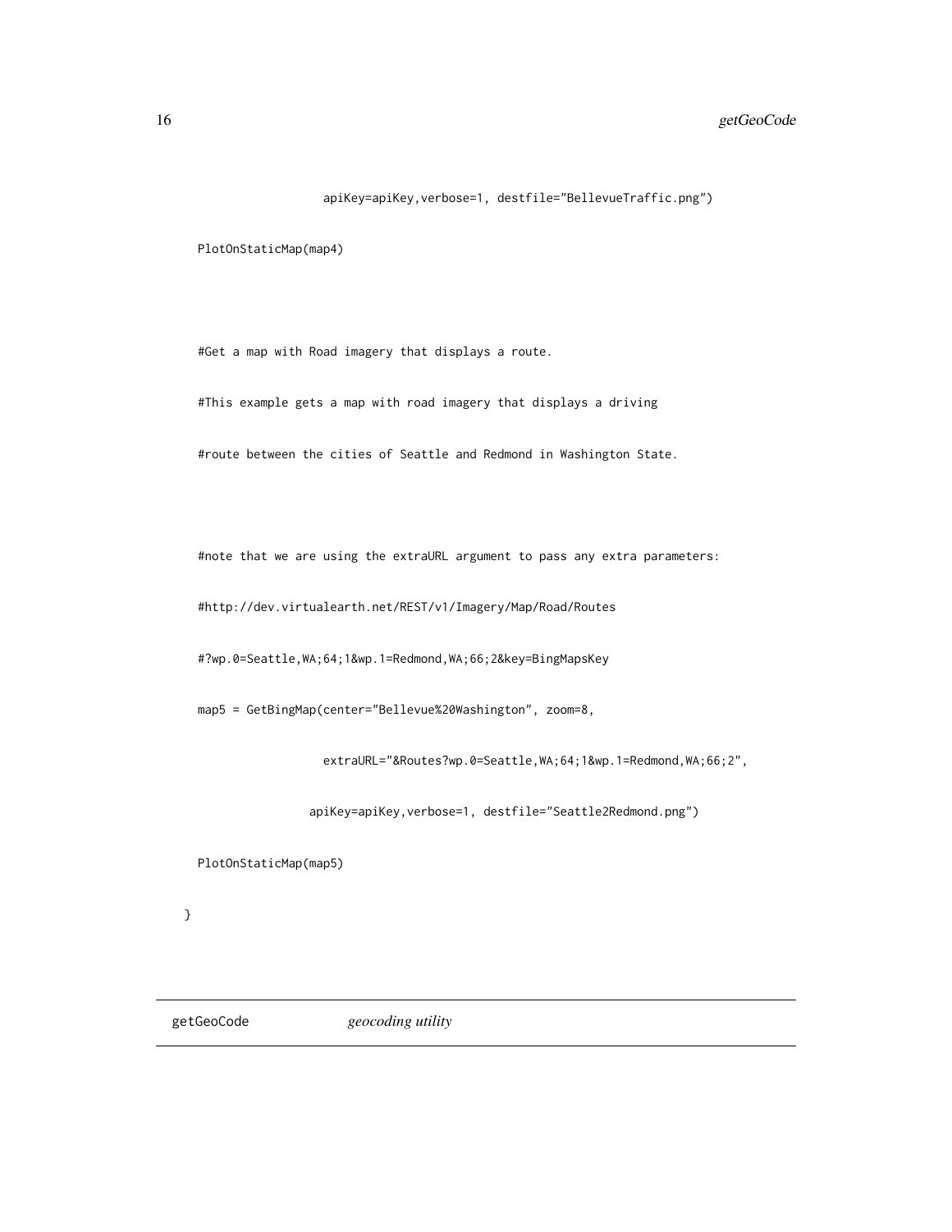```
                  apiKey=apiKey,verbose=1, destfile="BellevueTraffic.png")

  PlotOnStaticMap(map4)



  #Get a map with Road imagery that displays a route.

  #This example gets a map with road imagery that displays a driving

  #route between the cities of Seattle and Redmond in Washington State.



  #note that we are using the extraURL argument to pass any extra parameters:

  #http://dev.virtualearth.net/REST/v1/Imagery/Map/Road/Routes

  #?wp.0=Seattle,WA;64;1&wp.1=Redmond,WA;66;2&key=BingMapsKey

  map5 = GetBingMap(center="Bellevue%20Washington", zoom=8,

                   extraURL="&Routes?wp.0=Seattle,WA;64;1&wp.1=Redmond,WA;66;2",

                 apiKey=apiKey,verbose=1, destfile="Seattle2Redmond.png")

  PlotOnStaticMap(map5)

}
```

## getGeoCode *geocoding utility*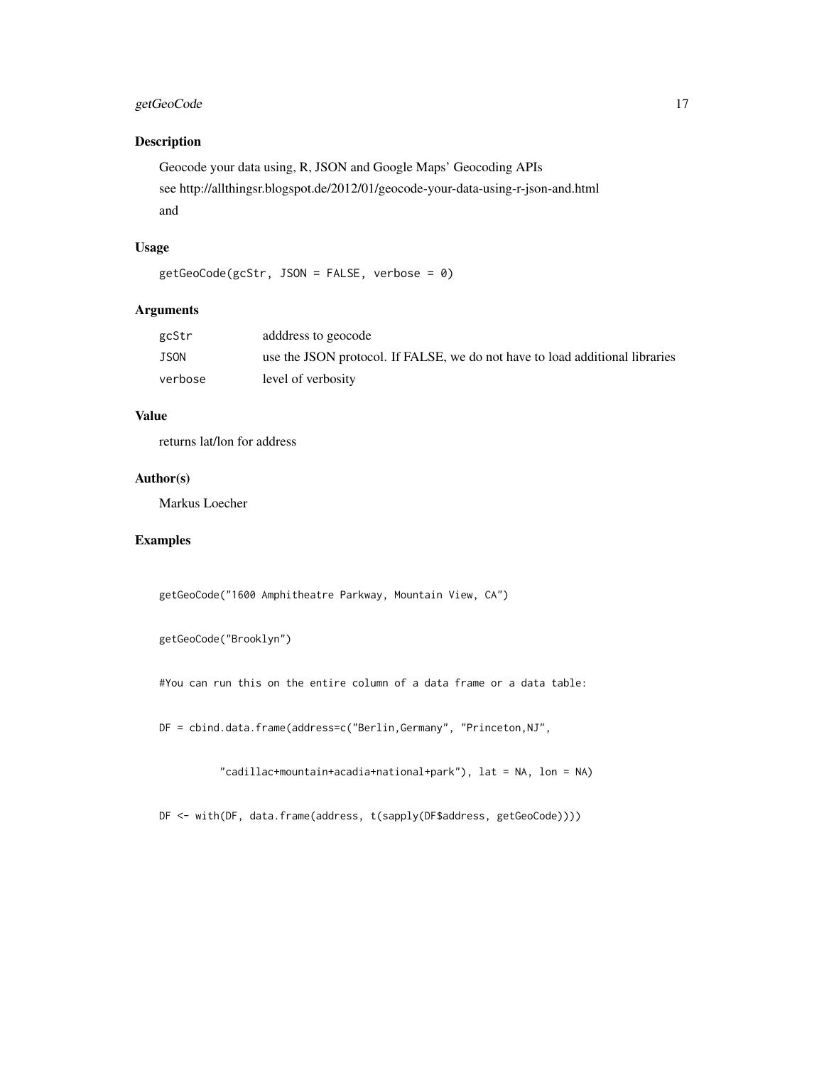## getGeoCode

### Description

Geocode your data using, R, JSON and Google Maps' Geocoding APIs

see http://allthingsr.blogspot.de/2012/01/geocode-your-data-using-r-json-and.html

and

### Usage

```
getGeoCode(gcStr, JSON = FALSE, verbose = 0)
```

### Arguments

| | |
|---|---|
| gcStr | adddress to geocode |
| JSON | use the JSON protocol. If FALSE, we do not have to load additional libraries |
| verbose | level of verbosity |

### Value

returns lat/lon for address

### Author(s)

Markus Loecher

### Examples

```
getGeoCode("1600 Amphitheatre Parkway, Mountain View, CA")

getGeoCode("Brooklyn")

#You can run this on the entire column of a data frame or a data table:

DF = cbind.data.frame(address=c("Berlin,Germany", "Princeton,NJ",

         "cadillac+mountain+acadia+national+park"), lat = NA, lon = NA)

DF <- with(DF, data.frame(address, t(sapply(DF$address, getGeoCode))))
```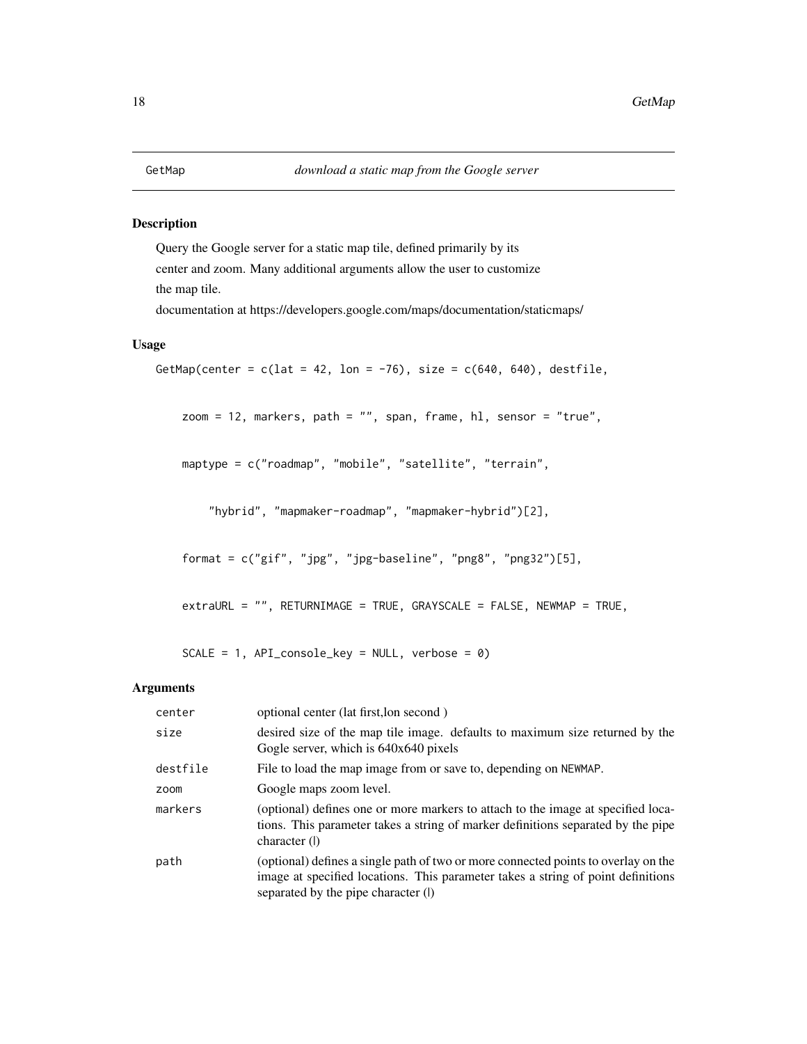GetMap *download a static map from the Google server*

## Description

Query the Google server for a static map tile, defined primarily by its center and zoom. Many additional arguments allow the user to customize the map tile.

documentation at https://developers.google.com/maps/documentation/staticmaps/

## Usage

```
GetMap(center = c(lat = 42, lon = -76), size = c(640, 640), destfile,

    zoom = 12, markers, path = "", span, frame, hl, sensor = "true",

    maptype = c("roadmap", "mobile", "satellite", "terrain",

        "hybrid", "mapmaker-roadmap", "mapmaker-hybrid")[2],

    format = c("gif", "jpg", "jpg-baseline", "png8", "png32")[5],

    extraURL = "", RETURNIMAGE = TRUE, GRAYSCALE = FALSE, NEWMAP = TRUE,

    SCALE = 1, API_console_key = NULL, verbose = 0)
```

## Arguments

| | |
|---|---|
| center | optional center (lat first,lon second ) |
| size | desired size of the map tile image. defaults to maximum size returned by the Gogle server, which is 640x640 pixels |
| destfile | File to load the map image from or save to, depending on NEWMAP. |
| zoom | Google maps zoom level. |
| markers | (optional) defines one or more markers to attach to the image at specified locations. This parameter takes a string of marker definitions separated by the pipe character (\|) |
| path | (optional) defines a single path of two or more connected points to overlay on the image at specified locations. This parameter takes a string of point definitions separated by the pipe character (\|) |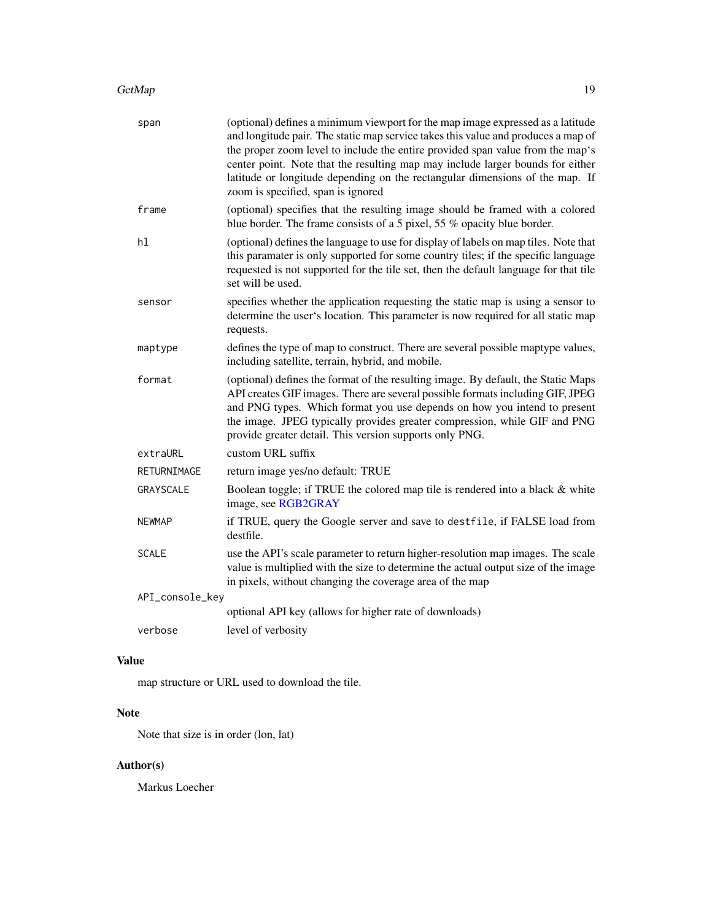| | |
|---|---|
| span | (optional) defines a minimum viewport for the map image expressed as a latitude and longitude pair. The static map service takes this value and produces a map of the proper zoom level to include the entire provided span value from the map's center point. Note that the resulting map may include larger bounds for either latitude or longitude depending on the rectangular dimensions of the map. If zoom is specified, span is ignored |
| frame | (optional) specifies that the resulting image should be framed with a colored blue border. The frame consists of a 5 pixel, 55 % opacity blue border. |
| hl | (optional) defines the language to use for display of labels on map tiles. Note that this paramater is only supported for some country tiles; if the specific language requested is not supported for the tile set, then the default language for that tile set will be used. |
| sensor | specifies whether the application requesting the static map is using a sensor to determine the user's location. This parameter is now required for all static map requests. |
| maptype | defines the type of map to construct. There are several possible maptype values, including satellite, terrain, hybrid, and mobile. |
| format | (optional) defines the format of the resulting image. By default, the Static Maps API creates GIF images. There are several possible formats including GIF, JPEG and PNG types. Which format you use depends on how you intend to present the image. JPEG typically provides greater compression, while GIF and PNG provide greater detail. This version supports only PNG. |
| extraURL | custom URL suffix |
| RETURNIMAGE | return image yes/no default: TRUE |
| GRAYSCALE | Boolean toggle; if TRUE the colored map tile is rendered into a black & white image, see RGB2GRAY |
| NEWMAP | if TRUE, query the Google server and save to `destfile`, if FALSE load from destfile. |
| SCALE | use the API's scale parameter to return higher-resolution map images. The scale value is multiplied with the size to determine the actual output size of the image in pixels, without changing the coverage area of the map |
| API_console_key | optional API key (allows for higher rate of downloads) |
| verbose | level of verbosity |

## Value

map structure or URL used to download the tile.

## Note

Note that size is in order (lon, lat)

## Author(s)

Markus Loecher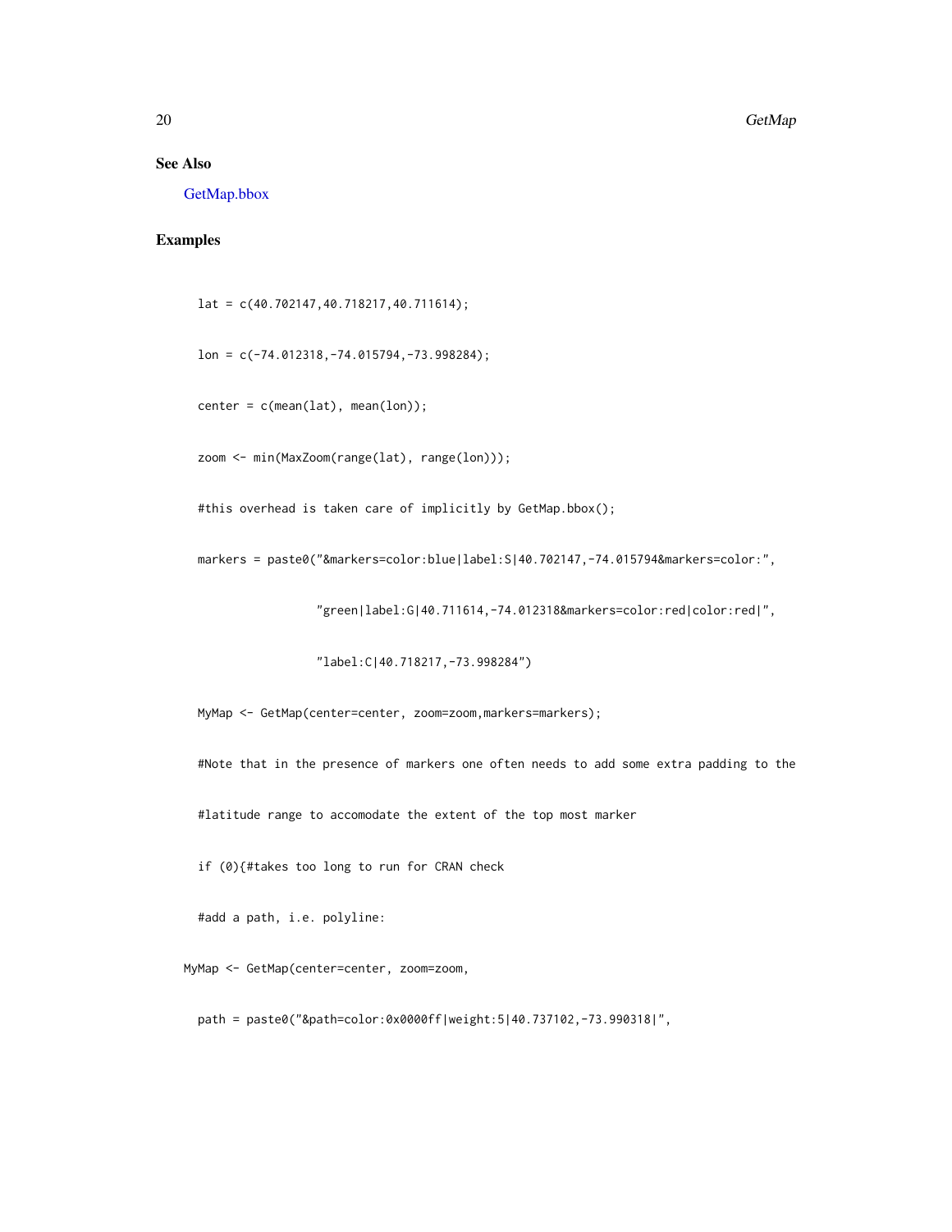## See Also

GetMap.bbox

## Examples

```
  lat = c(40.702147,40.718217,40.711614);

  lon = c(-74.012318,-74.015794,-73.998284);

  center = c(mean(lat), mean(lon));

  zoom <- min(MaxZoom(range(lat), range(lon)));

  #this overhead is taken care of implicitly by GetMap.bbox();

  markers = paste0("&markers=color:blue|label:S|40.702147,-74.015794&markers=color:",

                   "green|label:G|40.711614,-74.012318&markers=color:red|color:red|",

                   "label:C|40.718217,-73.998284")

  MyMap <- GetMap(center=center, zoom=zoom,markers=markers);

  #Note that in the presence of markers one often needs to add some extra padding to the

  #latitude range to accomodate the extent of the top most marker

  if (0){#takes too long to run for CRAN check

  #add a path, i.e. polyline:

MyMap <- GetMap(center=center, zoom=zoom,

  path = paste0("&path=color:0x0000ff|weight:5|40.737102,-73.990318|",
```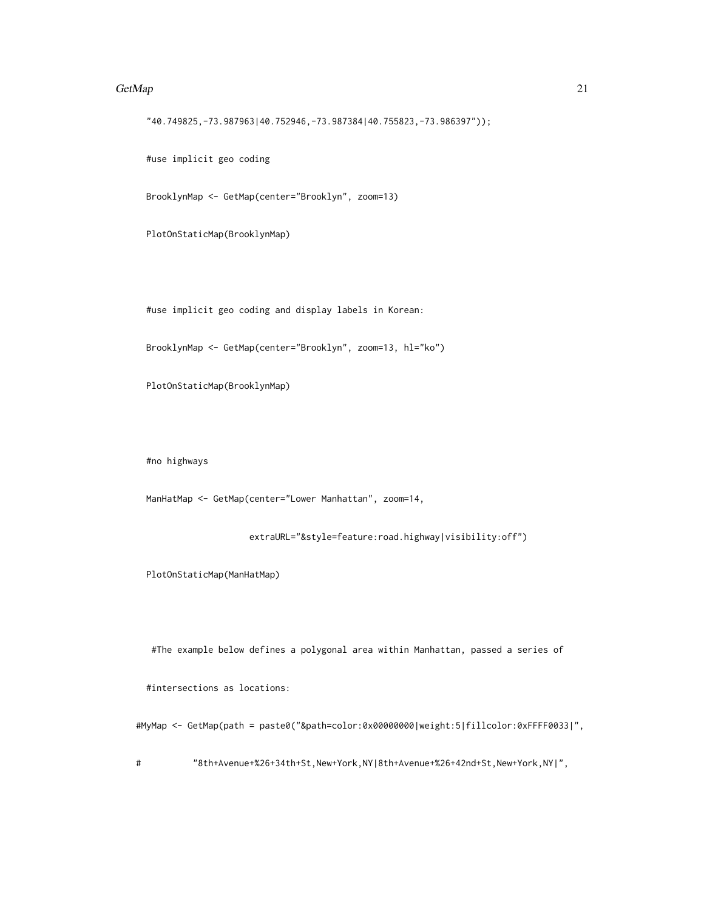```
  "40.749825,-73.987963|40.752946,-73.987384|40.755823,-73.986397"));

  #use implicit geo coding

  BrooklynMap <- GetMap(center="Brooklyn", zoom=13)

  PlotOnStaticMap(BrooklynMap)



  #use implicit geo coding and display labels in Korean:

  BrooklynMap <- GetMap(center="Brooklyn", zoom=13, hl="ko")

  PlotOnStaticMap(BrooklynMap)



  #no highways

  ManHatMap <- GetMap(center="Lower Manhattan", zoom=14,

                      extraURL="&style=feature:road.highway|visibility:off")

  PlotOnStaticMap(ManHatMap)



   #The example below defines a polygonal area within Manhattan, passed a series of

  #intersections as locations:

#MyMap <- GetMap(path = paste0("&path=color:0x00000000|weight:5|fillcolor:0xFFFF0033|",

#          "8th+Avenue+%26+34th+St,New+York,NY|8th+Avenue+%26+42nd+St,New+York,NY|",
```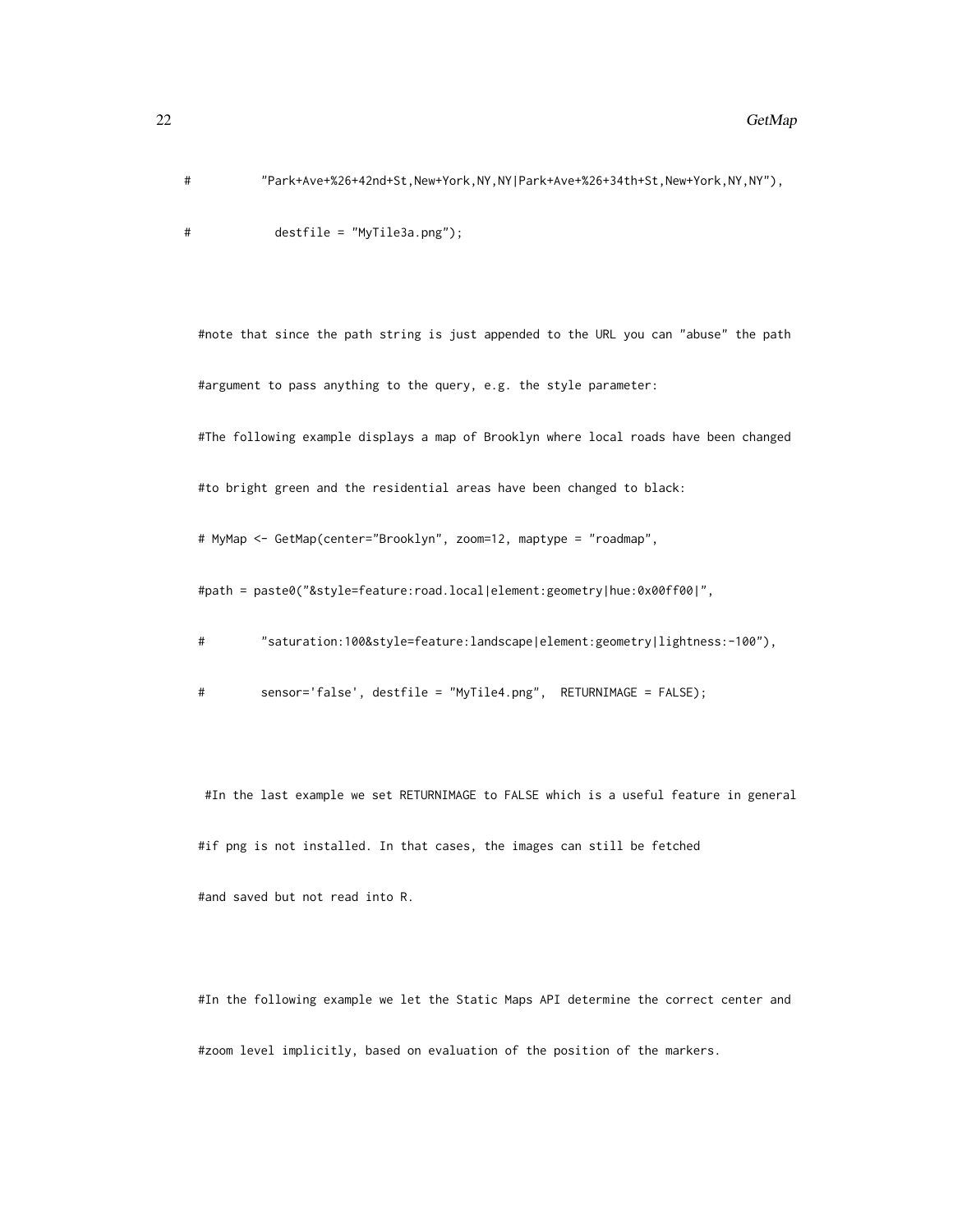```
#          "Park+Ave+%26+42nd+St,New+York,NY,NY|Park+Ave+%26+34th+St,New+York,NY,NY"),
#            destfile = "MyTile3a.png");

  #note that since the path string is just appended to the URL you can "abuse" the path
  #argument to pass anything to the query, e.g. the style parameter:
  #The following example displays a map of Brooklyn where local roads have been changed
  #to bright green and the residential areas have been changed to black:
  # MyMap <- GetMap(center="Brooklyn", zoom=12, maptype = "roadmap",
  #path = paste0("&style=feature:road.local|element:geometry|hue:0x00ff00|",
  #        "saturation:100&style=feature:landscape|element:geometry|lightness:-100"),
  #        sensor='false', destfile = "MyTile4.png",  RETURNIMAGE = FALSE);

   #In the last example we set RETURNIMAGE to FALSE which is a useful feature in general
  #if png is not installed. In that cases, the images can still be fetched
  #and saved but not read into R.

  #In the following example we let the Static Maps API determine the correct center and
  #zoom level implicitly, based on evaluation of the position of the markers.
```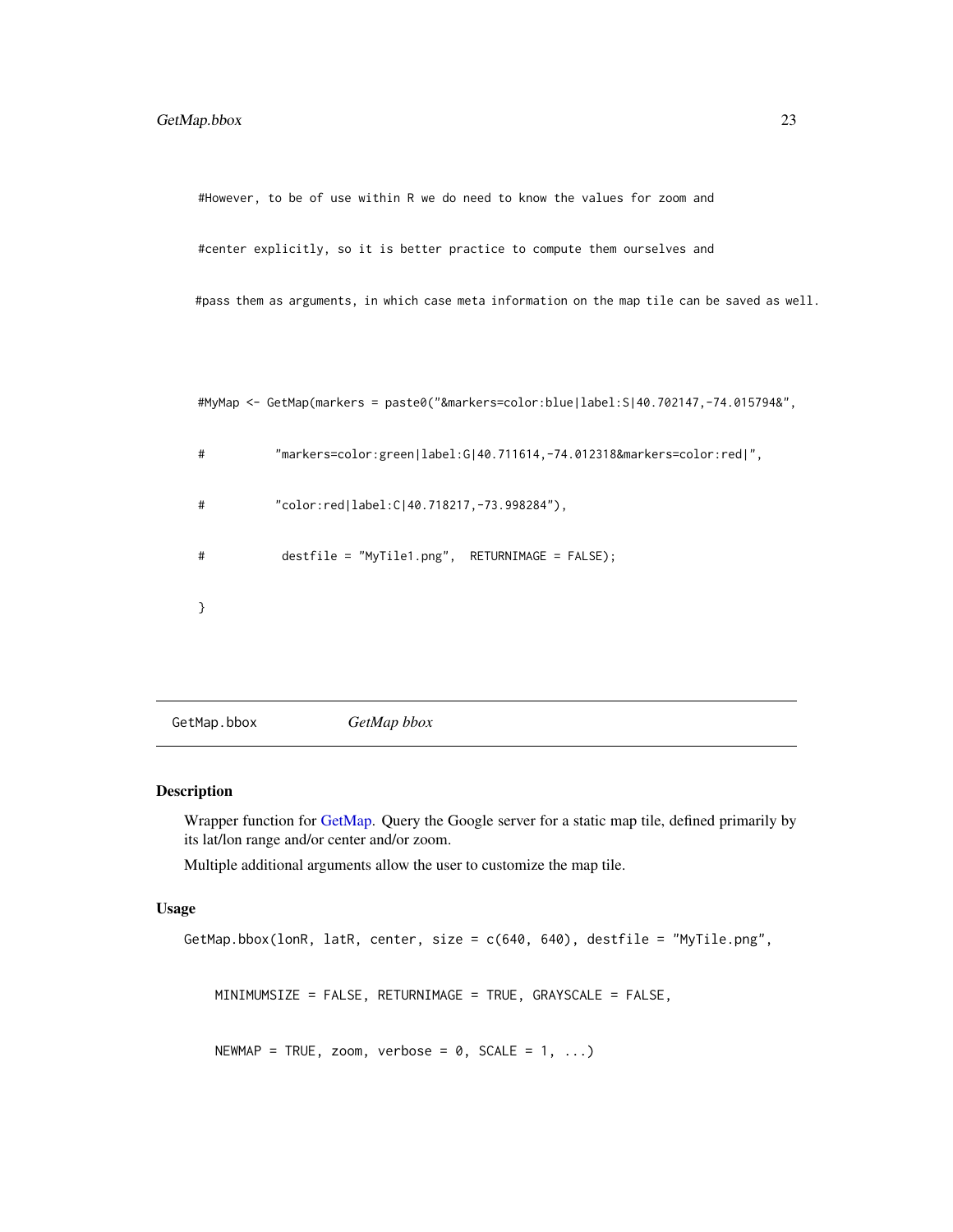```
#However, to be of use within R we do need to know the values for zoom and

#center explicitly, so it is better practice to compute them ourselves and

#pass them as arguments, in which case meta information on the map tile can be saved as well.



#MyMap <- GetMap(markers = paste0("&markers=color:blue|label:S|40.702147,-74.015794&",

#          "markers=color:green|label:G|40.711614,-74.012318&markers=color:red|",

#          "color:red|label:C|40.718217,-73.998284"),

#           destfile = "MyTile1.png",  RETURNIMAGE = FALSE);

}
```

## GetMap.bbox    *GetMap bbox*

### Description

Wrapper function for GetMap. Query the Google server for a static map tile, defined primarily by its lat/lon range and/or center and/or zoom.

Multiple additional arguments allow the user to customize the map tile.

### Usage

```
GetMap.bbox(lonR, latR, center, size = c(640, 640), destfile = "MyTile.png",

    MINIMUMSIZE = FALSE, RETURNIMAGE = TRUE, GRAYSCALE = FALSE,

    NEWMAP = TRUE, zoom, verbose = 0, SCALE = 1, ...)
```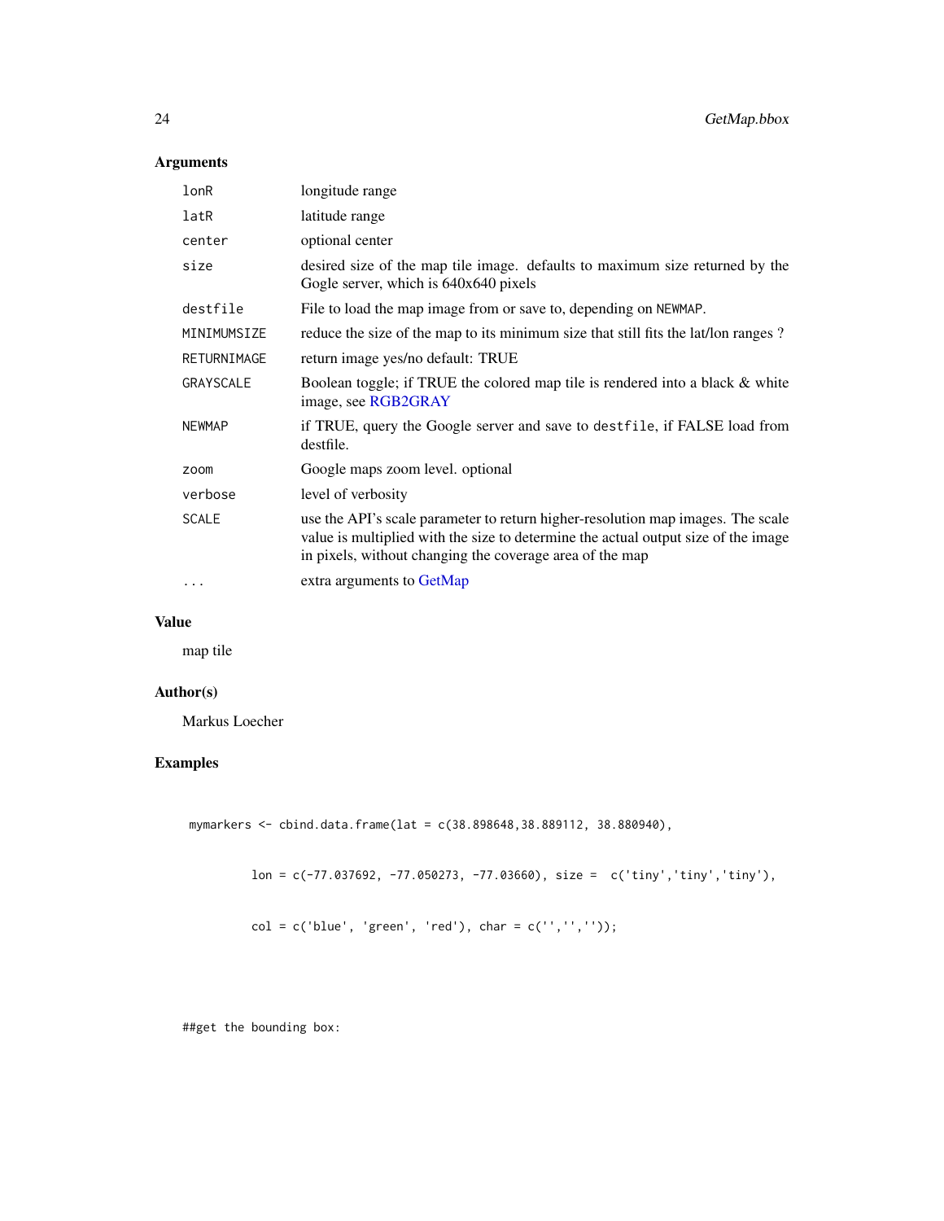## Arguments

| | |
|---|---|
| lonR | longitude range |
| latR | latitude range |
| center | optional center |
| size | desired size of the map tile image. defaults to maximum size returned by the Gogle server, which is 640x640 pixels |
| destfile | File to load the map image from or save to, depending on NEWMAP. |
| MINIMUMSIZE | reduce the size of the map to its minimum size that still fits the lat/lon ranges ? |
| RETURNIMAGE | return image yes/no default: TRUE |
| GRAYSCALE | Boolean toggle; if TRUE the colored map tile is rendered into a black & white image, see RGB2GRAY |
| NEWMAP | if TRUE, query the Google server and save to destfile, if FALSE load from destfile. |
| zoom | Google maps zoom level. optional |
| verbose | level of verbosity |
| SCALE | use the API's scale parameter to return higher-resolution map images. The scale value is multiplied with the size to determine the actual output size of the image in pixels, without changing the coverage area of the map |
| ... | extra arguments to GetMap |

## Value

map tile

## Author(s)

Markus Loecher

## Examples

```
 mymarkers <- cbind.data.frame(lat = c(38.898648,38.889112, 38.880940),

          lon = c(-77.037692, -77.050273, -77.03660), size =  c('tiny','tiny','tiny'),

          col = c('blue', 'green', 'red'), char = c('','',''));




##get the bounding box:
```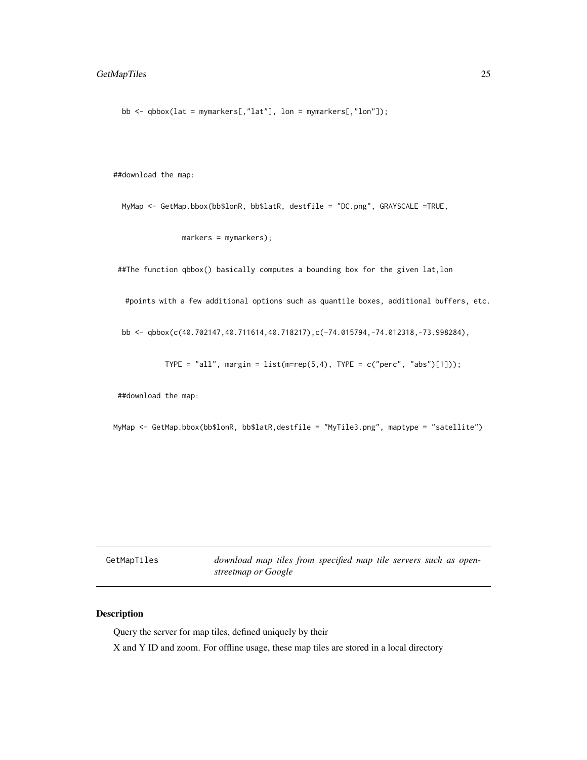```
  bb <- qbbox(lat = mymarkers[,"lat"], lon = mymarkers[,"lon"]);



##download the map:

  MyMap <- GetMap.bbox(bb$lonR, bb$latR, destfile = "DC.png", GRAYSCALE =TRUE,

               markers = mymarkers);

 ##The function qbbox() basically computes a bounding box for the given lat,lon

   #points with a few additional options such as quantile boxes, additional buffers, etc.

  bb <- qbbox(c(40.702147,40.711614,40.718217),c(-74.015794,-74.012318,-73.998284),

           TYPE = "all", margin = list(m=rep(5,4), TYPE = c("perc", "abs")[1]));

 ##download the map:

MyMap <- GetMap.bbox(bb$lonR, bb$latR,destfile = "MyTile3.png", maptype = "satellite")
```

---

`GetMapTiles` *download map tiles from specified map tile servers such as openstreetmap or Google*

---

### Description

Query the server for map tiles, defined uniquely by their

X and Y ID and zoom. For offline usage, these map tiles are stored in a local directory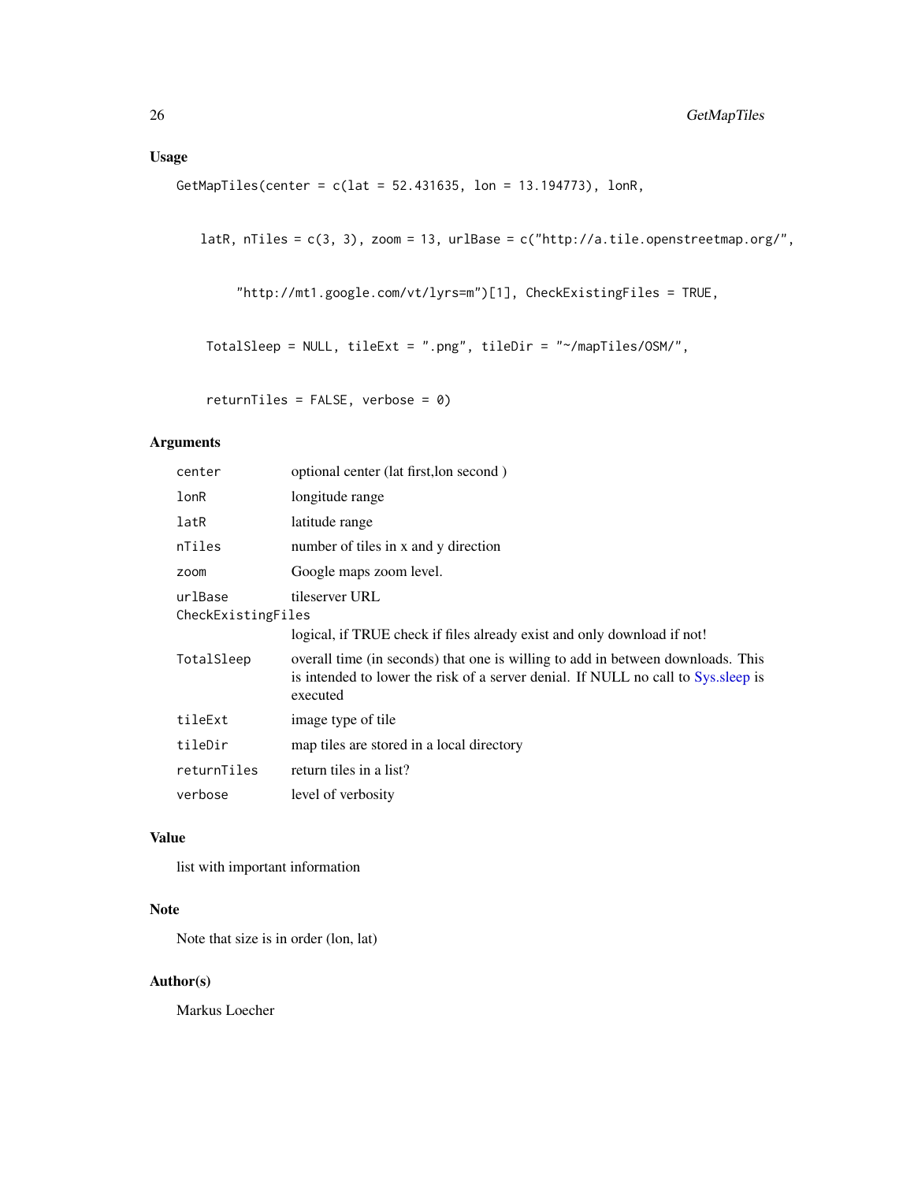## Usage

```
GetMapTiles(center = c(lat = 52.431635, lon = 13.194773), lonR,

    latR, nTiles = c(3, 3), zoom = 13, urlBase = c("http://a.tile.openstreetmap.org/",

        "http://mt1.google.com/vt/lyrs=m")[1], CheckExistingFiles = TRUE,

     TotalSleep = NULL, tileExt = ".png", tileDir = "~/mapTiles/OSM/",

     returnTiles = FALSE, verbose = 0)
```

## Arguments

| Argument | Description |
|---|---|
| `center` | optional center (lat first,lon second ) |
| `lonR` | longitude range |
| `latR` | latitude range |
| `nTiles` | number of tiles in x and y direction |
| `zoom` | Google maps zoom level. |
| `urlBase` | tileserver URL |
| `CheckExistingFiles` | logical, if TRUE check if files already exist and only download if not! |
| `TotalSleep` | overall time (in seconds) that one is willing to add in between downloads. This is intended to lower the risk of a server denial. If NULL no call to Sys.sleep is executed |
| `tileExt` | image type of tile |
| `tileDir` | map tiles are stored in a local directory |
| `returnTiles` | return tiles in a list? |
| `verbose` | level of verbosity |

## Value

list with important information

## Note

Note that size is in order (lon, lat)

## Author(s)

Markus Loecher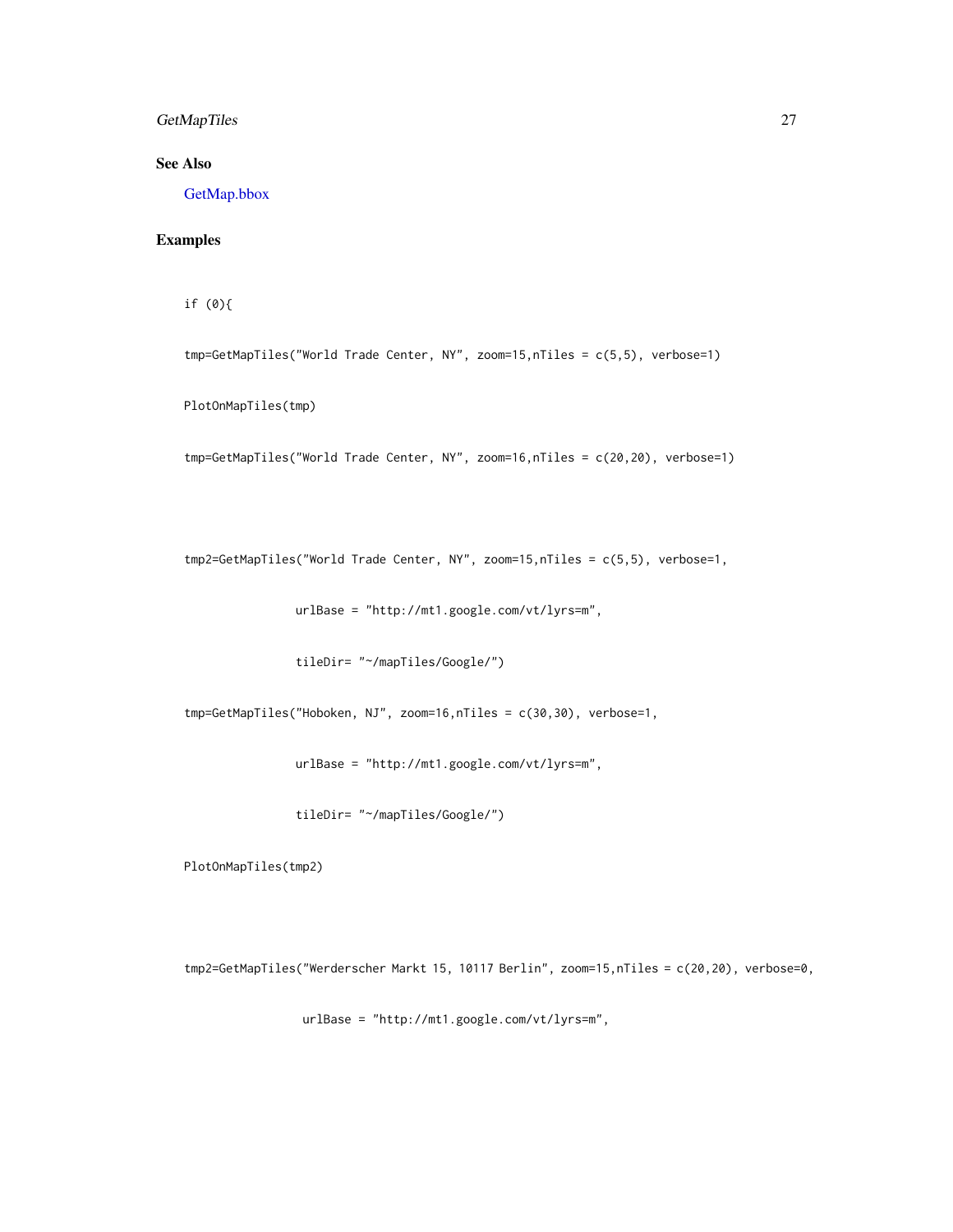## See Also

GetMap.bbox

## Examples

```
if (0){

tmp=GetMapTiles("World Trade Center, NY", zoom=15,nTiles = c(5,5), verbose=1)

PlotOnMapTiles(tmp)

tmp=GetMapTiles("World Trade Center, NY", zoom=16,nTiles = c(20,20), verbose=1)



tmp2=GetMapTiles("World Trade Center, NY", zoom=15,nTiles = c(5,5), verbose=1,

                urlBase = "http://mt1.google.com/vt/lyrs=m",

                tileDir= "~/mapTiles/Google/")

tmp=GetMapTiles("Hoboken, NJ", zoom=16,nTiles = c(30,30), verbose=1,

                urlBase = "http://mt1.google.com/vt/lyrs=m",

                tileDir= "~/mapTiles/Google/")

PlotOnMapTiles(tmp2)



tmp2=GetMapTiles("Werderscher Markt 15, 10117 Berlin", zoom=15,nTiles = c(20,20), verbose=0,

                 urlBase = "http://mt1.google.com/vt/lyrs=m",
```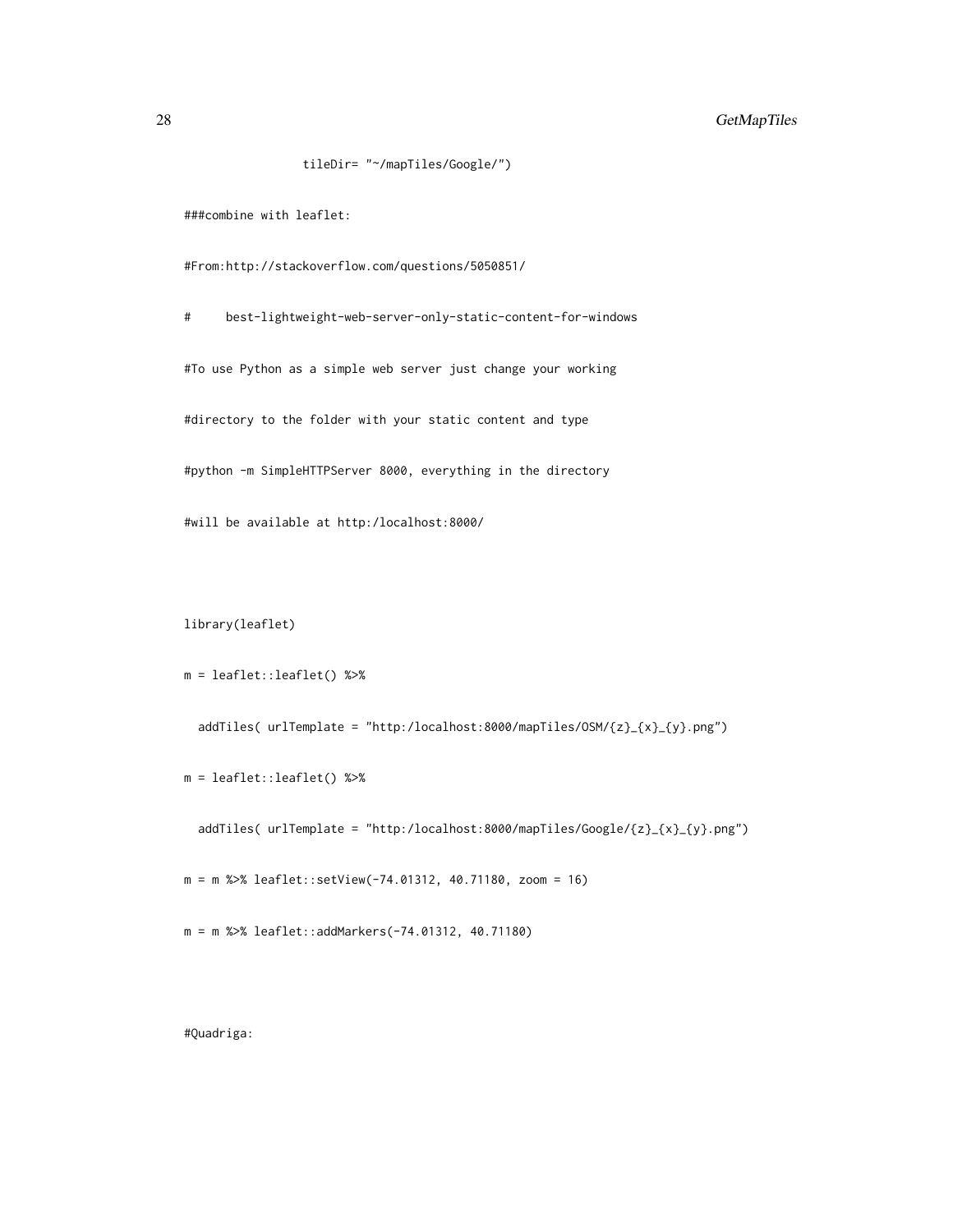```
               tileDir= "~/mapTiles/Google/")

###combine with leaflet:

#From:http://stackoverflow.com/questions/5050851/

#     best-lightweight-web-server-only-static-content-for-windows

#To use Python as a simple web server just change your working

#directory to the folder with your static content and type

#python -m SimpleHTTPServer 8000, everything in the directory

#will be available at http:/localhost:8000/



library(leaflet)

m = leaflet::leaflet() %>%

  addTiles( urlTemplate = "http:/localhost:8000/mapTiles/OSM/{z}_{x}_{y}.png")

m = leaflet::leaflet() %>%

  addTiles( urlTemplate = "http:/localhost:8000/mapTiles/Google/{z}_{x}_{y}.png")

m = m %>% leaflet::setView(-74.01312, 40.71180, zoom = 16)

m = m %>% leaflet::addMarkers(-74.01312, 40.71180)



#Quadriga:
```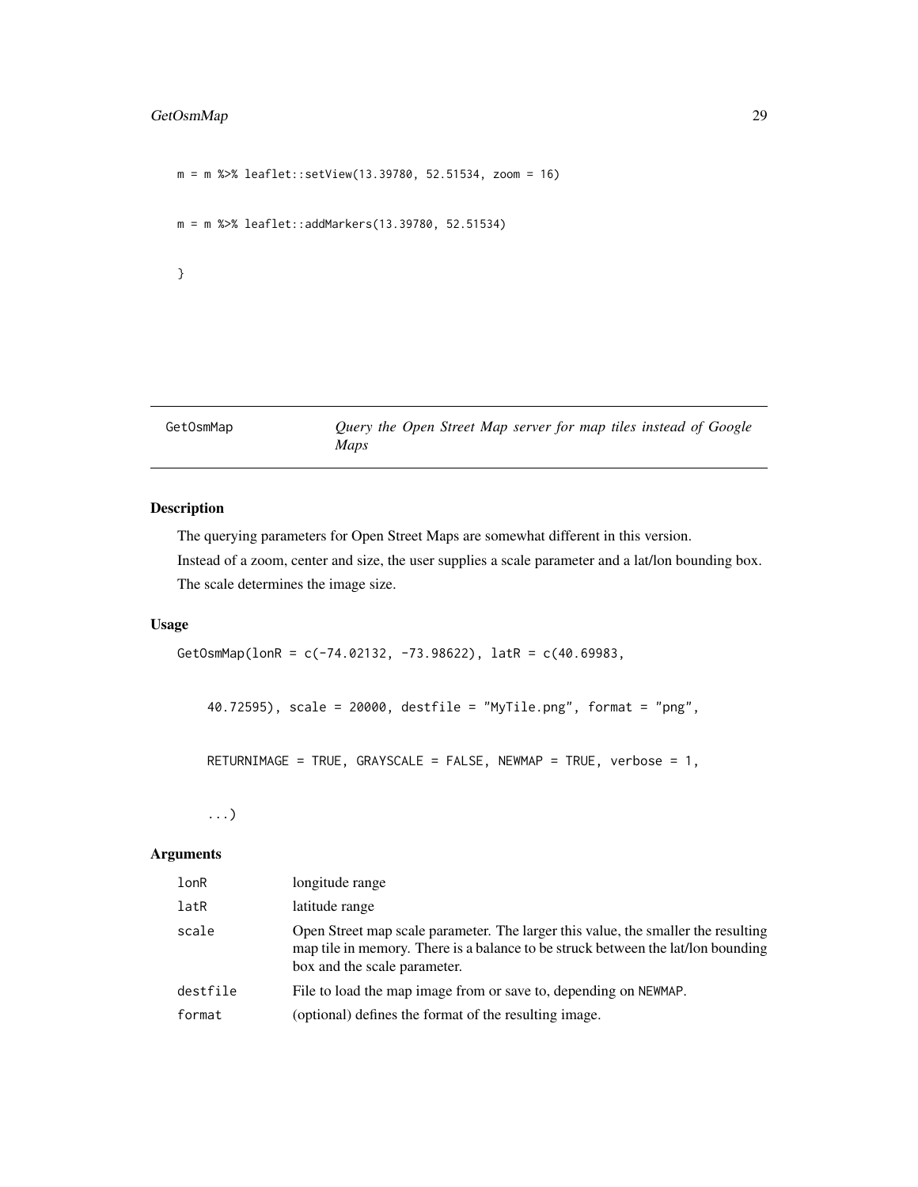```
m = m %>% leaflet::setView(13.39780, 52.51534, zoom = 16)

m = m %>% leaflet::addMarkers(13.39780, 52.51534)

}
```

## GetOsmMap *Query the Open Street Map server for map tiles instead of Google Maps*

### Description

The querying parameters for Open Street Maps are somewhat different in this version.

Instead of a zoom, center and size, the user supplies a scale parameter and a lat/lon bounding box.

The scale determines the image size.

### Usage

```
GetOsmMap(lonR = c(-74.02132, -73.98622), latR = c(40.69983,

    40.72595), scale = 20000, destfile = "MyTile.png", format = "png",

    RETURNIMAGE = TRUE, GRAYSCALE = FALSE, NEWMAP = TRUE, verbose = 1,

    ...)
```

### Arguments

| | |
|---|---|
| `lonR` | longitude range |
| `latR` | latitude range |
| `scale` | Open Street map scale parameter. The larger this value, the smaller the resulting map tile in memory. There is a balance to be struck between the lat/lon bounding box and the scale parameter. |
| `destfile` | File to load the map image from or save to, depending on `NEWMAP`. |
| `format` | (optional) defines the format of the resulting image. |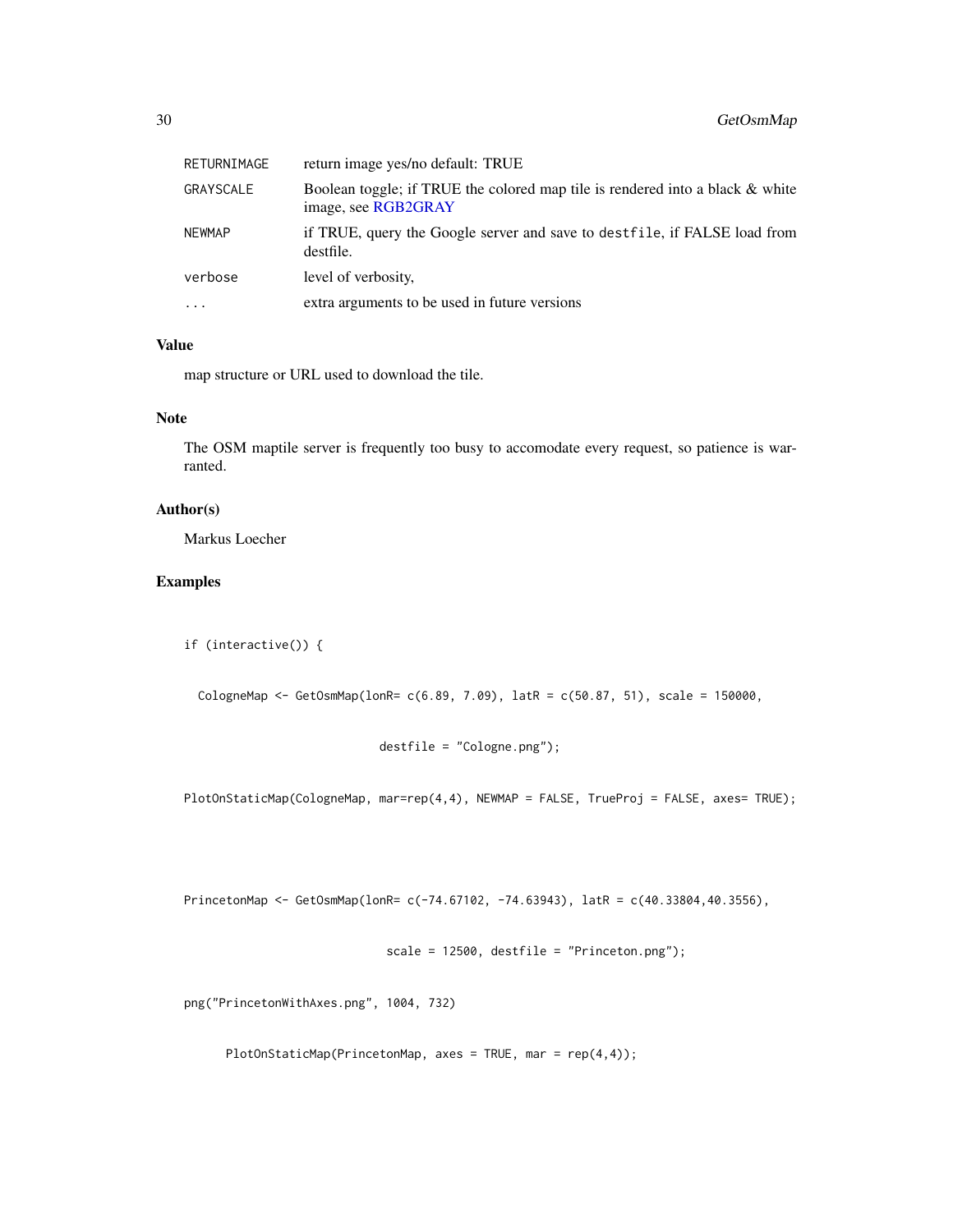| | |
|---|---|
| RETURNIMAGE | return image yes/no default: TRUE |
| GRAYSCALE | Boolean toggle; if TRUE the colored map tile is rendered into a black & white image, see RGB2GRAY |
| NEWMAP | if TRUE, query the Google server and save to destfile, if FALSE load from destfile. |
| verbose | level of verbosity, |
| ... | extra arguments to be used in future versions |

## Value

map structure or URL used to download the tile.

## Note

The OSM maptile server is frequently too busy to accomodate every request, so patience is warranted.

## Author(s)

Markus Loecher

## Examples

```
if (interactive()) {

  CologneMap <- GetOsmMap(lonR= c(6.89, 7.09), latR = c(50.87, 51), scale = 150000,

                          destfile = "Cologne.png");

PlotOnStaticMap(CologneMap, mar=rep(4,4), NEWMAP = FALSE, TrueProj = FALSE, axes= TRUE);



PrincetonMap <- GetOsmMap(lonR= c(-74.67102, -74.63943), latR = c(40.33804,40.3556),

                           scale = 12500, destfile = "Princeton.png");

png("PrincetonWithAxes.png", 1004, 732)

      PlotOnStaticMap(PrincetonMap, axes = TRUE, mar = rep(4,4));
```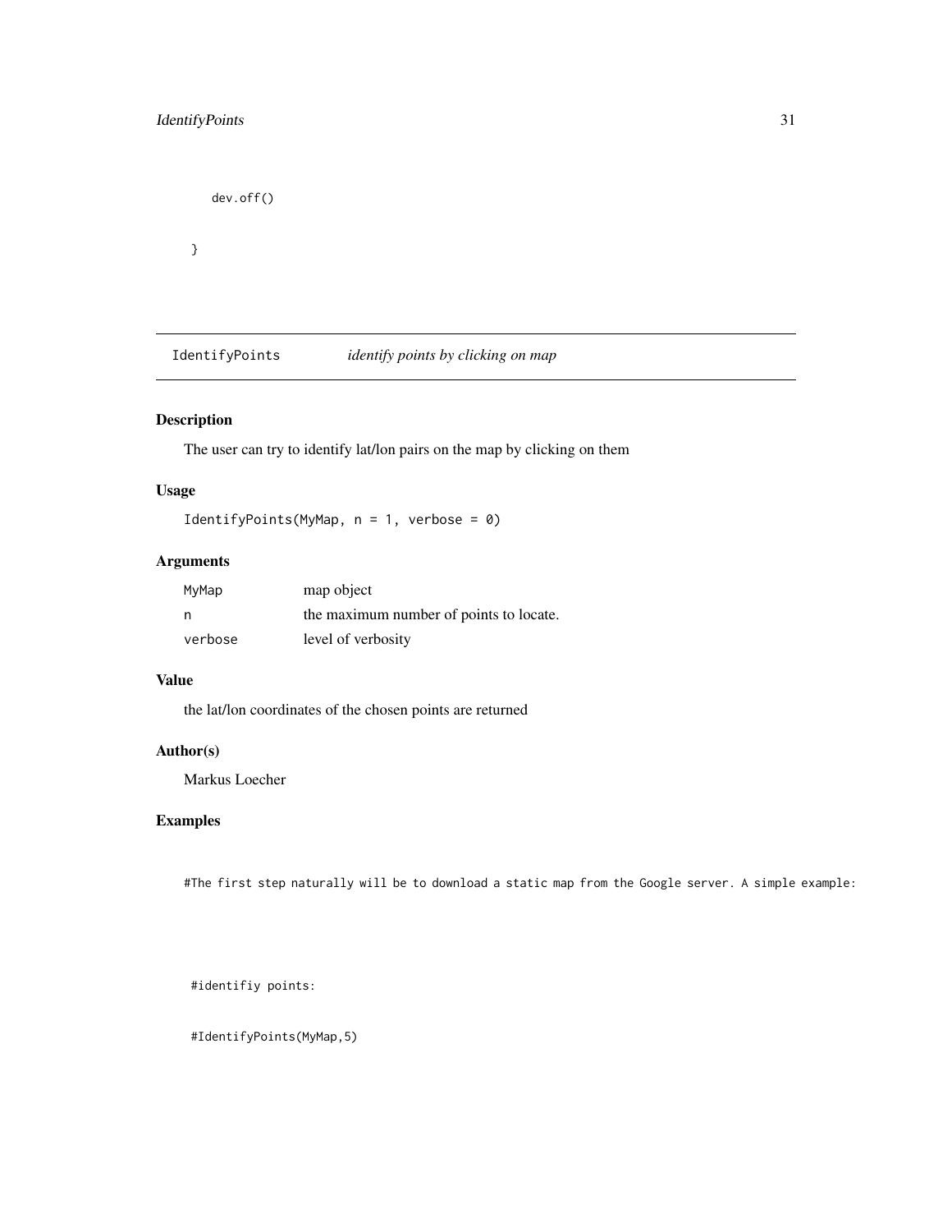```
    dev.off()

 }
```

## IdentifyPoints *identify points by clicking on map*

### Description

The user can try to identify lat/lon pairs on the map by clicking on them

### Usage

```
IdentifyPoints(MyMap, n = 1, verbose = 0)
```

### Arguments

| | |
|---|---|
| MyMap | map object |
| n | the maximum number of points to locate. |
| verbose | level of verbosity |

### Value

the lat/lon coordinates of the chosen points are returned

### Author(s)

Markus Loecher

### Examples

```
#The first step naturally will be to download a static map from the Google server. A simple example:



 #identifiy points:

 #IdentifyPoints(MyMap,5)
```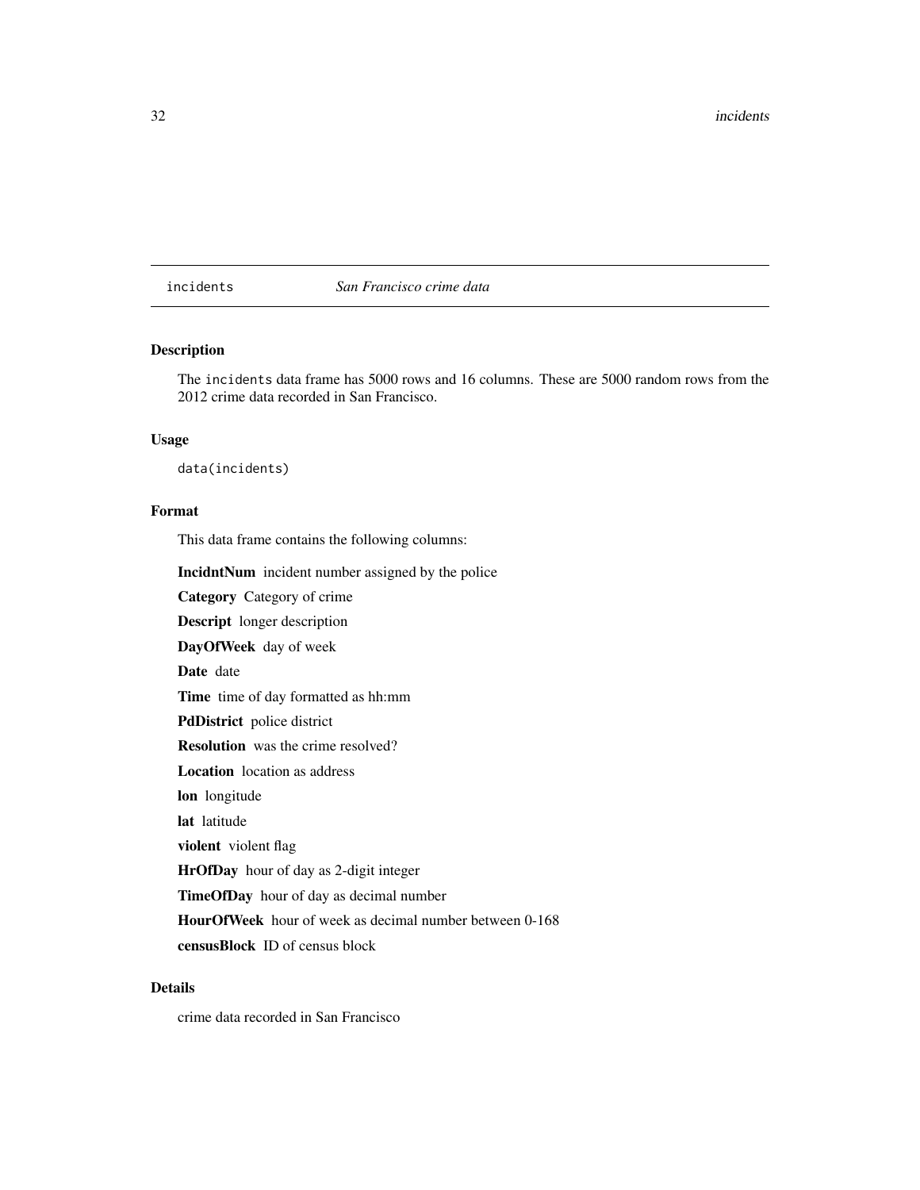## incidents — *San Francisco crime data*

### Description

The `incidents` data frame has 5000 rows and 16 columns. These are 5000 random rows from the 2012 crime data recorded in San Francisco.

### Usage

```
data(incidents)
```

### Format

This data frame contains the following columns:

**IncidntNum** incident number assigned by the police

**Category** Category of crime

**Descript** longer description

**DayOfWeek** day of week

**Date** date

**Time** time of day formatted as hh:mm

**PdDistrict** police district

**Resolution** was the crime resolved?

**Location** location as address

**lon** longitude

**lat** latitude

**violent** violent flag

**HrOfDay** hour of day as 2-digit integer

**TimeOfDay** hour of day as decimal number

**HourOfWeek** hour of week as decimal number between 0-168

**censusBlock** ID of census block

### Details

crime data recorded in San Francisco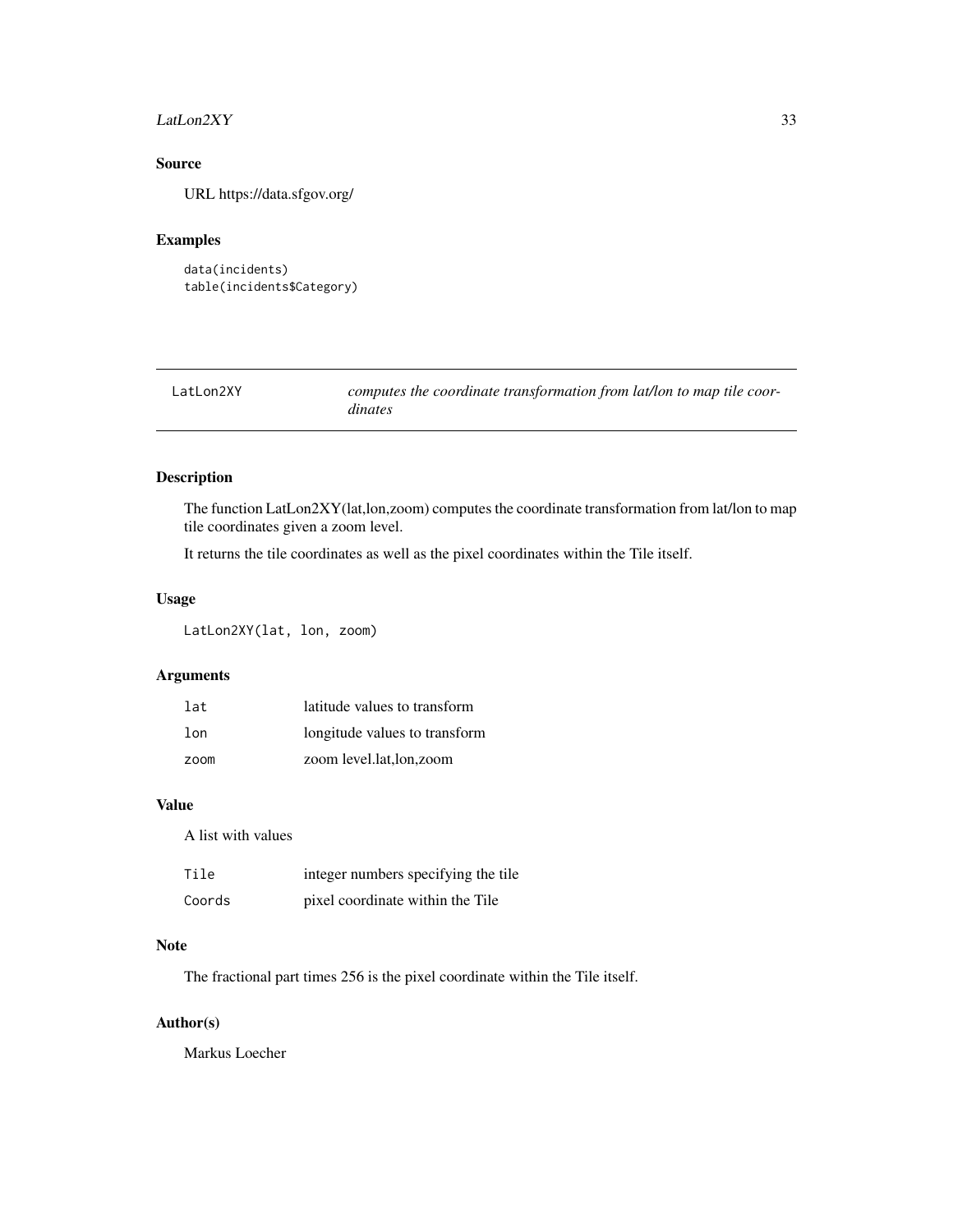## Source

URL https://data.sfgov.org/

## Examples

```
data(incidents)
table(incidents$Category)
```

---

# LatLon2XY — *computes the coordinate transformation from lat/lon to map tile coordinates*

---

## Description

The function LatLon2XY(lat,lon,zoom) computes the coordinate transformation from lat/lon to map tile coordinates given a zoom level.

It returns the tile coordinates as well as the pixel coordinates within the Tile itself.

## Usage

```
LatLon2XY(lat, lon, zoom)
```

## Arguments

| | |
|---|---|
| `lat` | latitude values to transform |
| `lon` | longitude values to transform |
| `zoom` | zoom level.lat,lon,zoom |

## Value

A list with values

| | |
|---|---|
| `Tile` | integer numbers specifying the tile |
| `Coords` | pixel coordinate within the Tile |

## Note

The fractional part times 256 is the pixel coordinate within the Tile itself.

## Author(s)

Markus Loecher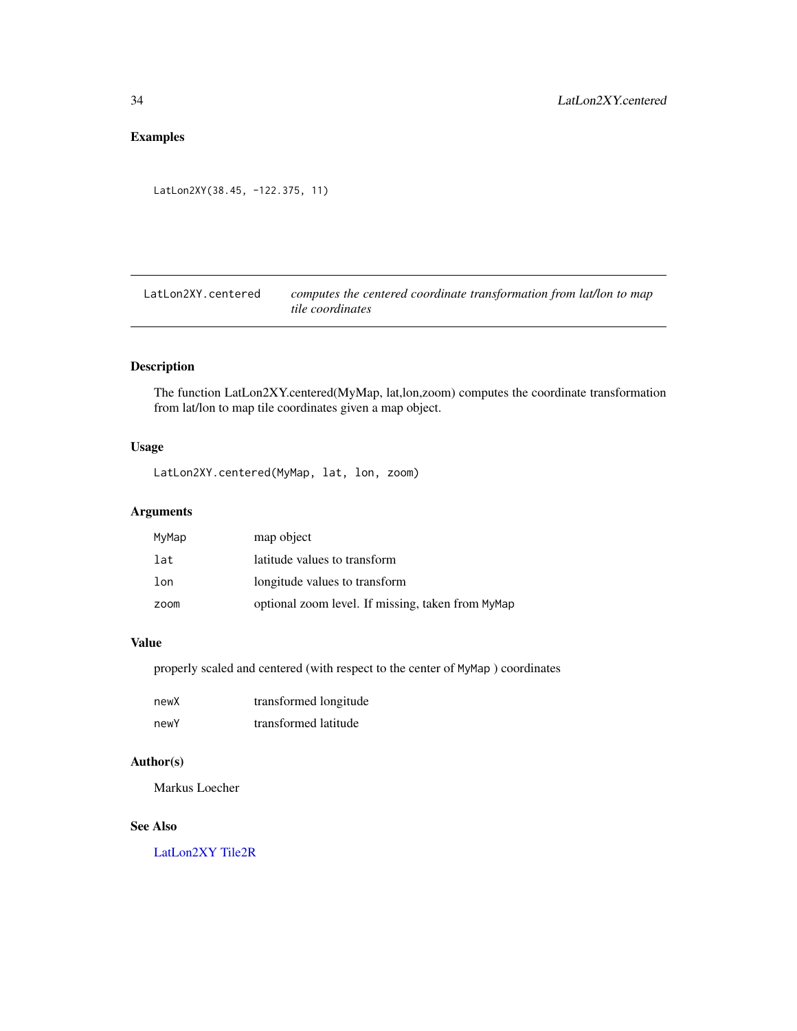## Examples

```
LatLon2XY(38.45, -122.375, 11)
```

---

| LatLon2XY.centered | *computes the centered coordinate transformation from lat/lon to map tile coordinates* |
|---|---|

### Description

The function LatLon2XY.centered(MyMap, lat,lon,zoom) computes the coordinate transformation from lat/lon to map tile coordinates given a map object.

### Usage

```
LatLon2XY.centered(MyMap, lat, lon, zoom)
```

### Arguments

| | |
|---|---|
| `MyMap` | map object |
| `lat` | latitude values to transform |
| `lon` | longitude values to transform |
| `zoom` | optional zoom level. If missing, taken from `MyMap` |

### Value

properly scaled and centered (with respect to the center of `MyMap` ) coordinates

| | |
|---|---|
| `newX` | transformed longitude |
| `newY` | transformed latitude |

### Author(s)

Markus Loecher

### See Also

LatLon2XY Tile2R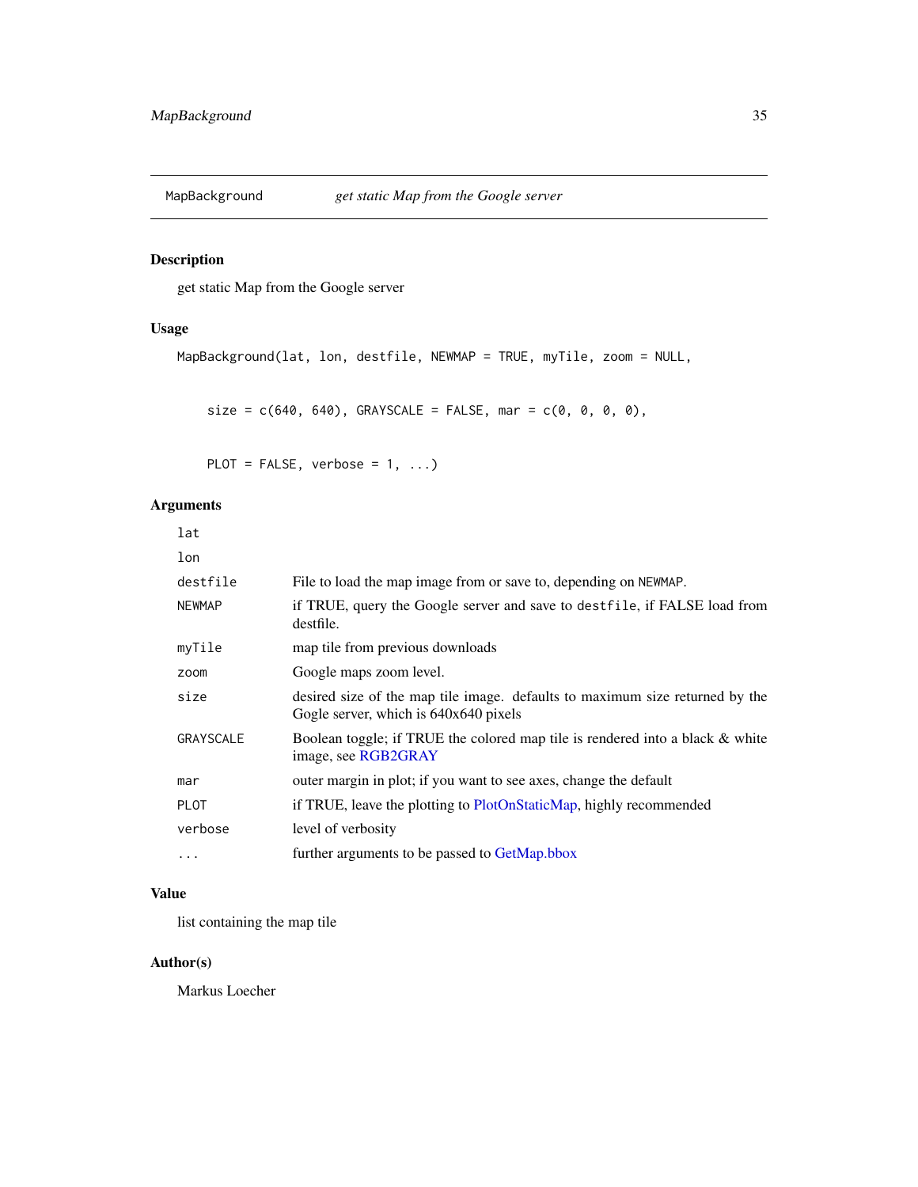MapBackground — *get static Map from the Google server*

## Description

get static Map from the Google server

## Usage

```
MapBackground(lat, lon, destfile, NEWMAP = TRUE, myTile, zoom = NULL,

    size = c(640, 640), GRAYSCALE = FALSE, mar = c(0, 0, 0, 0),

    PLOT = FALSE, verbose = 1, ...)
```

## Arguments

| | |
|---|---|
| `lat` | |
| `lon` | |
| `destfile` | File to load the map image from or save to, depending on `NEWMAP`. |
| `NEWMAP` | if TRUE, query the Google server and save to `destfile`, if FALSE load from destfile. |
| `myTile` | map tile from previous downloads |
| `zoom` | Google maps zoom level. |
| `size` | desired size of the map tile image. defaults to maximum size returned by the Gogle server, which is 640x640 pixels |
| `GRAYSCALE` | Boolean toggle; if TRUE the colored map tile is rendered into a black & white image, see RGB2GRAY |
| `mar` | outer margin in plot; if you want to see axes, change the default |
| `PLOT` | if TRUE, leave the plotting to PlotOnStaticMap, highly recommended |
| `verbose` | level of verbosity |
| `...` | further arguments to be passed to GetMap.bbox |

## Value

list containing the map tile

## Author(s)

Markus Loecher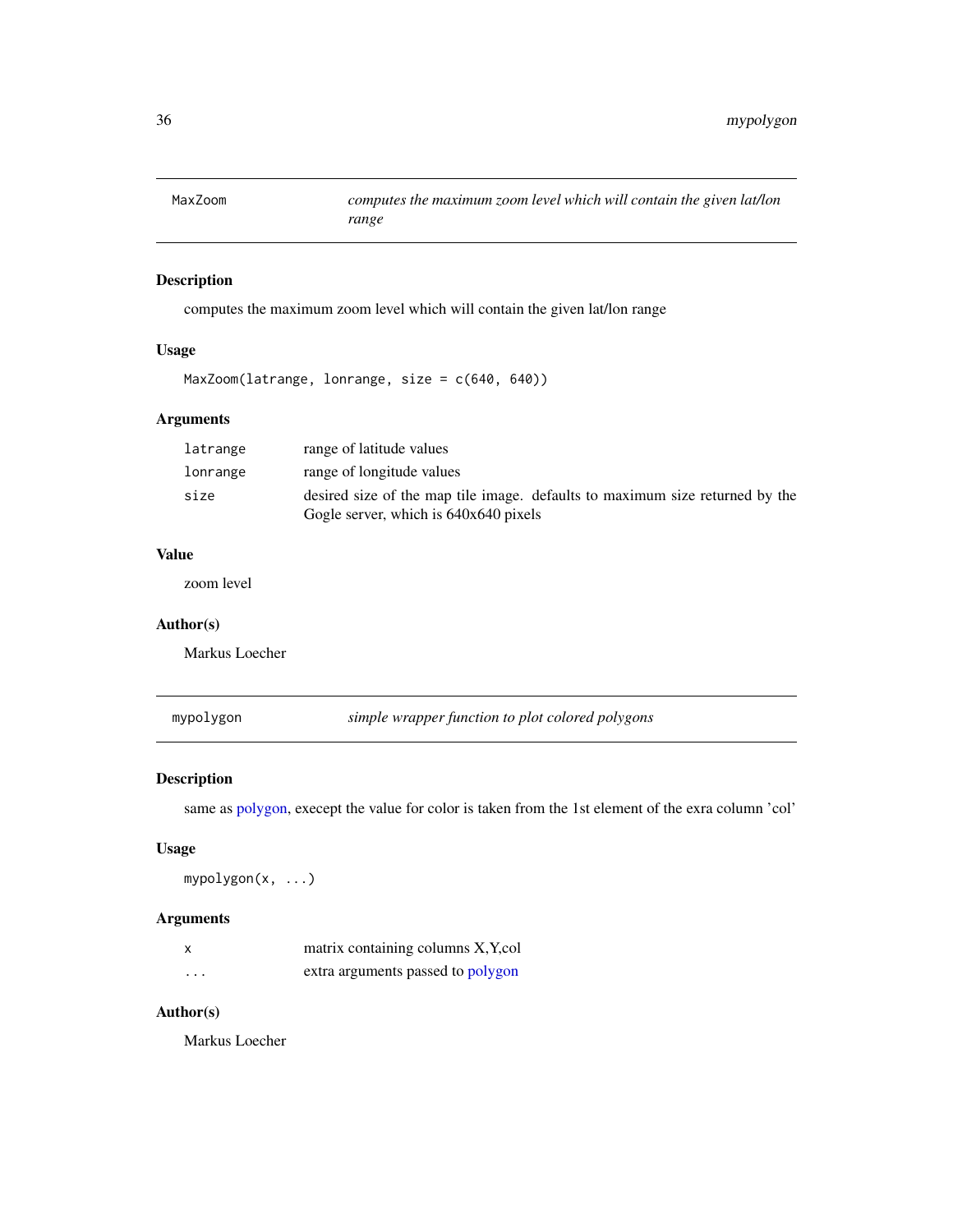## MaxZoom — *computes the maximum zoom level which will contain the given lat/lon range*

### Description

computes the maximum zoom level which will contain the given lat/lon range

### Usage

```
MaxZoom(latrange, lonrange, size = c(640, 640))
```

### Arguments

| | |
|---|---|
| `latrange` | range of latitude values |
| `lonrange` | range of longitude values |
| `size` | desired size of the map tile image. defaults to maximum size returned by the Gogle server, which is 640x640 pixels |

### Value

zoom level

### Author(s)

Markus Loecher

## mypolygon — *simple wrapper function to plot colored polygons*

### Description

same as polygon, execept the value for color is taken from the 1st element of the exra column 'col'

### Usage

```
mypolygon(x, ...)
```

### Arguments

| | |
|---|---|
| `x` | matrix containing columns X,Y,col |
| `...` | extra arguments passed to polygon |

### Author(s)

Markus Loecher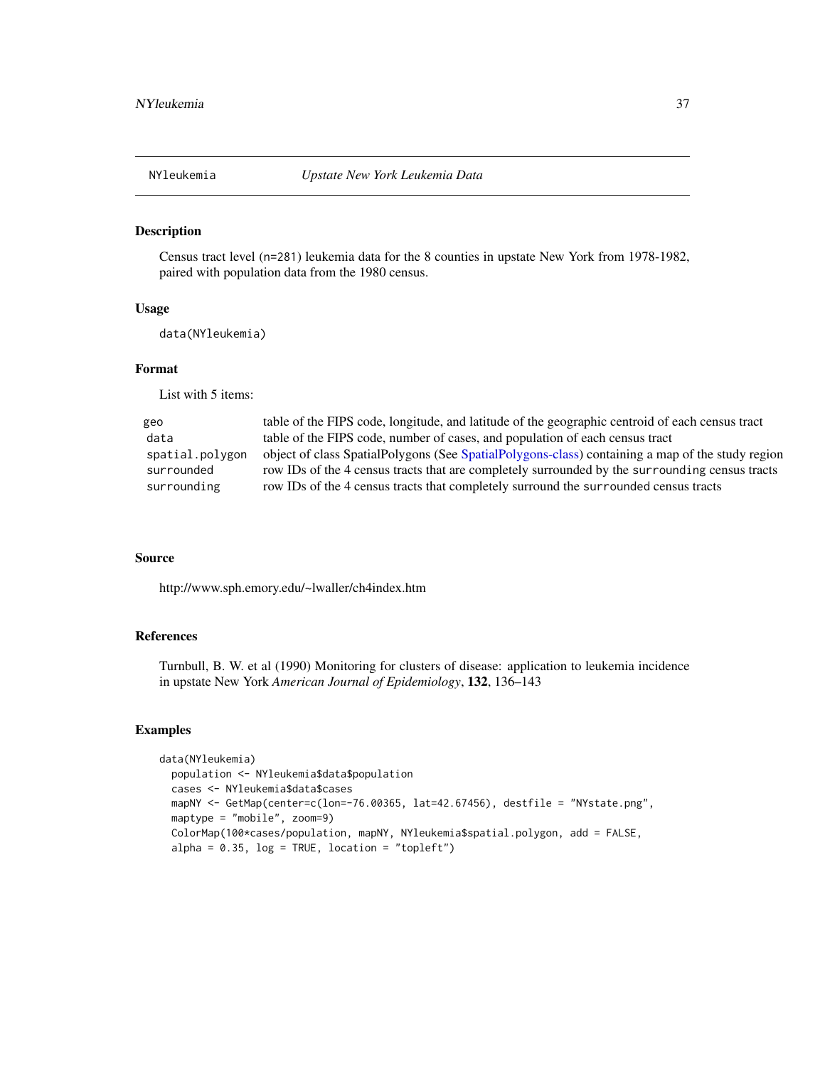# NYleukemia *Upstate New York Leukemia Data*

## Description

Census tract level (n=281) leukemia data for the 8 counties in upstate New York from 1978-1982, paired with population data from the 1980 census.

## Usage

```
data(NYleukemia)
```

## Format

List with 5 items:

| | |
|---|---|
| geo | table of the FIPS code, longitude, and latitude of the geographic centroid of each census tract |
| data | table of the FIPS code, number of cases, and population of each census tract |
| spatial.polygon | object of class SpatialPolygons (See SpatialPolygons-class) containing a map of the study region |
| surrounded | row IDs of the 4 census tracts that are completely surrounded by the surrounding census tracts |
| surrounding | row IDs of the 4 census tracts that completely surround the surrounded census tracts |

## Source

http://www.sph.emory.edu/~lwaller/ch4index.htm

## References

Turnbull, B. W. et al (1990) Monitoring for clusters of disease: application to leukemia incidence in upstate New York *American Journal of Epidemiology*, **132**, 136–143

## Examples

```
data(NYleukemia)
  population <- NYleukemia$data$population
  cases <- NYleukemia$data$cases
  mapNY <- GetMap(center=c(lon=-76.00365, lat=42.67456), destfile = "NYstate.png",
  maptype = "mobile", zoom=9)
  ColorMap(100*cases/population, mapNY, NYleukemia$spatial.polygon, add = FALSE,
  alpha = 0.35, log = TRUE, location = "topleft")
```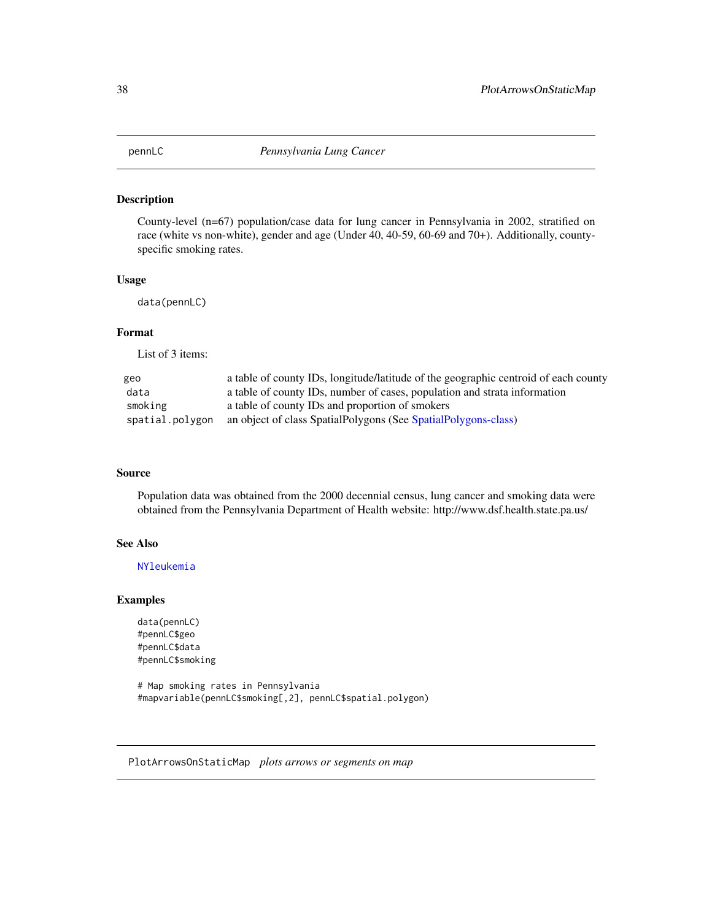## pennLC *Pennsylvania Lung Cancer*

### Description

County-level (n=67) population/case data for lung cancer in Pennsylvania in 2002, stratified on race (white vs non-white), gender and age (Under 40, 40-59, 60-69 and 70+). Additionally, county-specific smoking rates.

### Usage

```
data(pennLC)
```

### Format

List of 3 items:

| | |
|---|---|
| `geo` | a table of county IDs, longitude/latitude of the geographic centroid of each county |
| `data` | a table of county IDs, number of cases, population and strata information |
| `smoking` | a table of county IDs and proportion of smokers |
| `spatial.polygon` | an object of class SpatialPolygons (See SpatialPolygons-class) |

### Source

Population data was obtained from the 2000 decennial census, lung cancer and smoking data were obtained from the Pennsylvania Department of Health website: http://www.dsf.health.state.pa.us/

### See Also

`NYleukemia`

### Examples

```
data(pennLC)
#pennLC$geo
#pennLC$data
#pennLC$smoking

# Map smoking rates in Pennsylvania
#mapvariable(pennLC$smoking[,2], pennLC$spatial.polygon)
```

## PlotArrowsOnStaticMap *plots arrows or segments on map*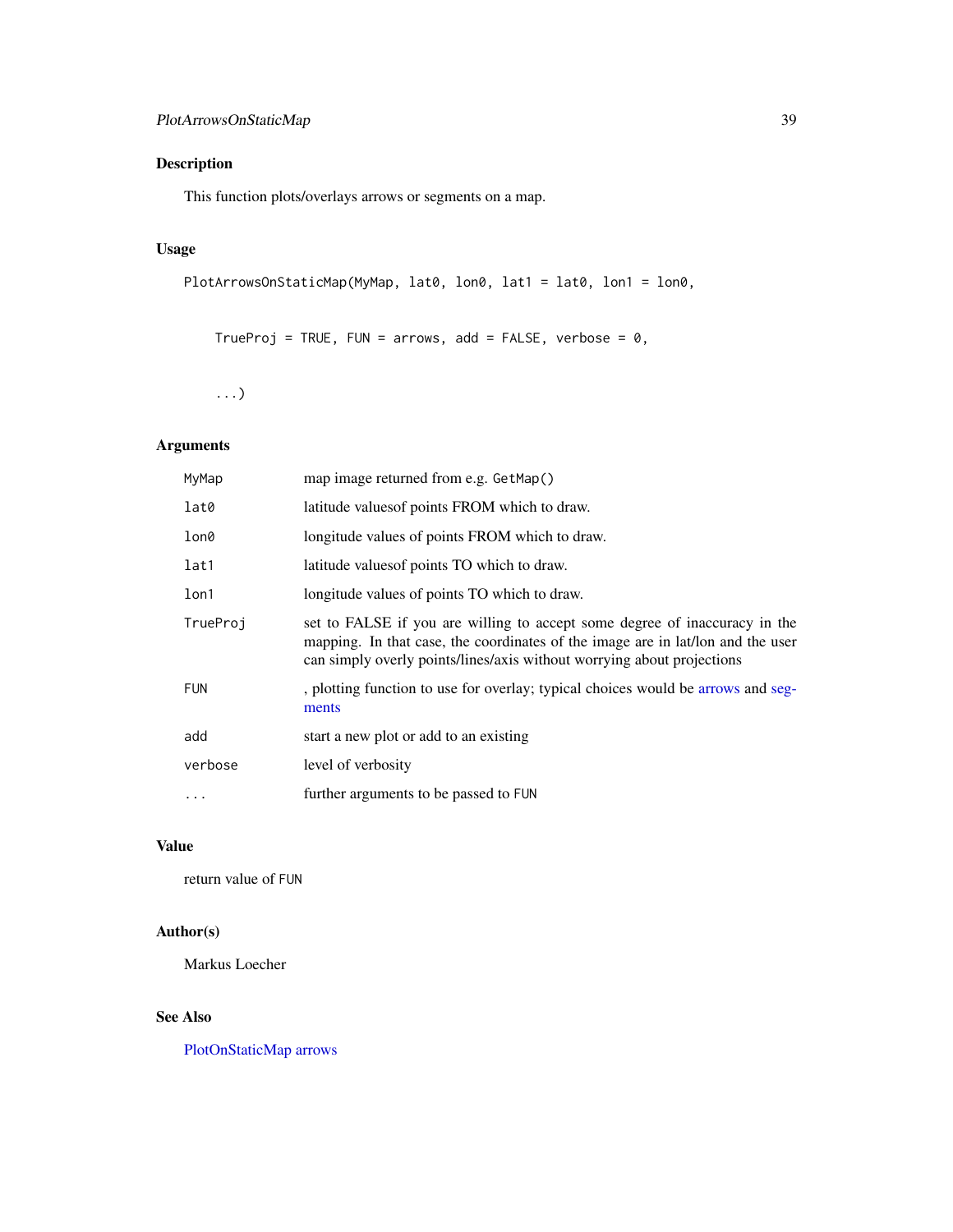## Description

This function plots/overlays arrows or segments on a map.

## Usage

```
PlotArrowsOnStaticMap(MyMap, lat0, lon0, lat1 = lat0, lon1 = lon0,

    TrueProj = TRUE, FUN = arrows, add = FALSE, verbose = 0,

    ...)
```

## Arguments

| | |
|---|---|
| MyMap | map image returned from e.g. GetMap() |
| lat0 | latitude valuesof points FROM which to draw. |
| lon0 | longitude values of points FROM which to draw. |
| lat1 | latitude valuesof points TO which to draw. |
| lon1 | longitude values of points TO which to draw. |
| TrueProj | set to FALSE if you are willing to accept some degree of inaccuracy in the mapping. In that case, the coordinates of the image are in lat/lon and the user can simply overly points/lines/axis without worrying about projections |
| FUN | , plotting function to use for overlay; typical choices would be arrows and segments |
| add | start a new plot or add to an existing |
| verbose | level of verbosity |
| ... | further arguments to be passed to FUN |

## Value

return value of FUN

## Author(s)

Markus Loecher

## See Also

PlotOnStaticMap arrows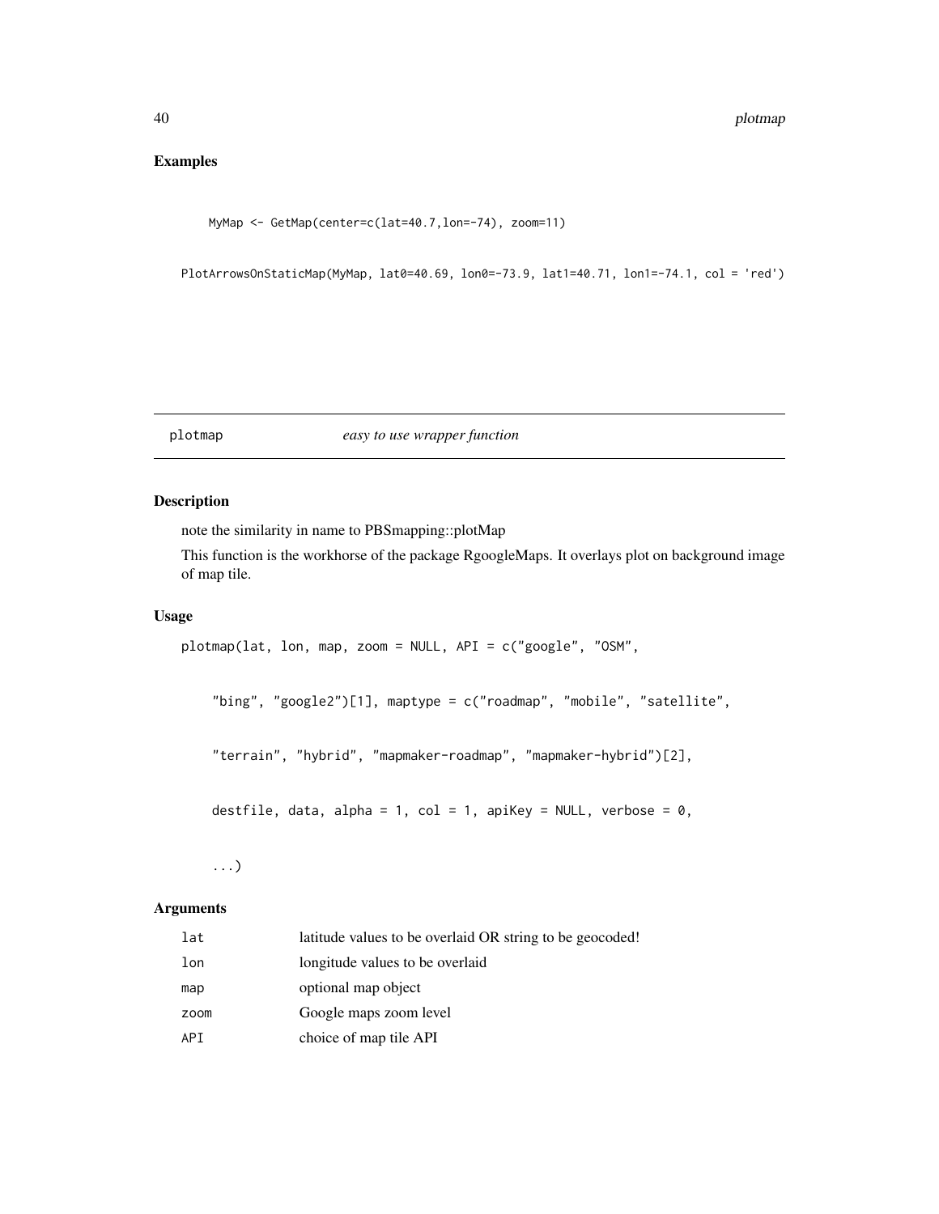## Examples

```
MyMap <- GetMap(center=c(lat=40.7,lon=-74), zoom=11)

PlotArrowsOnStaticMap(MyMap, lat0=40.69, lon0=-73.9, lat1=40.71, lon1=-74.1, col = 'red')
```

# plotmap *easy to use wrapper function*

## Description

note the similarity in name to PBSmapping::plotMap

This function is the workhorse of the package RgoogleMaps. It overlays plot on background image of map tile.

## Usage

```
plotmap(lat, lon, map, zoom = NULL, API = c("google", "OSM",

    "bing", "google2")[1], maptype = c("roadmap", "mobile", "satellite",

    "terrain", "hybrid", "mapmaker-roadmap", "mapmaker-hybrid")[2],

    destfile, data, alpha = 1, col = 1, apiKey = NULL, verbose = 0,

    ...)
```

## Arguments

| | |
|---|---|
| lat | latitude values to be overlaid OR string to be geocoded! |
| lon | longitude values to be overlaid |
| map | optional map object |
| zoom | Google maps zoom level |
| API | choice of map tile API |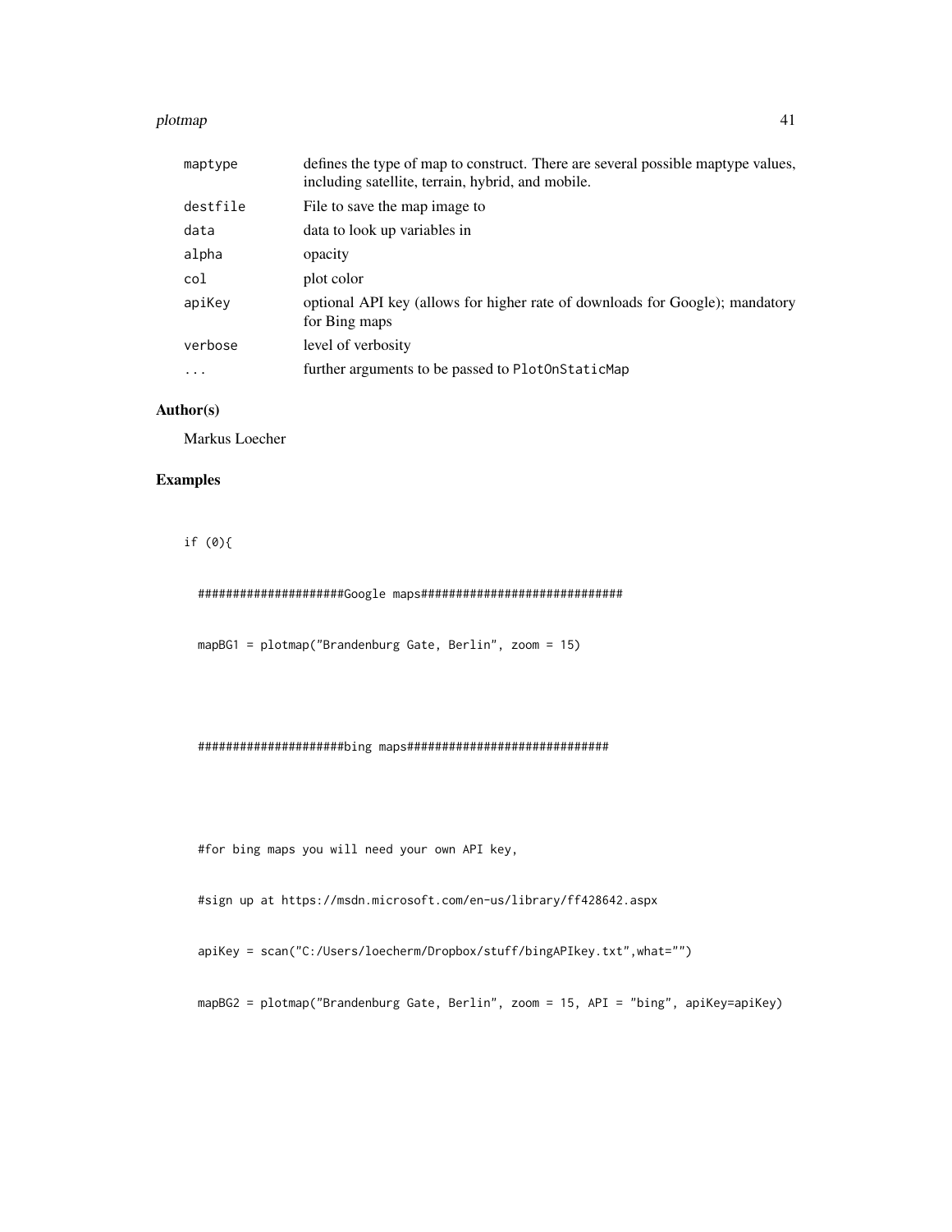| | |
|---|---|
| maptype | defines the type of map to construct. There are several possible maptype values, including satellite, terrain, hybrid, and mobile. |
| destfile | File to save the map image to |
| data | data to look up variables in |
| alpha | opacity |
| col | plot color |
| apiKey | optional API key (allows for higher rate of downloads for Google); mandatory for Bing maps |
| verbose | level of verbosity |
| ... | further arguments to be passed to PlotOnStaticMap |

## Author(s)

Markus Loecher

## Examples

```
if (0){

  ####################Google maps#############################

  mapBG1 = plotmap("Brandenburg Gate, Berlin", zoom = 15)



  ####################bing maps#############################



  #for bing maps you will need your own API key,

  #sign up at https://msdn.microsoft.com/en-us/library/ff428642.aspx

  apiKey = scan("C:/Users/loecherm/Dropbox/stuff/bingAPIkey.txt",what="")

  mapBG2 = plotmap("Brandenburg Gate, Berlin", zoom = 15, API = "bing", apiKey=apiKey)
```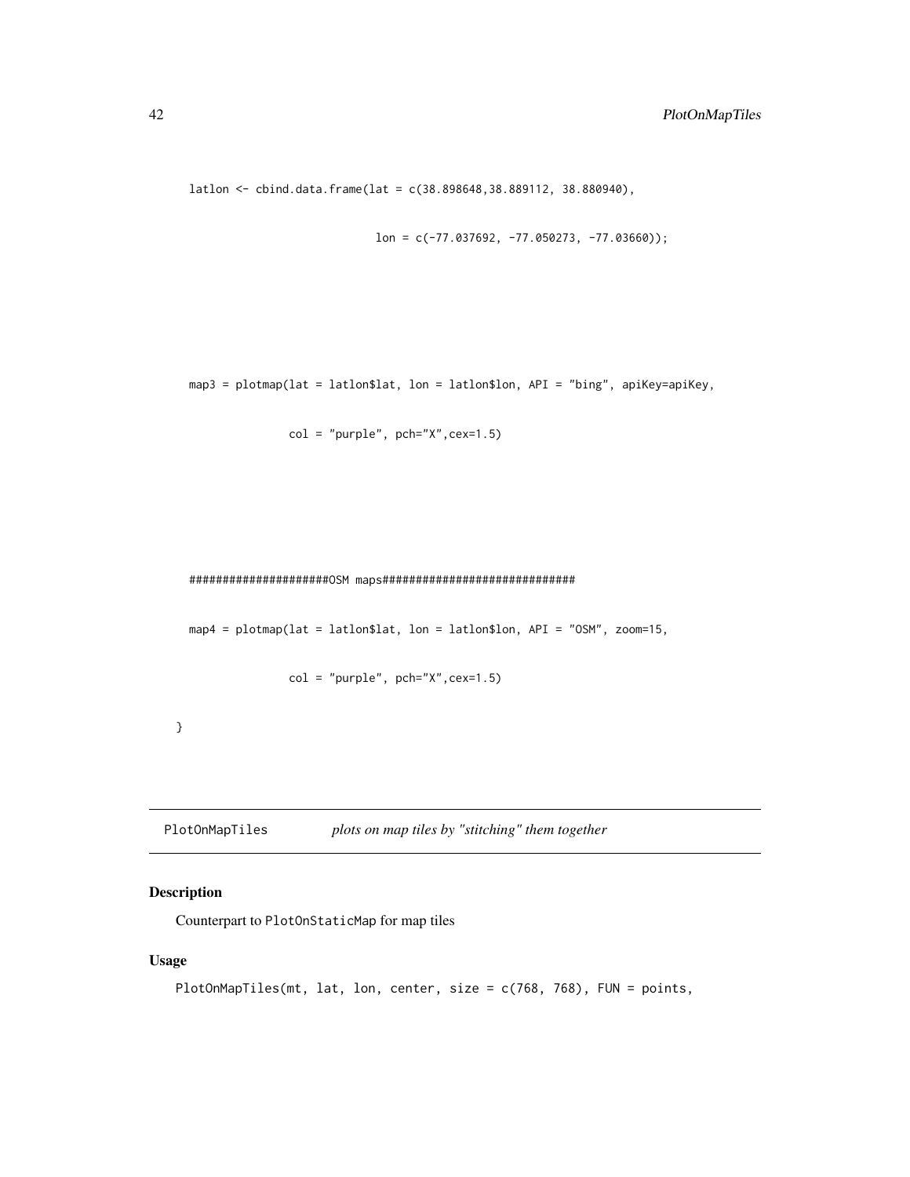```
  latlon <- cbind.data.frame(lat = c(38.898648,38.889112, 38.880940),
                             lon = c(-77.037692, -77.050273, -77.03660));

  map3 = plotmap(lat = latlon$lat, lon = latlon$lon, API = "bing", apiKey=apiKey,
                 col = "purple", pch="X",cex=1.5)

  ####################OSM maps############################
  map4 = plotmap(lat = latlon$lat, lon = latlon$lon, API = "OSM", zoom=15,
                 col = "purple", pch="X",cex=1.5)
}
```

---

## PlotOnMapTiles    *plots on map tiles by "stitching" them together*

### Description

Counterpart to PlotOnStaticMap for map tiles

### Usage

```
PlotOnMapTiles(mt, lat, lon, center, size = c(768, 768), FUN = points,
```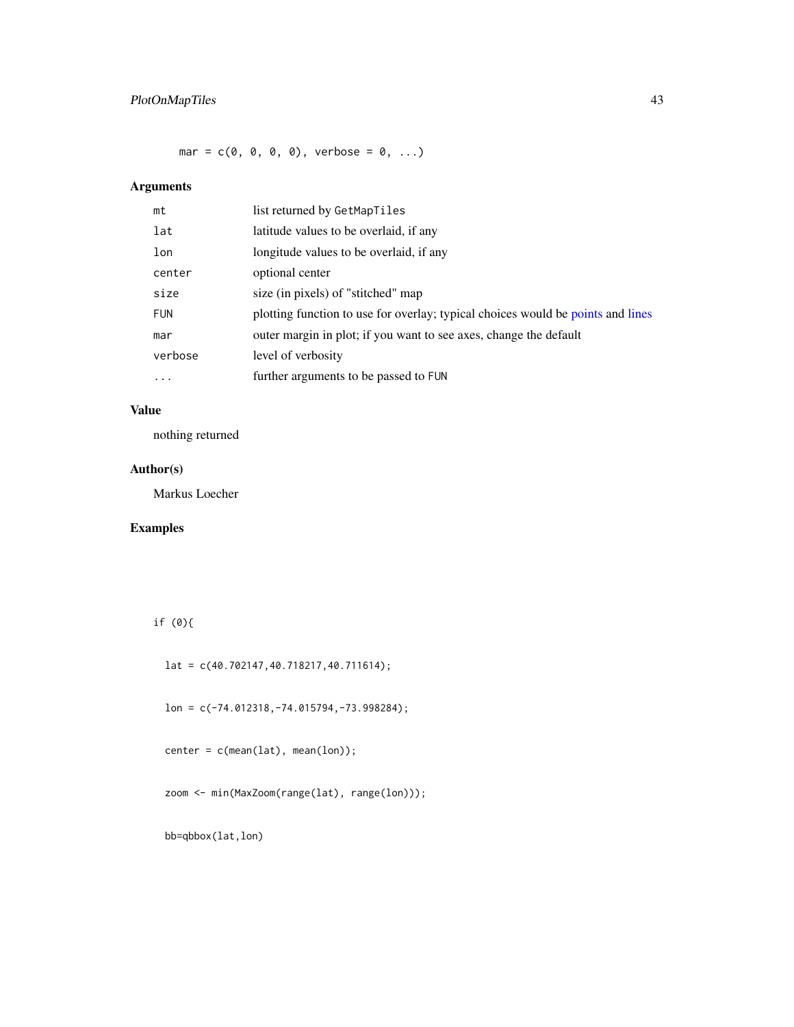```
mar = c(0, 0, 0, 0), verbose = 0, ...)
```

## Arguments

| | |
|---|---|
| `mt` | list returned by `GetMapTiles` |
| `lat` | latitude values to be overlaid, if any |
| `lon` | longitude values to be overlaid, if any |
| `center` | optional center |
| `size` | size (in pixels) of "stitched" map |
| `FUN` | plotting function to use for overlay; typical choices would be points and lines |
| `mar` | outer margin in plot; if you want to see axes, change the default |
| `verbose` | level of verbosity |
| `...` | further arguments to be passed to `FUN` |

## Value

nothing returned

## Author(s)

Markus Loecher

## Examples

```
if (0){

  lat = c(40.702147,40.718217,40.711614);

  lon = c(-74.012318,-74.015794,-73.998284);

  center = c(mean(lat), mean(lon));

  zoom <- min(MaxZoom(range(lat), range(lon)));

  bb=qbbox(lat,lon)
```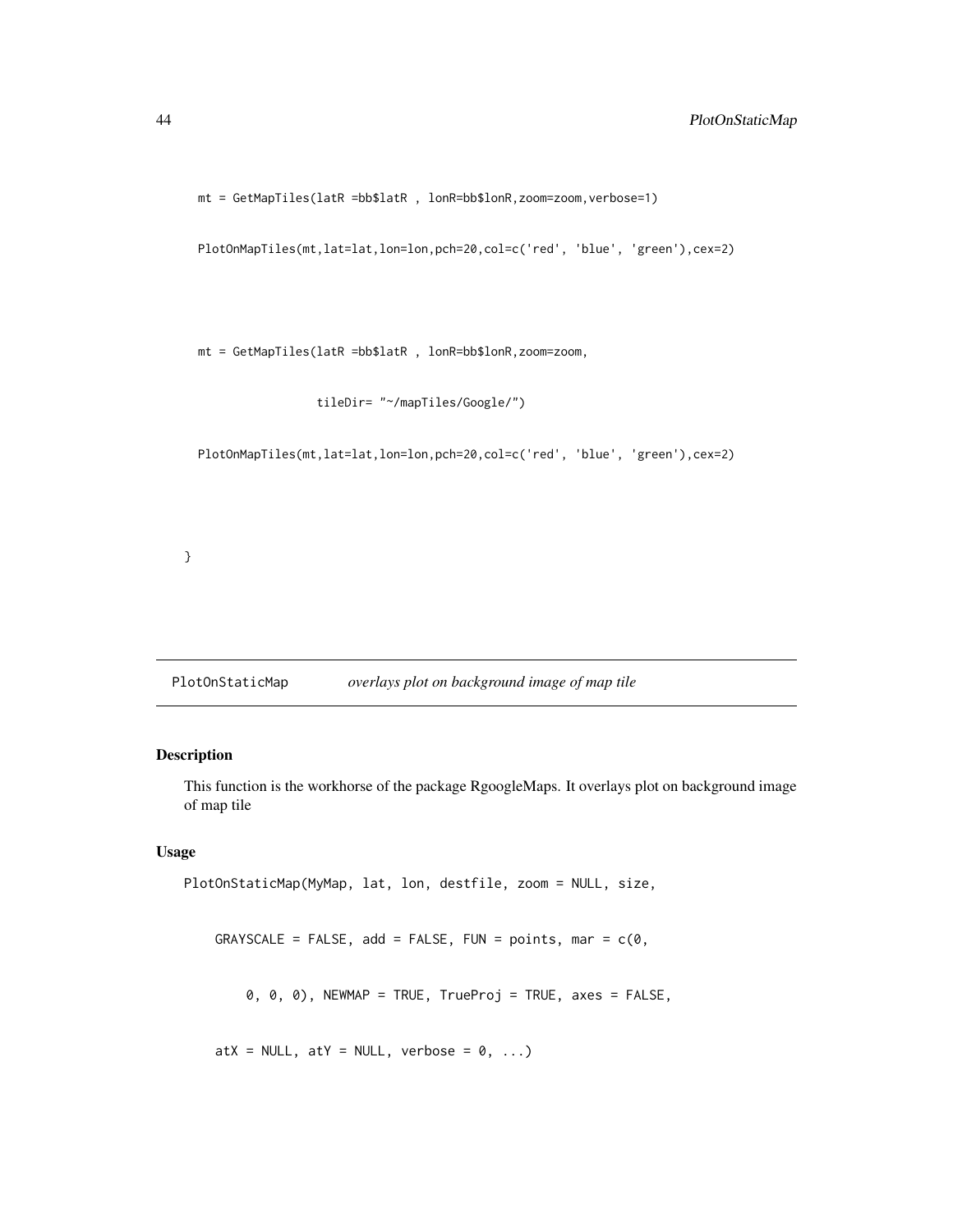```
  mt = GetMapTiles(latR =bb$latR , lonR=bb$lonR,zoom=zoom,verbose=1)

  PlotOnMapTiles(mt,lat=lat,lon=lon,pch=20,col=c('red', 'blue', 'green'),cex=2)



  mt = GetMapTiles(latR =bb$latR , lonR=bb$lonR,zoom=zoom,

                  tileDir= "~/mapTiles/Google/")

  PlotOnMapTiles(mt,lat=lat,lon=lon,pch=20,col=c('red', 'blue', 'green'),cex=2)



}
```

## PlotOnStaticMap — *overlays plot on background image of map tile*

### Description

This function is the workhorse of the package RgoogleMaps. It overlays plot on background image of map tile

### Usage

```
PlotOnStaticMap(MyMap, lat, lon, destfile, zoom = NULL, size,

    GRAYSCALE = FALSE, add = FALSE, FUN = points, mar = c(0,

        0, 0, 0), NEWMAP = TRUE, TrueProj = TRUE, axes = FALSE,

    atX = NULL, atY = NULL, verbose = 0, ...)
```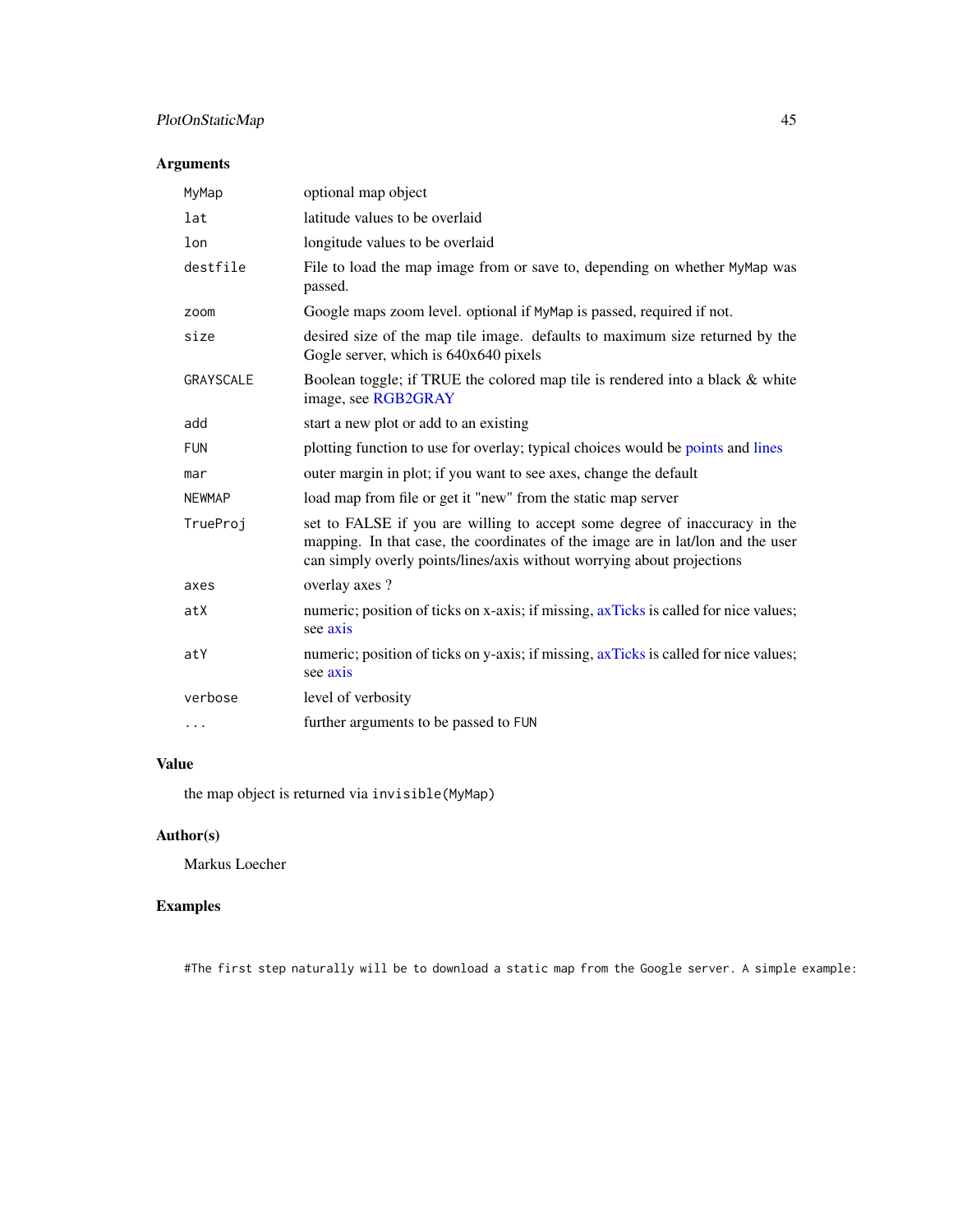### Arguments

| | |
|---|---|
| MyMap | optional map object |
| lat | latitude values to be overlaid |
| lon | longitude values to be overlaid |
| destfile | File to load the map image from or save to, depending on whether MyMap was passed. |
| zoom | Google maps zoom level. optional if MyMap is passed, required if not. |
| size | desired size of the map tile image. defaults to maximum size returned by the Gogle server, which is 640x640 pixels |
| GRAYSCALE | Boolean toggle; if TRUE the colored map tile is rendered into a black & white image, see RGB2GRAY |
| add | start a new plot or add to an existing |
| FUN | plotting function to use for overlay; typical choices would be points and lines |
| mar | outer margin in plot; if you want to see axes, change the default |
| NEWMAP | load map from file or get it "new" from the static map server |
| TrueProj | set to FALSE if you are willing to accept some degree of inaccuracy in the mapping. In that case, the coordinates of the image are in lat/lon and the user can simply overly points/lines/axis without worrying about projections |
| axes | overlay axes ? |
| atX | numeric; position of ticks on x-axis; if missing, axTicks is called for nice values; see axis |
| atY | numeric; position of ticks on y-axis; if missing, axTicks is called for nice values; see axis |
| verbose | level of verbosity |
| ... | further arguments to be passed to FUN |

### Value

the map object is returned via `invisible(MyMap)`

### Author(s)

Markus Loecher

### Examples

```
#The first step naturally will be to download a static map from the Google server. A simple example:
```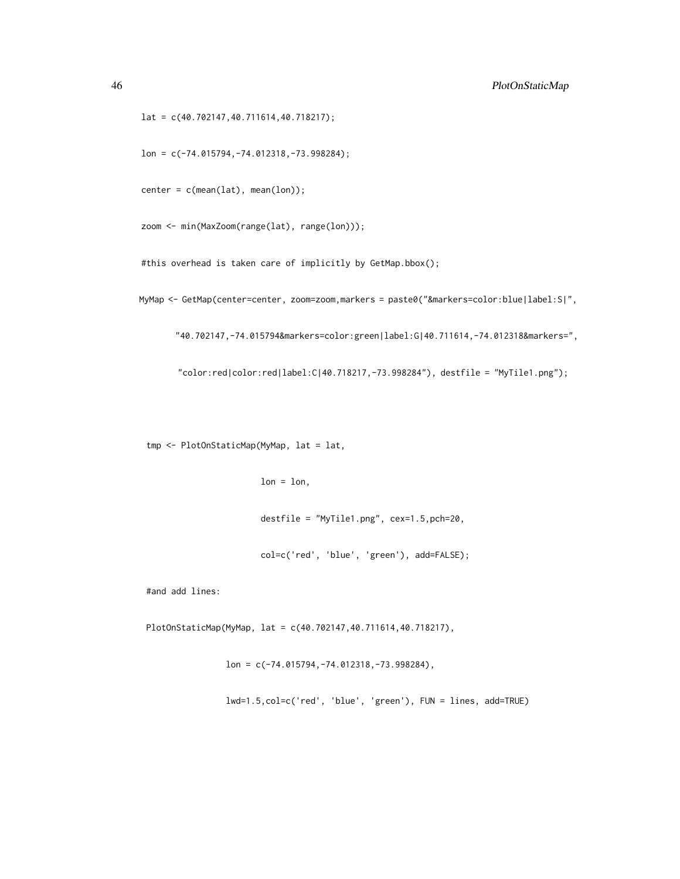```
lat = c(40.702147,40.711614,40.718217);

lon = c(-74.015794,-74.012318,-73.998284);

center = c(mean(lat), mean(lon));

zoom <- min(MaxZoom(range(lat), range(lon)));

#this overhead is taken care of implicitly by GetMap.bbox();

MyMap <- GetMap(center=center, zoom=zoom,markers = paste0("&markers=color:blue|label:S|",

      "40.702147,-74.015794&markers=color:green|label:G|40.711614,-74.012318&markers=",

       "color:red|color:red|label:C|40.718217,-73.998284"), destfile = "MyTile1.png");



 tmp <- PlotOnStaticMap(MyMap, lat = lat,

                        lon = lon,

                        destfile = "MyTile1.png", cex=1.5,pch=20,

                        col=c('red', 'blue', 'green'), add=FALSE);

 #and add lines:

 PlotOnStaticMap(MyMap, lat = c(40.702147,40.711614,40.718217),

                 lon = c(-74.015794,-74.012318,-73.998284),

                 lwd=1.5,col=c('red', 'blue', 'green'), FUN = lines, add=TRUE)
```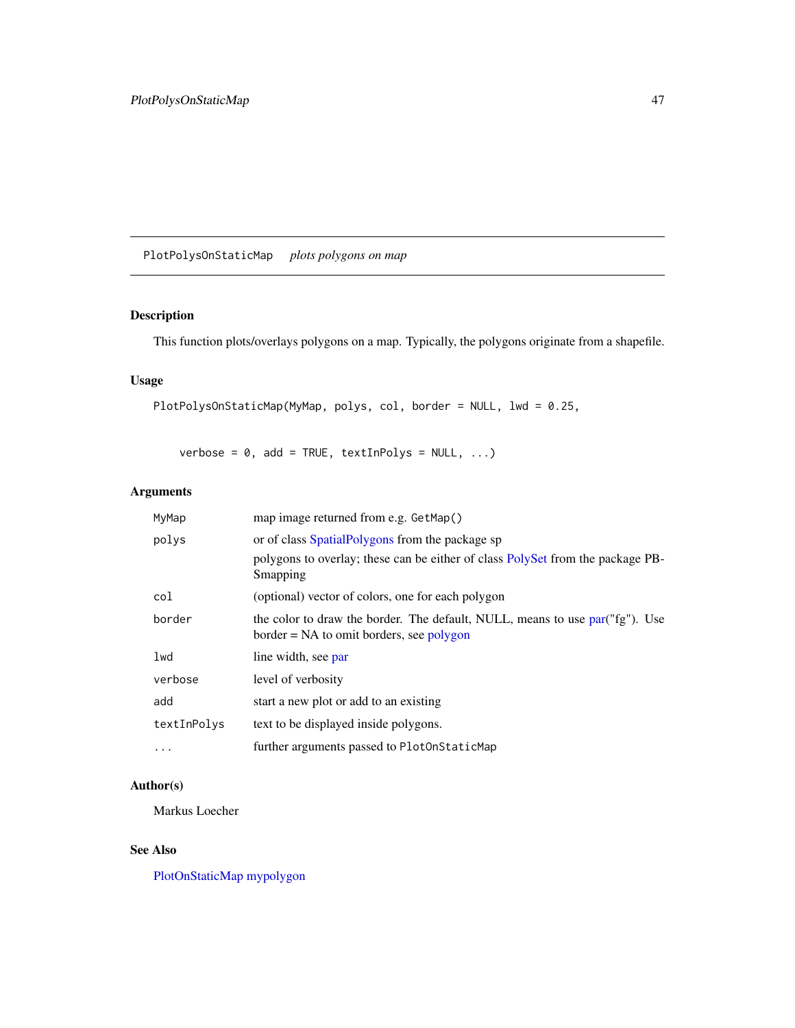## PlotPolysOnStaticMap *plots polygons on map*

### Description

This function plots/overlays polygons on a map. Typically, the polygons originate from a shapefile.

### Usage

```
PlotPolysOnStaticMap(MyMap, polys, col, border = NULL, lwd = 0.25,

    verbose = 0, add = TRUE, textInPolys = NULL, ...)
```

### Arguments

| | |
|---|---|
| `MyMap` | map image returned from e.g. `GetMap()` |
| `polys` | or of class SpatialPolygons from the package sp<br>polygons to overlay; these can be either of class PolySet from the package PBSmapping |
| `col` | (optional) vector of colors, one for each polygon |
| `border` | the color to draw the border. The default, NULL, means to use par("fg"). Use border = NA to omit borders, see polygon |
| `lwd` | line width, see par |
| `verbose` | level of verbosity |
| `add` | start a new plot or add to an existing |
| `textInPolys` | text to be displayed inside polygons. |
| `...` | further arguments passed to `PlotOnStaticMap` |

### Author(s)

Markus Loecher

### See Also

PlotOnStaticMap mypolygon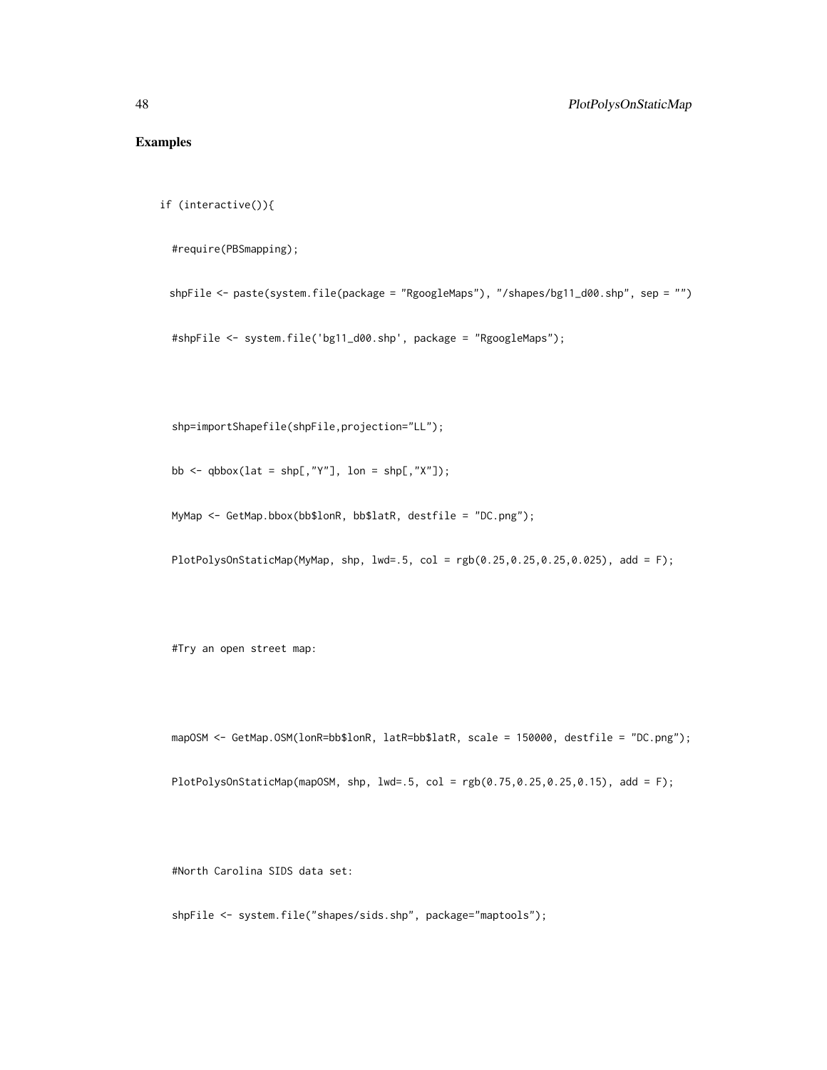## Examples

```
if (interactive()){

  #require(PBSmapping);

 shpFile <- paste(system.file(package = "RgoogleMaps"), "/shapes/bg11_d00.shp", sep = "")

  #shpFile <- system.file('bg11_d00.shp', package = "RgoogleMaps");



  shp=importShapefile(shpFile,projection="LL");

  bb <- qbbox(lat = shp[,"Y"], lon = shp[,"X"]);

  MyMap <- GetMap.bbox(bb$lonR, bb$latR, destfile = "DC.png");

  PlotPolysOnStaticMap(MyMap, shp, lwd=.5, col = rgb(0.25,0.25,0.25,0.025), add = F);



  #Try an open street map:



  mapOSM <- GetMap.OSM(lonR=bb$lonR, latR=bb$latR, scale = 150000, destfile = "DC.png");

  PlotPolysOnStaticMap(mapOSM, shp, lwd=.5, col = rgb(0.75,0.25,0.25,0.15), add = F);



  #North Carolina SIDS data set:

  shpFile <- system.file("shapes/sids.shp", package="maptools");
```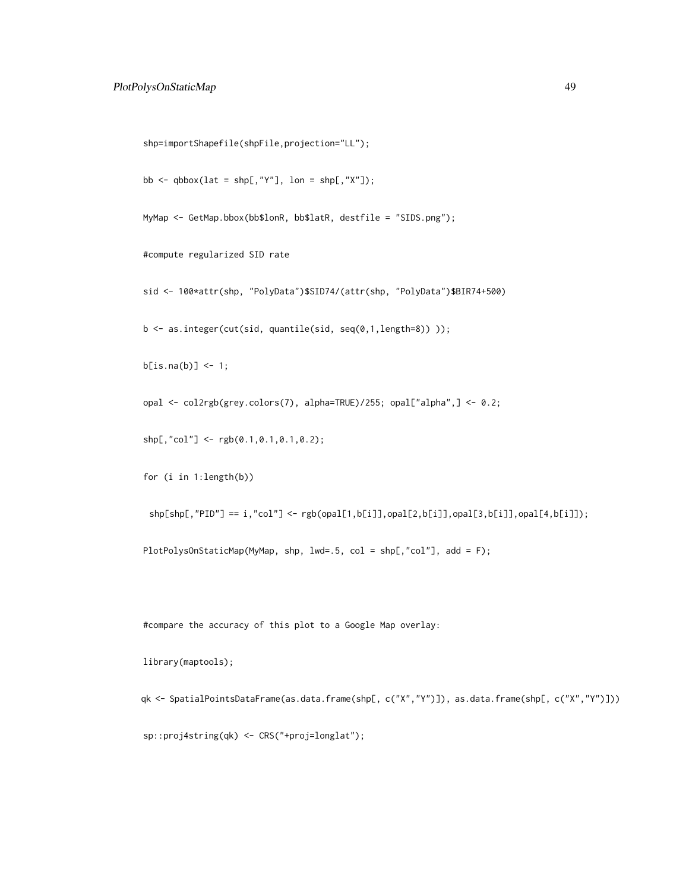```
shp=importShapefile(shpFile,projection="LL");

bb <- qbbox(lat = shp[,"Y"], lon = shp[,"X"]);

MyMap <- GetMap.bbox(bb$lonR, bb$latR, destfile = "SIDS.png");

#compute regularized SID rate

sid <- 100*attr(shp, "PolyData")$SID74/(attr(shp, "PolyData")$BIR74+500)

b <- as.integer(cut(sid, quantile(sid, seq(0,1,length=8)) ));

b[is.na(b)] <- 1;

opal <- col2rgb(grey.colors(7), alpha=TRUE)/255; opal["alpha",] <- 0.2;

shp[,"col"] <- rgb(0.1,0.1,0.1,0.2);

for (i in 1:length(b))

  shp[shp[,"PID"] == i,"col"] <- rgb(opal[1,b[i]],opal[2,b[i]],opal[3,b[i]],opal[4,b[i]]);

PlotPolysOnStaticMap(MyMap, shp, lwd=.5, col = shp[,"col"], add = F);



#compare the accuracy of this plot to a Google Map overlay:

library(maptools);

qk <- SpatialPointsDataFrame(as.data.frame(shp[, c("X","Y")]), as.data.frame(shp[, c("X","Y")]))

sp::proj4string(qk) <- CRS("+proj=longlat");
```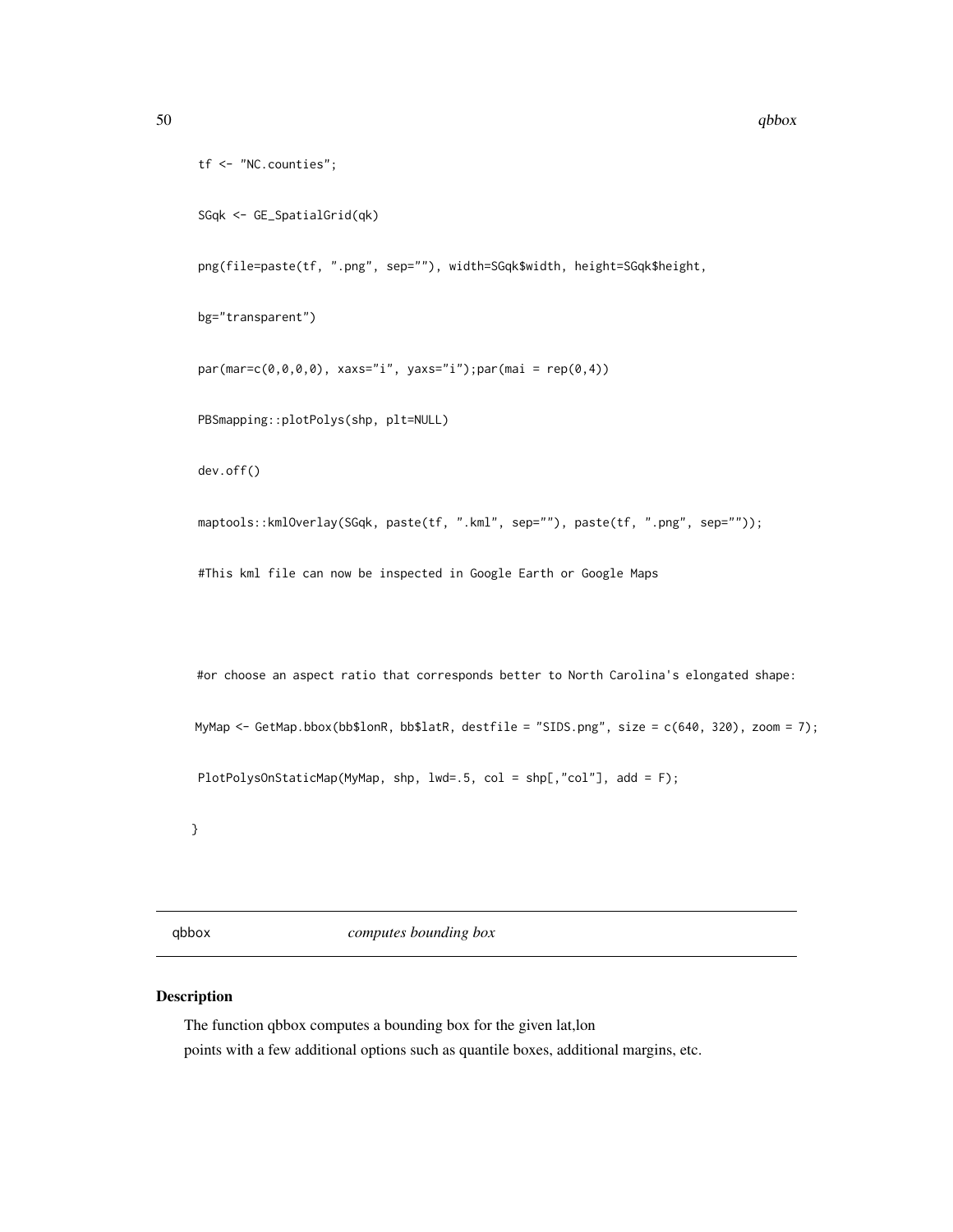```
tf <- "NC.counties";

SGqk <- GE_SpatialGrid(qk)

png(file=paste(tf, ".png", sep=""), width=SGqk$width, height=SGqk$height,

bg="transparent")

par(mar=c(0,0,0,0), xaxs="i", yaxs="i");par(mai = rep(0,4))

PBSmapping::plotPolys(shp, plt=NULL)

dev.off()

maptools::kmlOverlay(SGqk, paste(tf, ".kml", sep=""), paste(tf, ".png", sep=""));

#This kml file can now be inspected in Google Earth or Google Maps



#or choose an aspect ratio that corresponds better to North Carolina's elongated shape:

MyMap <- GetMap.bbox(bb$lonR, bb$latR, destfile = "SIDS.png", size = c(640, 320), zoom = 7);

PlotPolysOnStaticMap(MyMap, shp, lwd=.5, col = shp[,"col"], add = F);

}
```

## qbbox *computes bounding box*

### Description

The function qbbox computes a bounding box for the given lat,lon
points with a few additional options such as quantile boxes, additional margins, etc.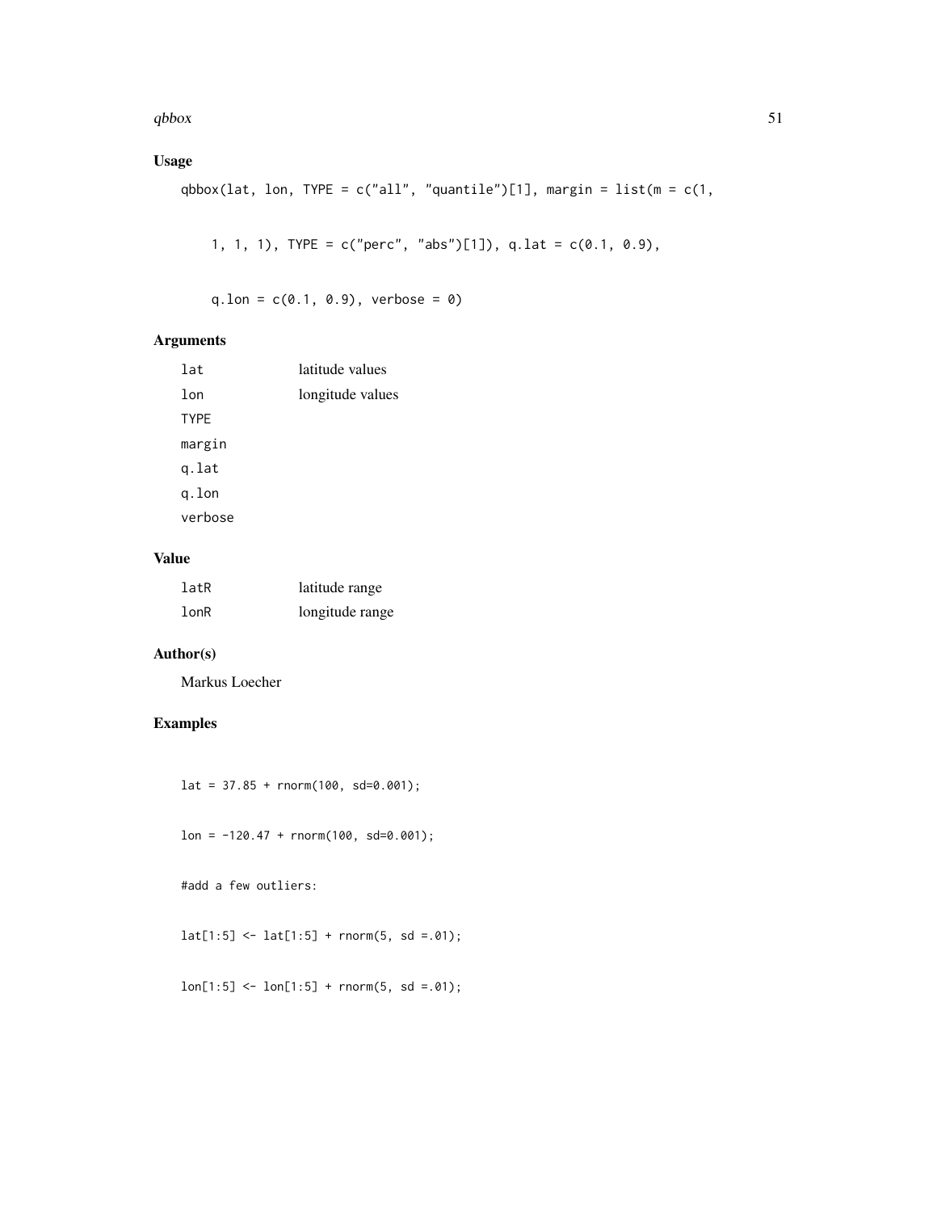## Usage

```
qbbox(lat, lon, TYPE = c("all", "quantile")[1], margin = list(m = c(1,

    1, 1, 1), TYPE = c("perc", "abs")[1]), q.lat = c(0.1, 0.9),

    q.lon = c(0.1, 0.9), verbose = 0)
```

## Arguments

| | |
|---|---|
| lat | latitude values |
| lon | longitude values |
| TYPE | |
| margin | |
| q.lat | |
| q.lon | |
| verbose | |

## Value

| | |
|---|---|
| latR | latitude range |
| lonR | longitude range |

## Author(s)

Markus Loecher

## Examples

```
lat = 37.85 + rnorm(100, sd=0.001);

lon = -120.47 + rnorm(100, sd=0.001);

#add a few outliers:

lat[1:5] <- lat[1:5] + rnorm(5, sd =.01);

lon[1:5] <- lon[1:5] + rnorm(5, sd =.01);
```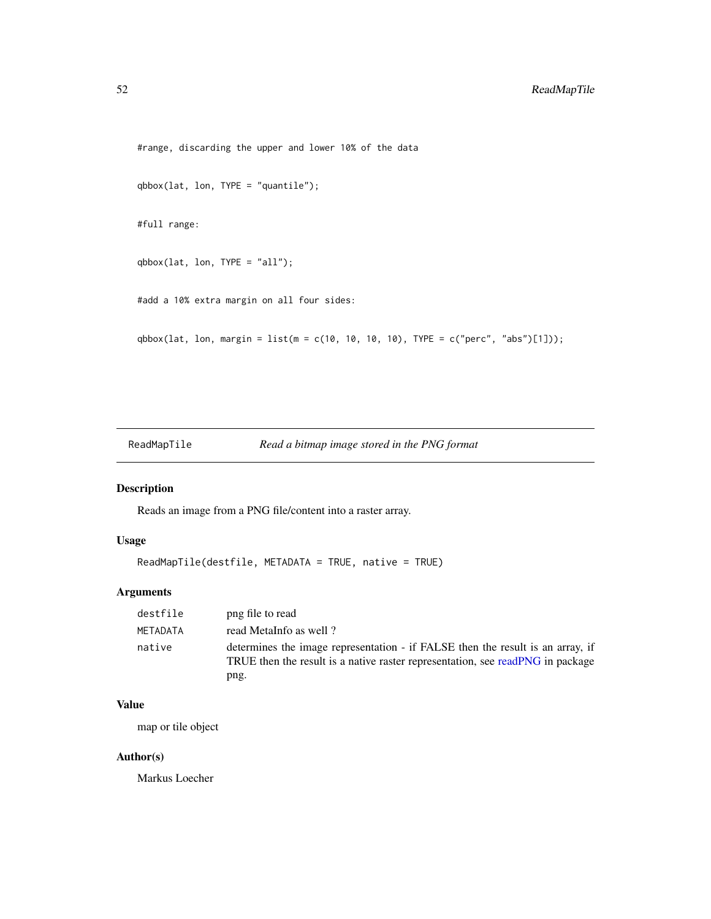```
#range, discarding the upper and lower 10% of the data

qbbox(lat, lon, TYPE = "quantile");

#full range:

qbbox(lat, lon, TYPE = "all");

#add a 10% extra margin on all four sides:

qbbox(lat, lon, margin = list(m = c(10, 10, 10, 10), TYPE = c("perc", "abs")[1]));
```

---

## ReadMapTile — *Read a bitmap image stored in the PNG format*

### Description

Reads an image from a PNG file/content into a raster array.

### Usage

```
ReadMapTile(destfile, METADATA = TRUE, native = TRUE)
```

### Arguments

| | |
|---|---|
| `destfile` | png file to read |
| `METADATA` | read MetaInfo as well ? |
| `native` | determines the image representation - if FALSE then the result is an array, if TRUE then the result is a native raster representation, see readPNG in package png. |

### Value

map or tile object

### Author(s)

Markus Loecher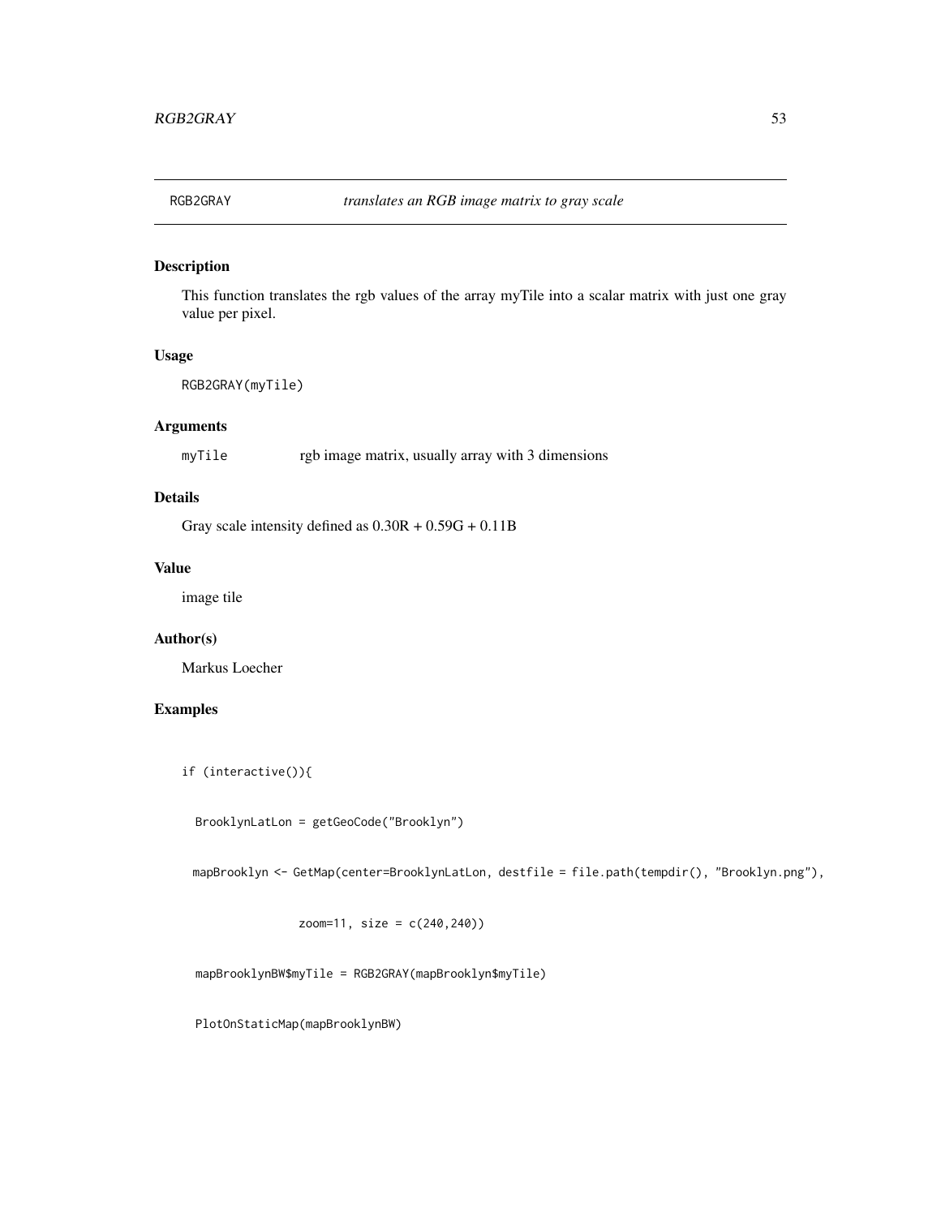# RGB2GRAY — *translates an RGB image matrix to gray scale*

## Description

This function translates the rgb values of the array myTile into a scalar matrix with just one gray value per pixel.

## Usage

```
RGB2GRAY(myTile)
```

## Arguments

| | |
|---|---|
| `myTile` | rgb image matrix, usually array with 3 dimensions |

## Details

Gray scale intensity defined as $0.30R + 0.59G + 0.11B$

## Value

image tile

## Author(s)

Markus Loecher

## Examples

```
if (interactive()){

  BrooklynLatLon = getGeoCode("Brooklyn")

  mapBrooklyn <- GetMap(center=BrooklynLatLon, destfile = file.path(tempdir(), "Brooklyn.png"),

                 zoom=11, size = c(240,240))

  mapBrooklynBW$myTile = RGB2GRAY(mapBrooklyn$myTile)

  PlotOnStaticMap(mapBrooklynBW)
```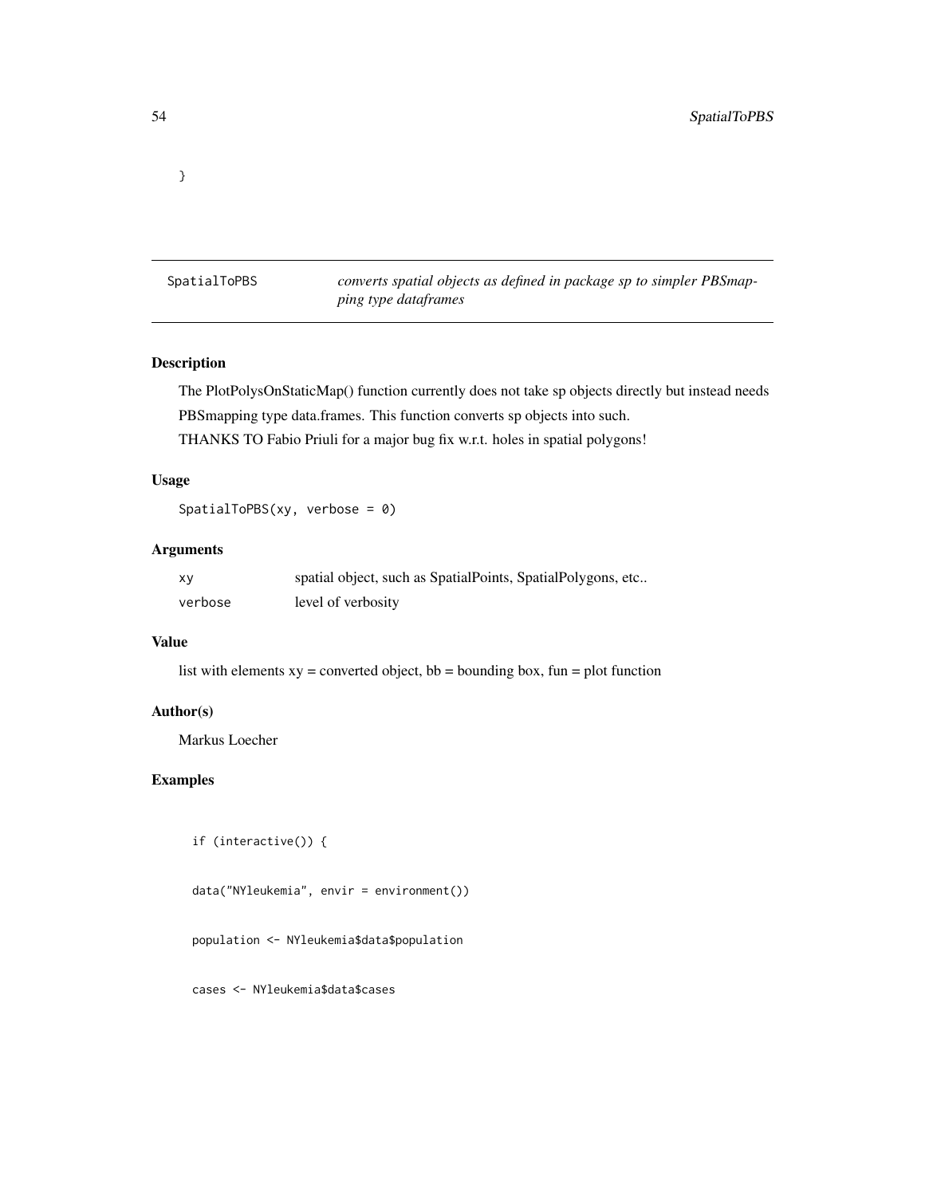```
}
```

## SpatialToPBS

*converts spatial objects as defined in package sp to simpler PBSmapping type dataframes*

### Description

The PlotPolysOnStaticMap() function currently does not take sp objects directly but instead needs PBSmapping type data.frames. This function converts sp objects into such.

THANKS TO Fabio Priuli for a major bug fix w.r.t. holes in spatial polygons!

### Usage

```
SpatialToPBS(xy, verbose = 0)
```

### Arguments

| | |
|---|---|
| xy | spatial object, such as SpatialPoints, SpatialPolygons, etc.. |
| verbose | level of verbosity |

### Value

list with elements xy = converted object, bb = bounding box, fun = plot function

### Author(s)

Markus Loecher

### Examples

```
if (interactive()) {

data("NYleukemia", envir = environment())

population <- NYleukemia$data$population

cases <- NYleukemia$data$cases
```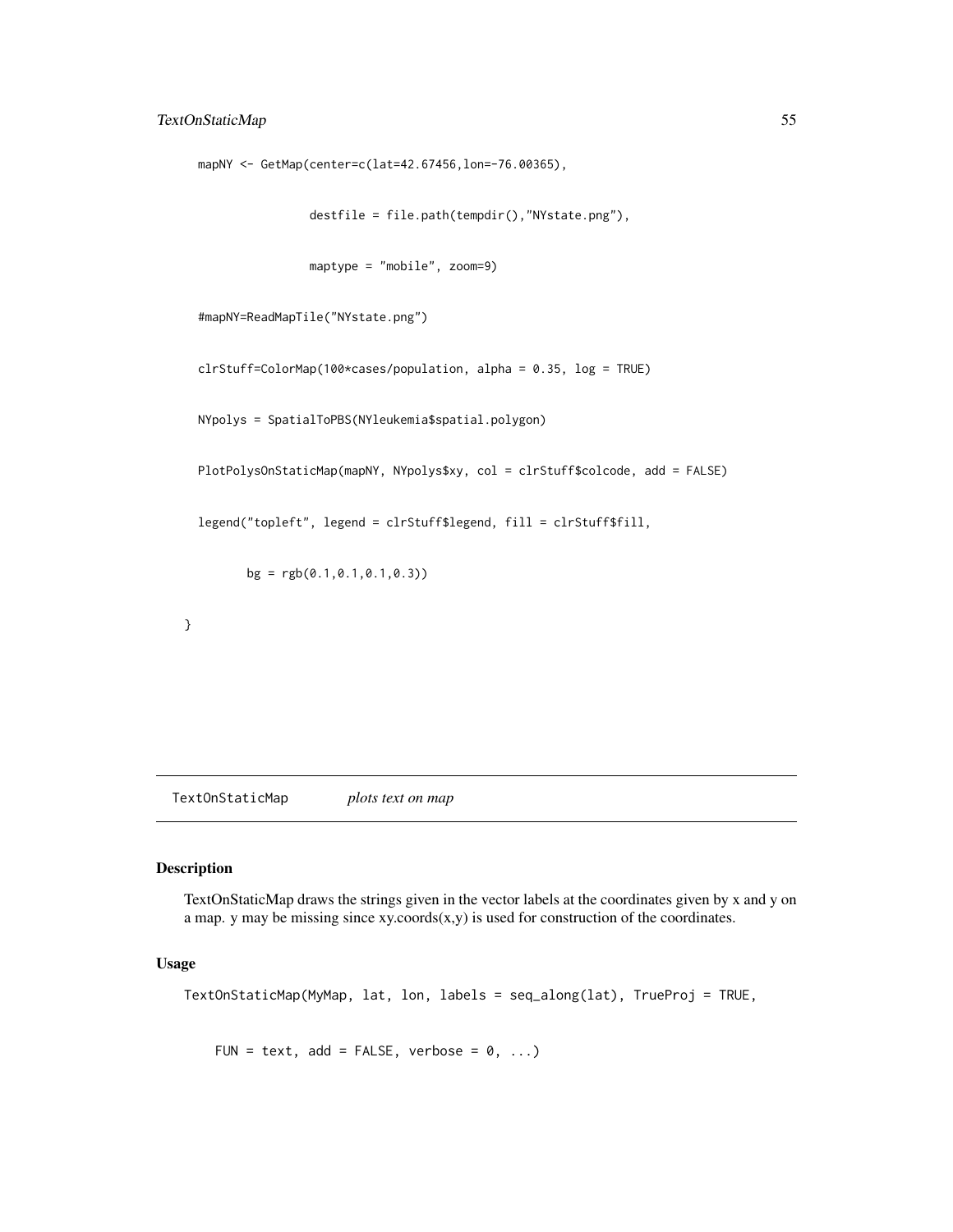```
  mapNY <- GetMap(center=c(lat=42.67456,lon=-76.00365),

                  destfile = file.path(tempdir(),"NYstate.png"),

                  maptype = "mobile", zoom=9)

  #mapNY=ReadMapTile("NYstate.png")

  clrStuff=ColorMap(100*cases/population, alpha = 0.35, log = TRUE)

  NYpolys = SpatialToPBS(NYleukemia$spatial.polygon)

  PlotPolysOnStaticMap(mapNY, NYpolys$xy, col = clrStuff$colcode, add = FALSE)

  legend("topleft", legend = clrStuff$legend, fill = clrStuff$fill,

         bg = rgb(0.1,0.1,0.1,0.3))

}
```

## TextOnStaticMap *plots text on map*

### Description

TextOnStaticMap draws the strings given in the vector labels at the coordinates given by x and y on a map. y may be missing since xy.coords(x,y) is used for construction of the coordinates.

### Usage

```
TextOnStaticMap(MyMap, lat, lon, labels = seq_along(lat), TrueProj = TRUE,

    FUN = text, add = FALSE, verbose = 0, ...)
```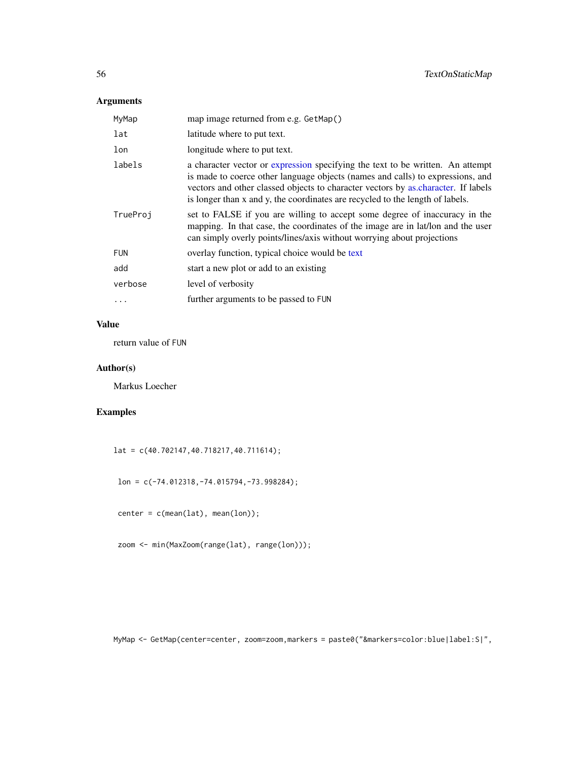## Arguments

| | |
|---|---|
| MyMap | map image returned from e.g. GetMap() |
| lat | latitude where to put text. |
| lon | longitude where to put text. |
| labels | a character vector or expression specifying the text to be written. An attempt is made to coerce other language objects (names and calls) to expressions, and vectors and other classed objects to character vectors by as.character. If labels is longer than x and y, the coordinates are recycled to the length of labels. |
| TrueProj | set to FALSE if you are willing to accept some degree of inaccuracy in the mapping. In that case, the coordinates of the image are in lat/lon and the user can simply overly points/lines/axis without worrying about projections |
| FUN | overlay function, typical choice would be text |
| add | start a new plot or add to an existing |
| verbose | level of verbosity |
| ... | further arguments to be passed to FUN |

## Value

return value of FUN

## Author(s)

Markus Loecher

## Examples

```
lat = c(40.702147,40.718217,40.711614);

 lon = c(-74.012318,-74.015794,-73.998284);

 center = c(mean(lat), mean(lon));

 zoom <- min(MaxZoom(range(lat), range(lon)));




MyMap <- GetMap(center=center, zoom=zoom,markers = paste0("&markers=color:blue|label:S|",
```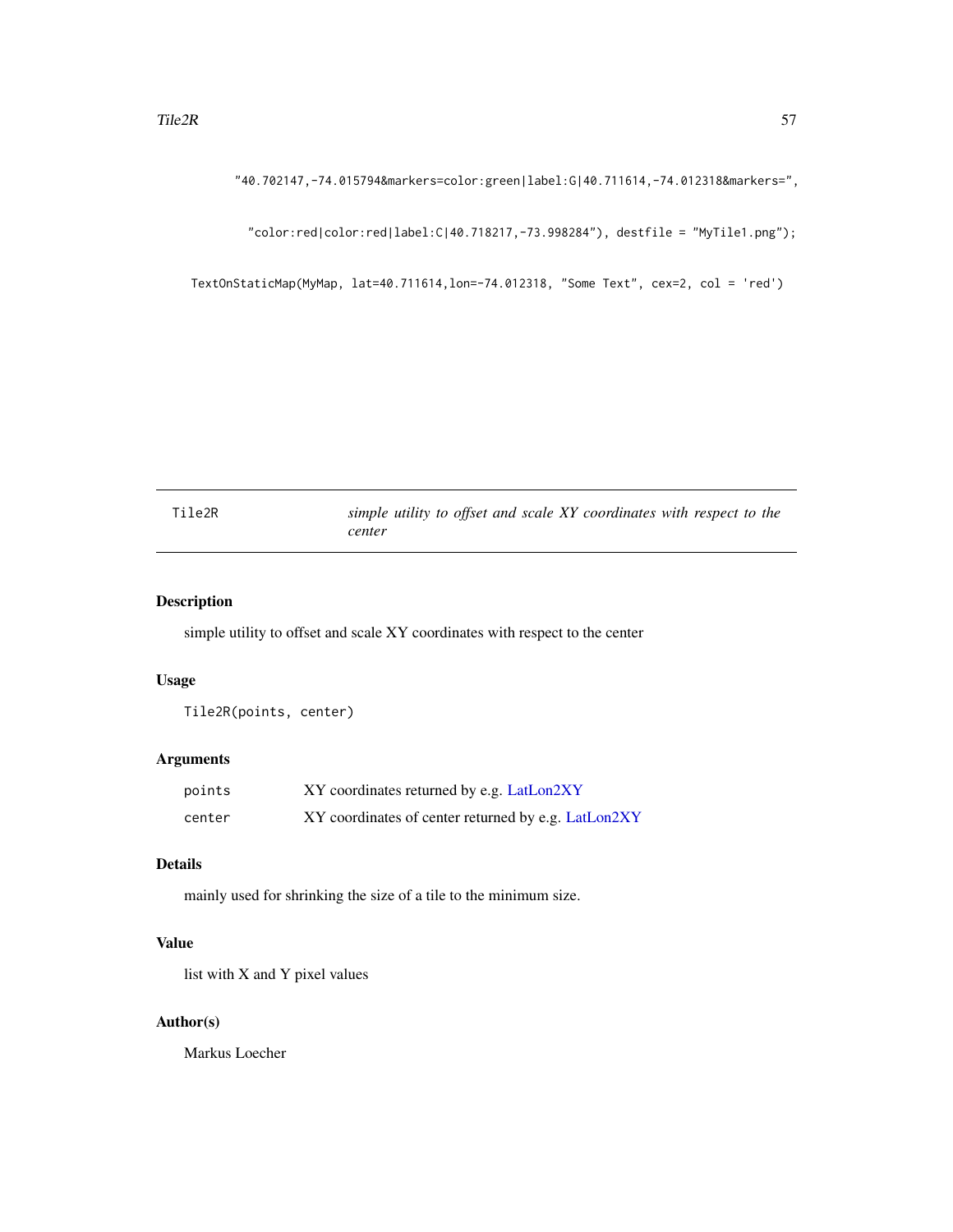```
"40.702147,-74.015794&markers=color:green|label:G|40.711614,-74.012318&markers=",

  "color:red|color:red|label:C|40.718217,-73.998284"), destfile = "MyTile1.png");

TextOnStaticMap(MyMap, lat=40.711614,lon=-74.012318, "Some Text", cex=2, col = 'red')
```

## Tile2R — *simple utility to offset and scale XY coordinates with respect to the center*

### Description

simple utility to offset and scale XY coordinates with respect to the center

### Usage

```
Tile2R(points, center)
```

### Arguments

| | |
|---|---|
| `points` | XY coordinates returned by e.g. LatLon2XY |
| `center` | XY coordinates of center returned by e.g. LatLon2XY |

### Details

mainly used for shrinking the size of a tile to the minimum size.

### Value

list with X and Y pixel values

### Author(s)

Markus Loecher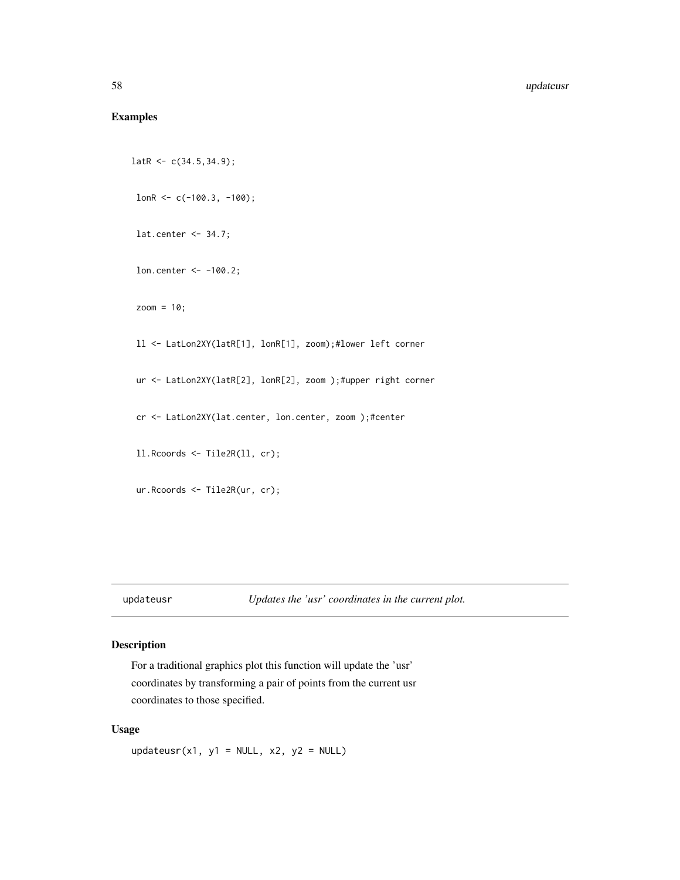## Examples

```
latR <- c(34.5,34.9);

 lonR <- c(-100.3, -100);

 lat.center <- 34.7;

 lon.center <- -100.2;

 zoom = 10;

 ll <- LatLon2XY(latR[1], lonR[1], zoom);#lower left corner

 ur <- LatLon2XY(latR[2], lonR[2], zoom );#upper right corner

 cr <- LatLon2XY(lat.center, lon.center, zoom );#center

 ll.Rcoords <- Tile2R(ll, cr);

 ur.Rcoords <- Tile2R(ur, cr);
```

---

# updateusr — *Updates the 'usr' coordinates in the current plot.*

## Description

For a traditional graphics plot this function will update the 'usr' coordinates by transforming a pair of points from the current usr coordinates to those specified.

## Usage

```
updateusr(x1, y1 = NULL, x2, y2 = NULL)
```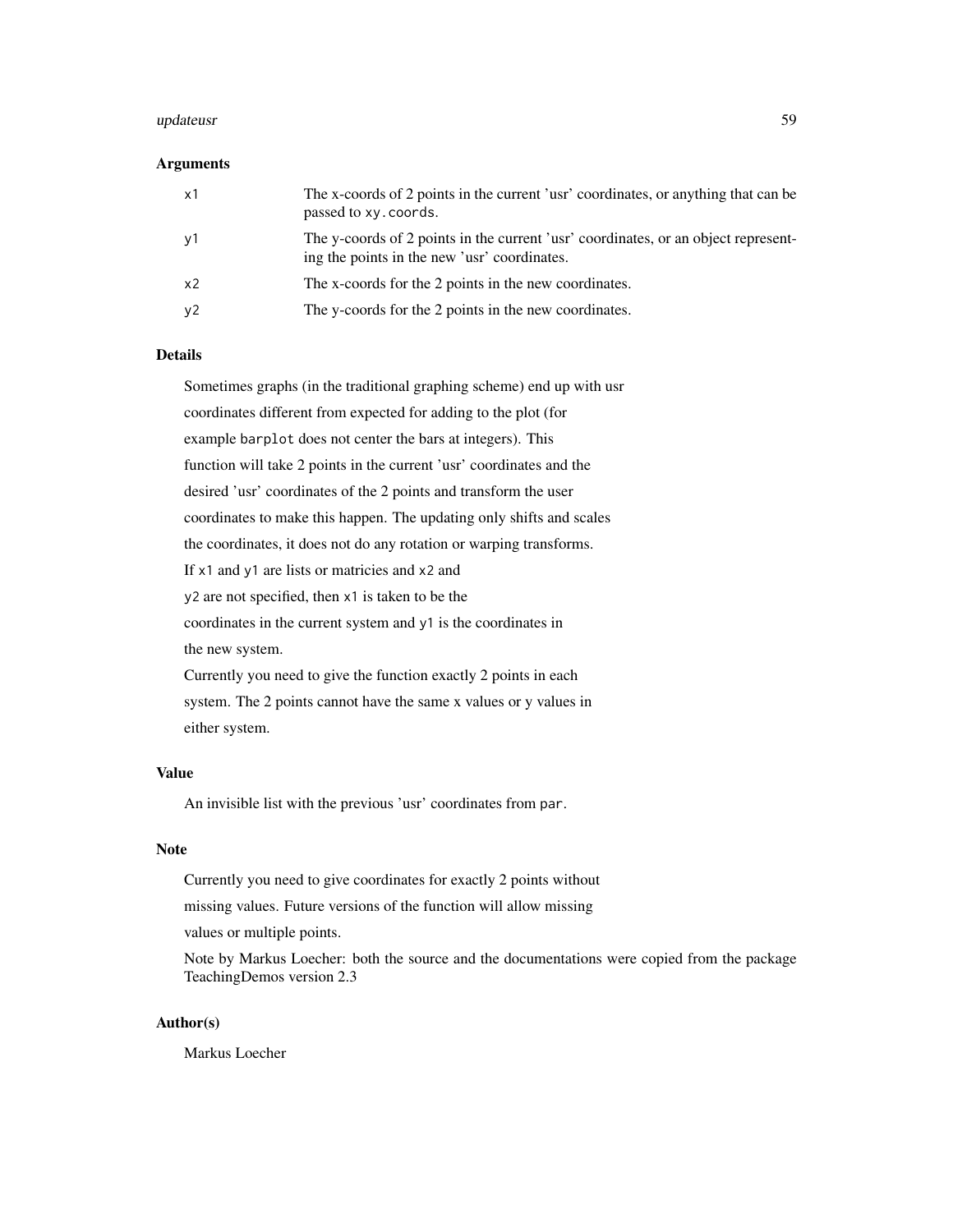### Arguments

| | |
|---|---|
| `x1` | The x-coords of 2 points in the current 'usr' coordinates, or anything that can be passed to `xy.coords`. |
| `y1` | The y-coords of 2 points in the current 'usr' coordinates, or an object representing the points in the new 'usr' coordinates. |
| `x2` | The x-coords for the 2 points in the new coordinates. |
| `y2` | The y-coords for the 2 points in the new coordinates. |

### Details

Sometimes graphs (in the traditional graphing scheme) end up with usr coordinates different from expected for adding to the plot (for example `barplot` does not center the bars at integers). This function will take 2 points in the current 'usr' coordinates and the desired 'usr' coordinates of the 2 points and transform the user coordinates to make this happen. The updating only shifts and scales the coordinates, it does not do any rotation or warping transforms. If `x1` and `y1` are lists or matricies and `x2` and `y2` are not specified, then `x1` is taken to be the coordinates in the current system and `y1` is the coordinates in the new system.

Currently you need to give the function exactly 2 points in each system. The 2 points cannot have the same x values or y values in either system.

### Value

An invisible list with the previous 'usr' coordinates from `par`.

### Note

Currently you need to give coordinates for exactly 2 points without missing values. Future versions of the function will allow missing values or multiple points.

Note by Markus Loecher: both the source and the documentations were copied from the package TeachingDemos version 2.3

### Author(s)

Markus Loecher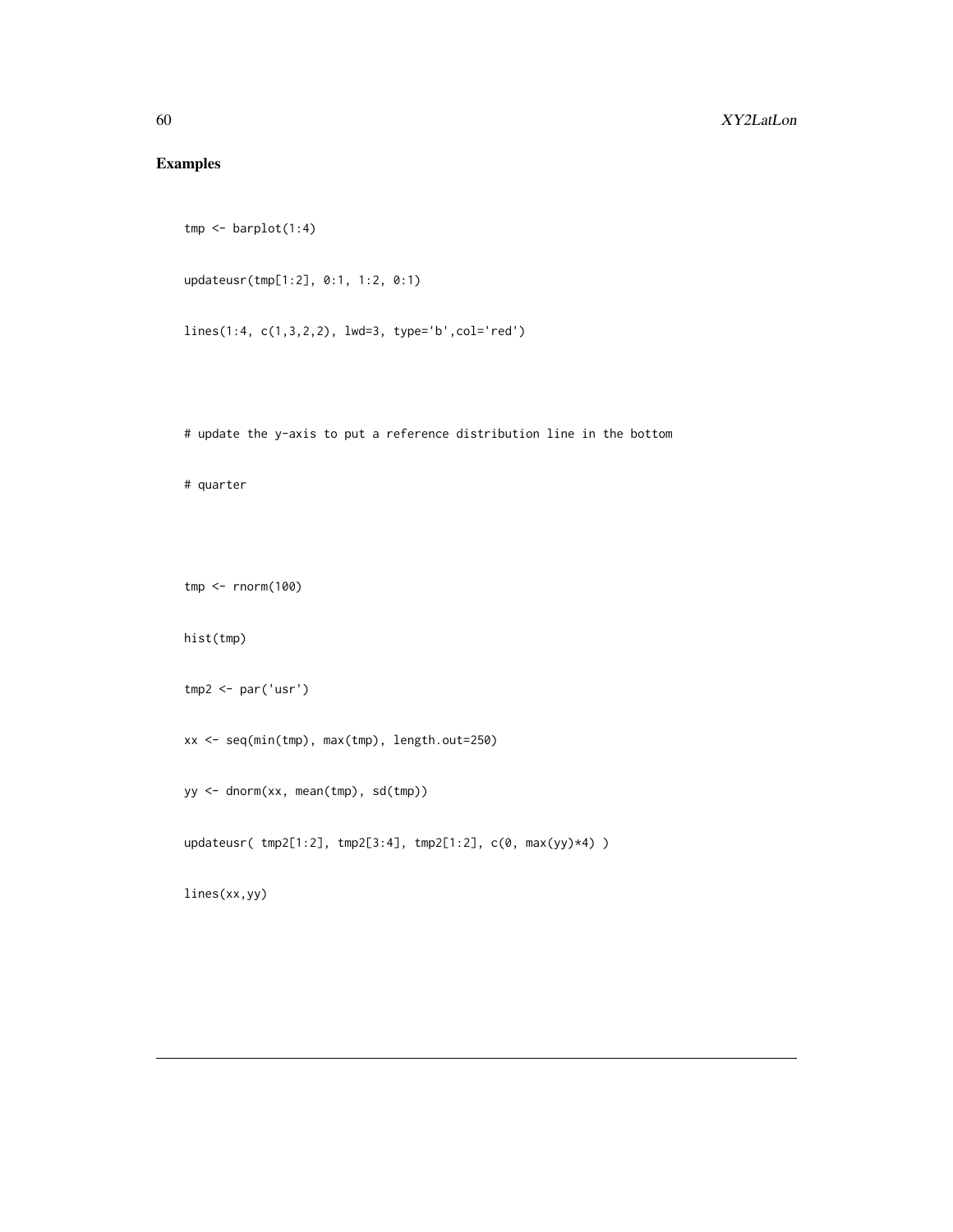## Examples

```
tmp <- barplot(1:4)

updateusr(tmp[1:2], 0:1, 1:2, 0:1)

lines(1:4, c(1,3,2,2), lwd=3, type='b',col='red')



# update the y-axis to put a reference distribution line in the bottom

# quarter



tmp <- rnorm(100)

hist(tmp)

tmp2 <- par('usr')

xx <- seq(min(tmp), max(tmp), length.out=250)

yy <- dnorm(xx, mean(tmp), sd(tmp))

updateusr( tmp2[1:2], tmp2[3:4], tmp2[1:2], c(0, max(yy)*4) )

lines(xx,yy)
```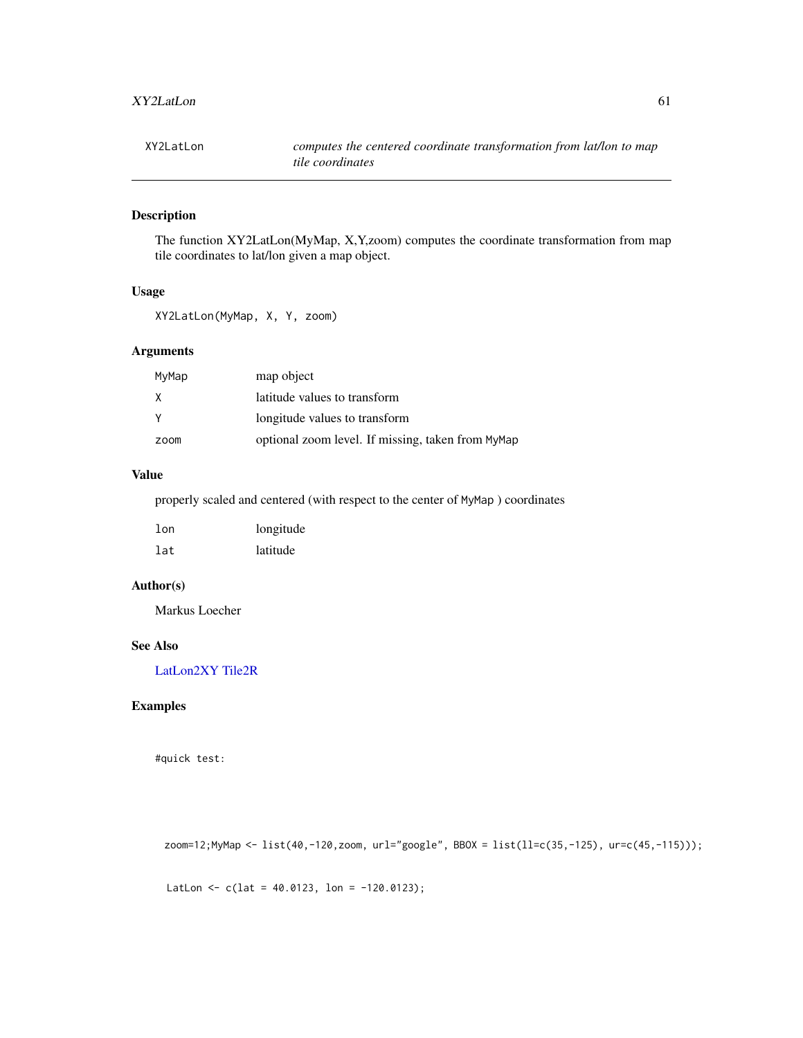XY2LatLon — *computes the centered coordinate transformation from lat/lon to map tile coordinates*

## Description

The function XY2LatLon(MyMap, X,Y,zoom) computes the coordinate transformation from map tile coordinates to lat/lon given a map object.

## Usage

```
XY2LatLon(MyMap, X, Y, zoom)
```

## Arguments

| | |
|---|---|
| MyMap | map object |
| X | latitude values to transform |
| Y | longitude values to transform |
| zoom | optional zoom level. If missing, taken from MyMap |

## Value

properly scaled and centered (with respect to the center of MyMap ) coordinates

| | |
|---|---|
| lon | longitude |
| lat | latitude |

## Author(s)

Markus Loecher

## See Also

LatLon2XY Tile2R

## Examples

```
#quick test:

  zoom=12;MyMap <- list(40,-120,zoom, url="google", BBOX = list(ll=c(35,-125), ur=c(45,-115)));

  LatLon <- c(lat = 40.0123, lon = -120.0123);
```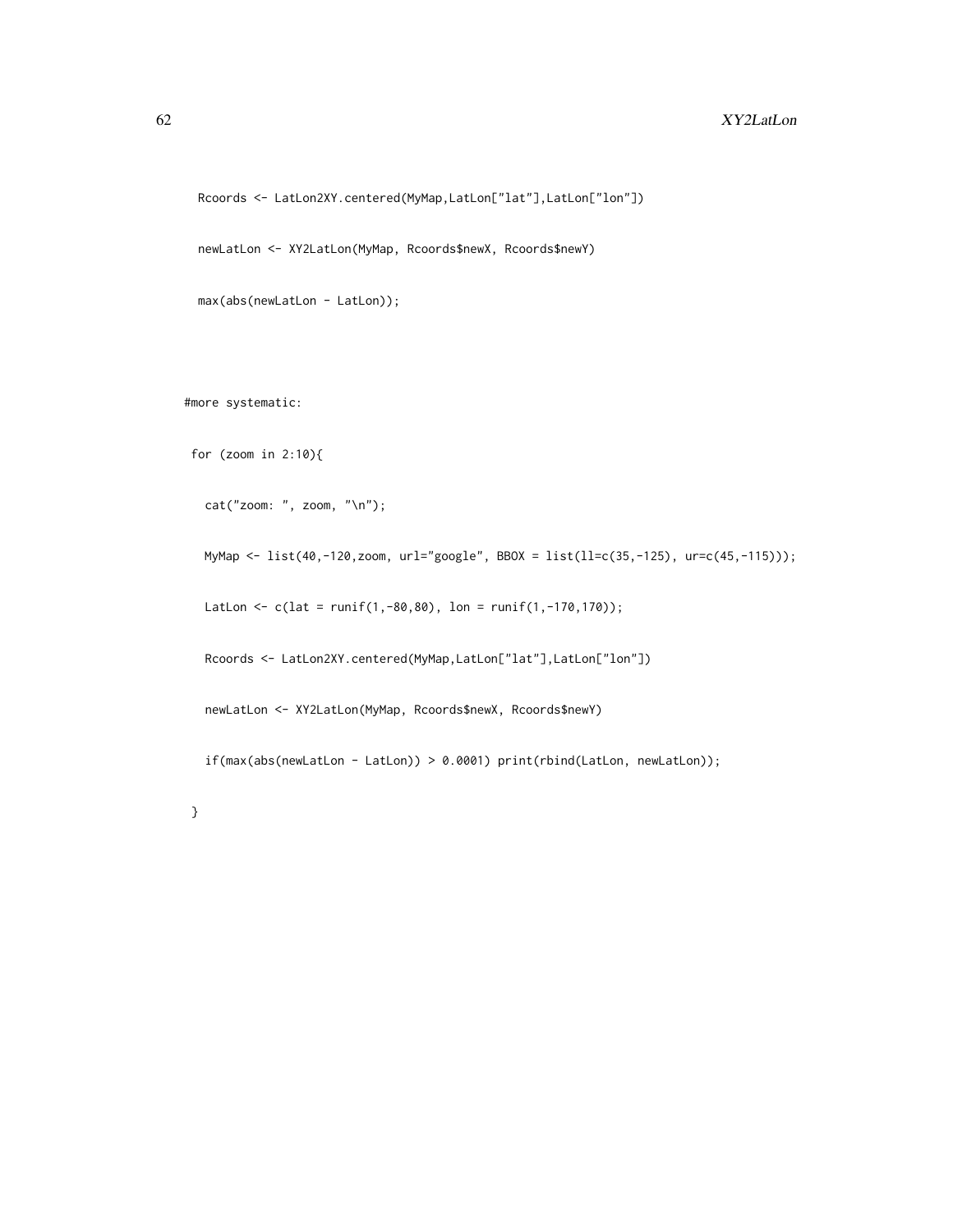```
  Rcoords <- LatLon2XY.centered(MyMap,LatLon["lat"],LatLon["lon"])

  newLatLon <- XY2LatLon(MyMap, Rcoords$newX, Rcoords$newY)

  max(abs(newLatLon - LatLon));



#more systematic:

 for (zoom in 2:10){

   cat("zoom: ", zoom, "\n");

   MyMap <- list(40,-120,zoom, url="google", BBOX = list(ll=c(35,-125), ur=c(45,-115)));

   LatLon <- c(lat = runif(1,-80,80), lon = runif(1,-170,170));

   Rcoords <- LatLon2XY.centered(MyMap,LatLon["lat"],LatLon["lon"])

   newLatLon <- XY2LatLon(MyMap, Rcoords$newX, Rcoords$newY)

   if(max(abs(newLatLon - LatLon)) > 0.0001) print(rbind(LatLon, newLatLon));

 }
```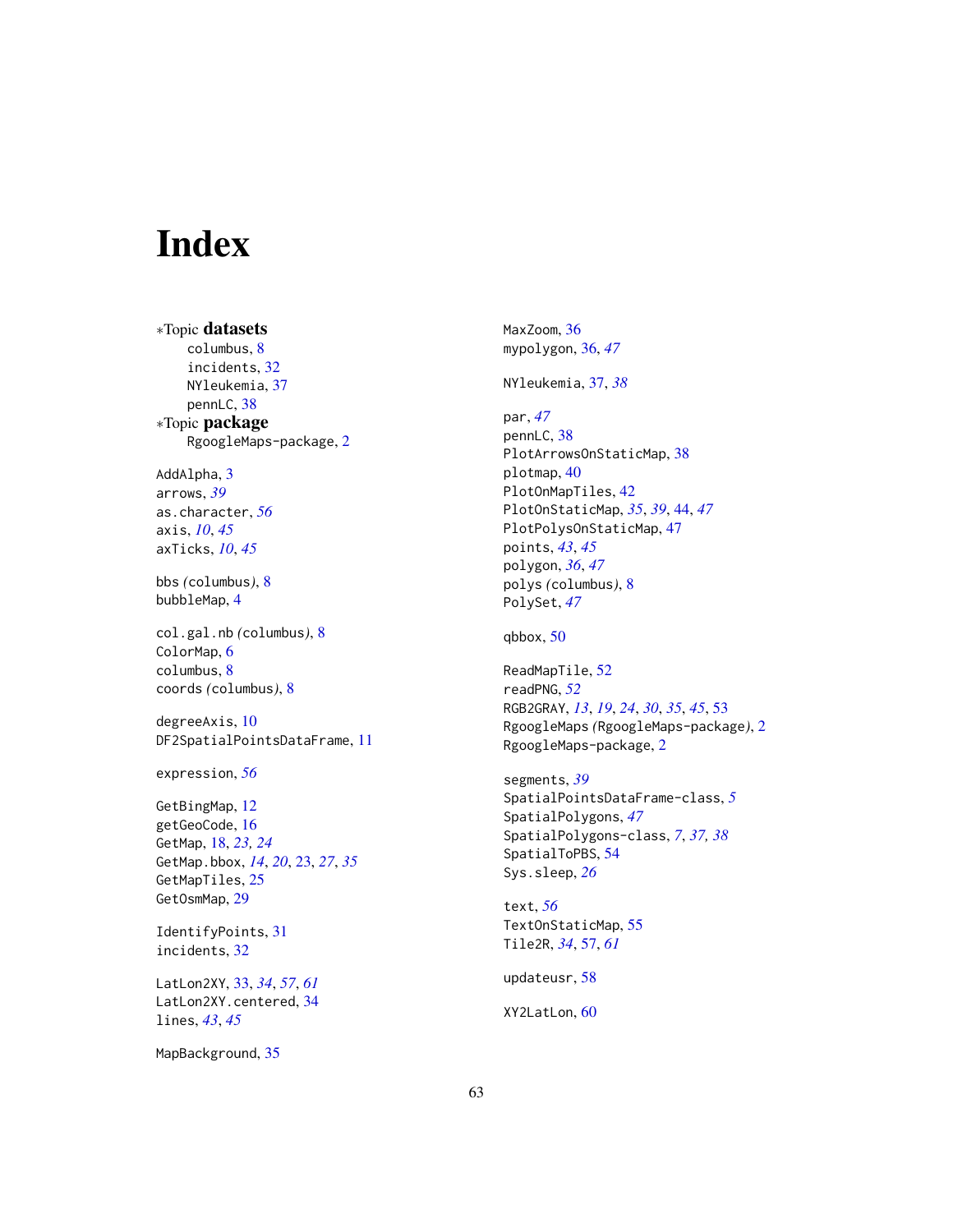# Index

∗Topic **datasets**
- columbus, 8
- incidents, 32
- NYleukemia, 37
- pennLC, 38

∗Topic **package**
- RgoogleMaps-package, 2

AddAlpha, 3
arrows, *39*
as.character, *56*
axis, *10*, *45*
axTicks, *10*, *45*

bbs (columbus), 8
bubbleMap, 4

col.gal.nb (columbus), 8
ColorMap, 6
columbus, 8
coords (columbus), 8

degreeAxis, 10
DF2SpatialPointsDataFrame, 11

expression, *56*

GetBingMap, 12
getGeoCode, 16
GetMap, 18, *23, 24*
GetMap.bbox, *14*, *20*, 23, *27*, *35*
GetMapTiles, 25
GetOsmMap, 29

IdentifyPoints, 31
incidents, 32

LatLon2XY, 33, *34*, *57*, *61*
LatLon2XY.centered, 34
lines, *43*, *45*

MapBackground, 35
MaxZoom, 36
mypolygon, 36, *47*

NYleukemia, 37, *38*

par, *47*
pennLC, 38
PlotArrowsOnStaticMap, 38
plotmap, 40
PlotOnMapTiles, 42
PlotOnStaticMap, *35*, *39*, 44, *47*
PlotPolysOnStaticMap, 47
points, *43*, *45*
polygon, *36*, *47*
polys (columbus), 8
PolySet, *47*

qbbox, 50

ReadMapTile, 52
readPNG, *52*
RGB2GRAY, *13*, *19*, *24*, *30*, *35*, *45*, 53
RgoogleMaps (RgoogleMaps-package), 2
RgoogleMaps-package, 2

segments, *39*
SpatialPointsDataFrame-class, *5*
SpatialPolygons, *47*
SpatialPolygons-class, *7*, *37*, *38*
SpatialToPBS, 54
Sys.sleep, *26*

text, *56*
TextOnStaticMap, 55
Tile2R, *34*, 57, *61*

updateusr, 58

XY2LatLon, 60